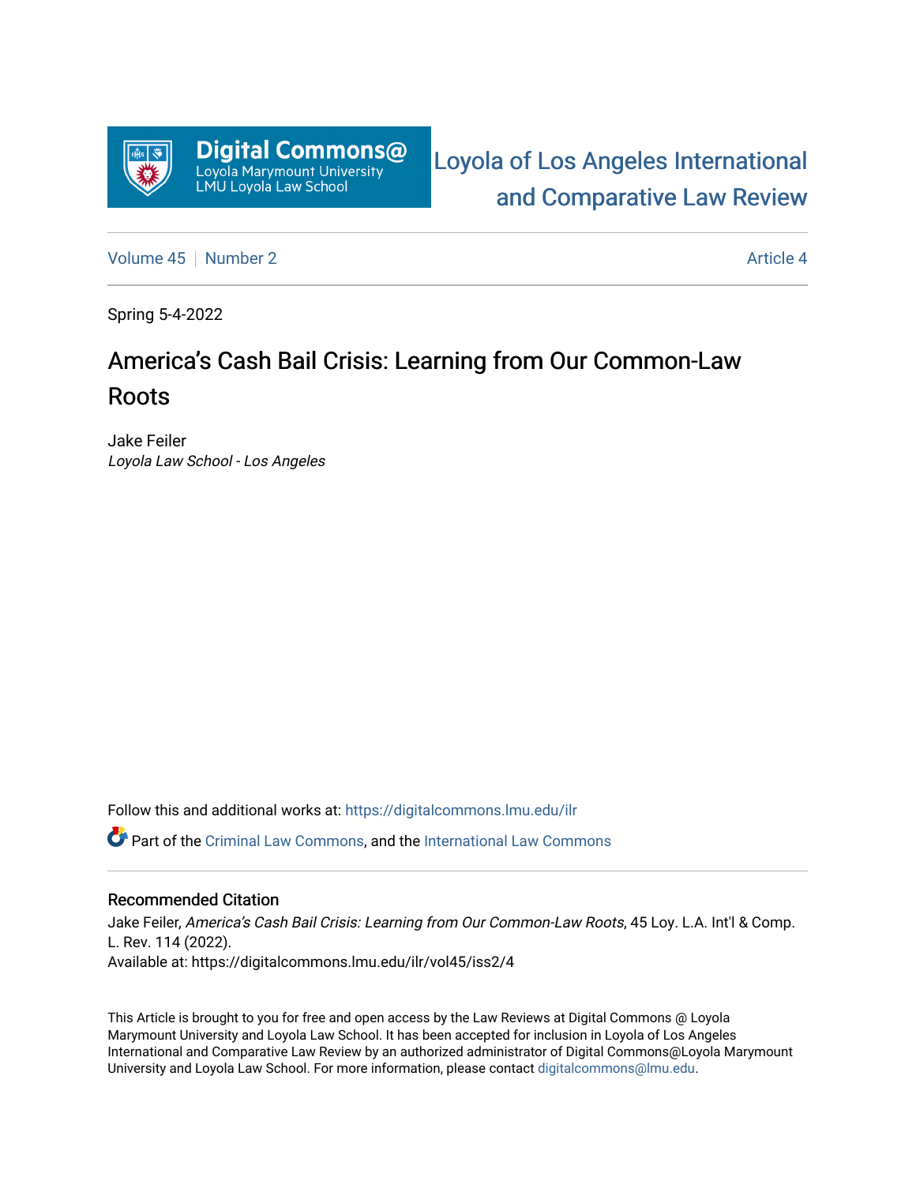Digital Commons@ Loyola Marymount University LMU Loyola Law School

Loyola of Los Angeles International and Comparative Law Review

Volume 45 | Number 2 | Article 4

Spring 5-4-2022

# America's Cash Bail Crisis: Learning from Our Common-Law Roots

Jake Feiler
*Loyola Law School - Los Angeles*

Follow this and additional works at: https://digitalcommons.lmu.edu/ilr

Part of the Criminal Law Commons, and the International Law Commons

## Recommended Citation

Jake Feiler, *America's Cash Bail Crisis: Learning from Our Common-Law Roots*, 45 Loy. L.A. Int'l & Comp. L. Rev. 114 (2022).
Available at: https://digitalcommons.lmu.edu/ilr/vol45/iss2/4

This Article is brought to you for free and open access by the Law Reviews at Digital Commons @ Loyola Marymount University and Loyola Law School. It has been accepted for inclusion in Loyola of Los Angeles International and Comparative Law Review by an authorized administrator of Digital Commons@Loyola Marymount University and Loyola Law School. For more information, please contact digitalcommons@lmu.edu.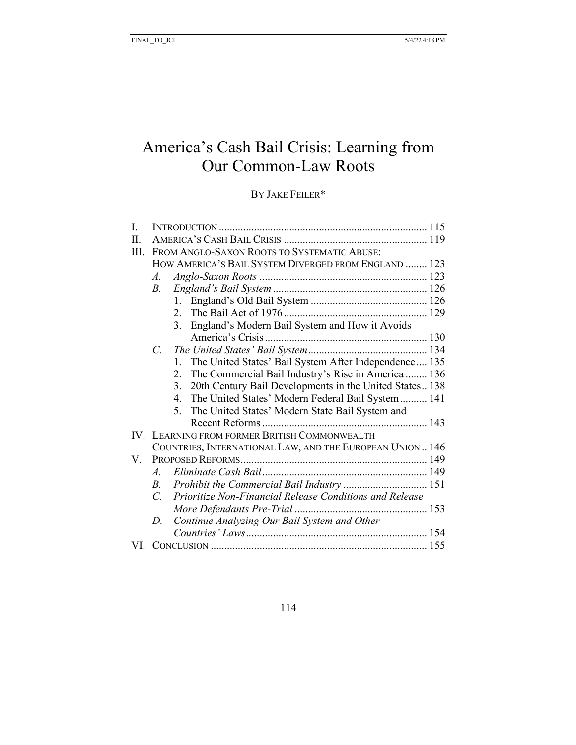# America's Cash Bail Crisis: Learning from Our Common-Law Roots

BY JAKE FEILER*

I. INTRODUCTION ........................................................................ 115
II. AMERICA'S CASH BAIL CRISIS ................................................. 119
III. FROM ANGLO-SAXON ROOTS TO SYSTEMATIC ABUSE: HOW AMERICA'S BAIL SYSTEM DIVERGED FROM ENGLAND ........ 123
    *A. Anglo-Saxon Roots* ............................................................ 123
    *B. England's Bail System* ...................................................... 126
        1. England's Old Bail System ........................................... 126
        2. The Bail Act of 1976 ..................................................... 129
        3. England's Modern Bail System and How it Avoids America's Crisis ........................................................... 130
    *C. The United States' Bail System* ......................................... 134
        1. The United States' Bail System After Independence .... 135
        2. The Commercial Bail Industry's Rise in America ........ 136
        3. 20th Century Bail Developments in the United States .. 138
        4. The United States' Modern Federal Bail System .......... 141
        5. The United States' Modern State Bail System and Recent Reforms ........................................................... 143
IV. LEARNING FROM FORMER BRITISH COMMONWEALTH COUNTRIES, INTERNATIONAL LAW, AND THE EUROPEAN UNION .. 146
V. PROPOSED REFORMS ................................................................ 149
    *A. Eliminate Cash Bail* .......................................................... 149
    *B. Prohibit the Commercial Bail Industry* ............................. 151
    *C. Prioritize Non-Financial Release Conditions and Release More Defendants Pre-Trial* ............................................... 153
    *D. Continue Analyzing Our Bail System and Other Countries' Laws* .................................................................. 154
VI. CONCLUSION .......................................................................... 155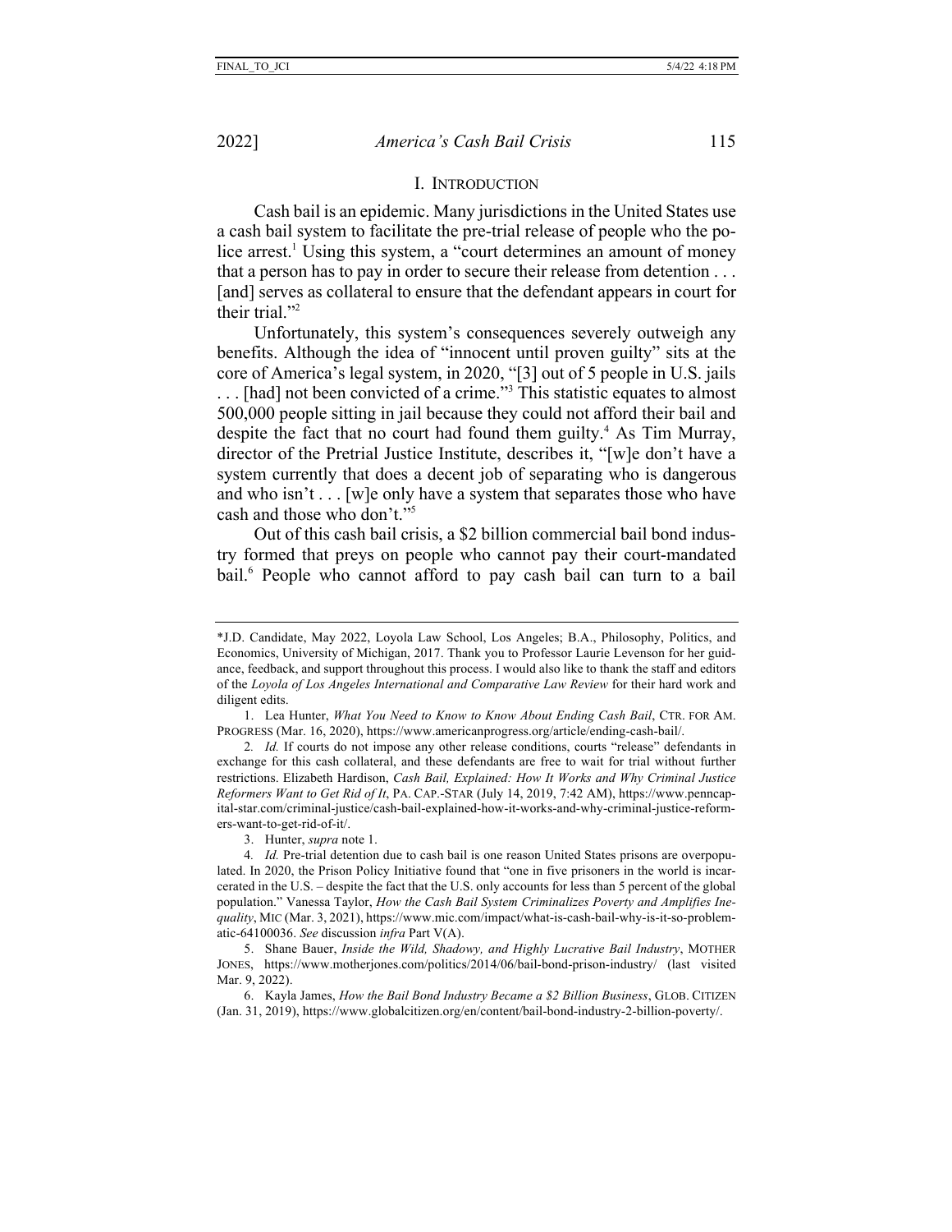## I. Introduction

Cash bail is an epidemic. Many jurisdictions in the United States use a cash bail system to facilitate the pre-trial release of people who the police arrest.[1] Using this system, a "court determines an amount of money that a person has to pay in order to secure their release from detention . . . [and] serves as collateral to ensure that the defendant appears in court for their trial."[2]

Unfortunately, this system's consequences severely outweigh any benefits. Although the idea of "innocent until proven guilty" sits at the core of America's legal system, in 2020, "[3] out of 5 people in U.S. jails . . . [had] not been convicted of a crime."[3] This statistic equates to almost 500,000 people sitting in jail because they could not afford their bail and despite the fact that no court had found them guilty.[4] As Tim Murray, director of the Pretrial Justice Institute, describes it, "[w]e don't have a system currently that does a decent job of separating who is dangerous and who isn't . . . [w]e only have a system that separates those who have cash and those who don't."[5]

Out of this cash bail crisis, a $2 billion commercial bail bond industry formed that preys on people who cannot pay their court-mandated bail.[6] People who cannot afford to pay cash bail can turn to a bail

---

*J.D. Candidate, May 2022, Loyola Law School, Los Angeles; B.A., Philosophy, Politics, and Economics, University of Michigan, 2017. Thank you to Professor Laurie Levenson for her guidance, feedback, and support throughout this process. I would also like to thank the staff and editors of the *Loyola of Los Angeles International and Comparative Law Review* for their hard work and diligent edits.

1. Lea Hunter, *What You Need to Know to Know About Ending Cash Bail*, CTR. FOR AM. PROGRESS (Mar. 16, 2020), https://www.americanprogress.org/article/ending-cash-bail/.

2. *Id.* If courts do not impose any other release conditions, courts "release" defendants in exchange for this cash collateral, and these defendants are free to wait for trial without further restrictions. Elizabeth Hardison, *Cash Bail, Explained: How It Works and Why Criminal Justice Reformers Want to Get Rid of It*, PA. CAP.-STAR (July 14, 2019, 7:42 AM), https://www.penncapital-star.com/criminal-justice/cash-bail-explained-how-it-works-and-why-criminal-justice-reformers-want-to-get-rid-of-it/.

3. Hunter, *supra* note 1.

4. *Id.* Pre-trial detention due to cash bail is one reason United States prisons are overpopulated. In 2020, the Prison Policy Initiative found that "one in five prisoners in the world is incarcerated in the U.S. – despite the fact that the U.S. only accounts for less than 5 percent of the global population." Vanessa Taylor, *How the Cash Bail System Criminalizes Poverty and Amplifies Inequality*, MIC (Mar. 3, 2021), https://www.mic.com/impact/what-is-cash-bail-why-is-it-so-problematic-64100036. *See* discussion *infra* Part V(A).

5. Shane Bauer, *Inside the Wild, Shadowy, and Highly Lucrative Bail Industry*, MOTHER JONES, https://www.motherjones.com/politics/2014/06/bail-bond-prison-industry/ (last visited Mar. 9, 2022).

6. Kayla James, *How the Bail Bond Industry Became a $2 Billion Business*, GLOB. CITIZEN (Jan. 31, 2019), https://www.globalcitizen.org/en/content/bail-bond-industry-2-billion-poverty/.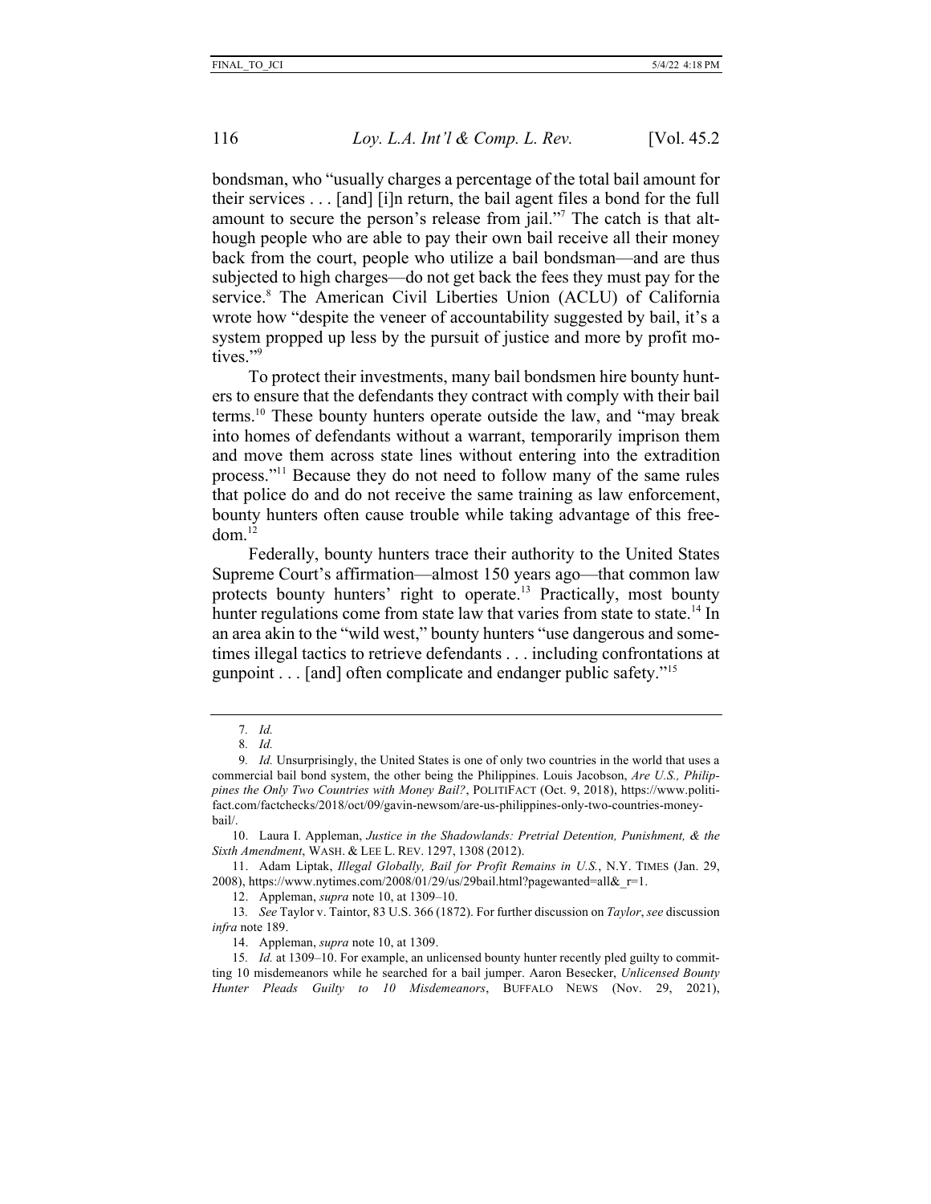bondsman, who "usually charges a percentage of the total bail amount for their services . . . [and] [i]n return, the bail agent files a bond for the full amount to secure the person's release from jail."[7] The catch is that although people who are able to pay their own bail receive all their money back from the court, people who utilize a bail bondsman—and are thus subjected to high charges—do not get back the fees they must pay for the service.[8] The American Civil Liberties Union (ACLU) of California wrote how "despite the veneer of accountability suggested by bail, it's a system propped up less by the pursuit of justice and more by profit motives."[9]

To protect their investments, many bail bondsmen hire bounty hunters to ensure that the defendants they contract with comply with their bail terms.[10] These bounty hunters operate outside the law, and "may break into homes of defendants without a warrant, temporarily imprison them and move them across state lines without entering into the extradition process."[11] Because they do not need to follow many of the same rules that police do and do not receive the same training as law enforcement, bounty hunters often cause trouble while taking advantage of this freedom.[12]

Federally, bounty hunters trace their authority to the United States Supreme Court's affirmation—almost 150 years ago—that common law protects bounty hunters' right to operate.[13] Practically, most bounty hunter regulations come from state law that varies from state to state.[14] In an area akin to the "wild west," bounty hunters "use dangerous and sometimes illegal tactics to retrieve defendants . . . including confrontations at gunpoint . . . [and] often complicate and endanger public safety."[15]

---

7. *Id.*

8. *Id.*

9. *Id.* Unsurprisingly, the United States is one of only two countries in the world that uses a commercial bail bond system, the other being the Philippines. Louis Jacobson, *Are U.S., Philippines the Only Two Countries with Money Bail?*, POLITIFACT (Oct. 9, 2018), https://www.politifact.com/factchecks/2018/oct/09/gavin-newsom/are-us-philippines-only-two-countries-money-bail/.

10. Laura I. Appleman, *Justice in the Shadowlands: Pretrial Detention, Punishment, & the Sixth Amendment*, WASH. & LEE L. REV. 1297, 1308 (2012).

11. Adam Liptak, *Illegal Globally, Bail for Profit Remains in U.S.*, N.Y. TIMES (Jan. 29, 2008), https://www.nytimes.com/2008/01/29/us/29bail.html?pagewanted=all&_r=1.

12. Appleman, *supra* note 10, at 1309–10.

13. *See* Taylor v. Taintor, 83 U.S. 366 (1872). For further discussion on *Taylor*, *see* discussion *infra* note 189.

14. Appleman, *supra* note 10, at 1309.

15. *Id.* at 1309–10. For example, an unlicensed bounty hunter recently pled guilty to committing 10 misdemeanors while he searched for a bail jumper. Aaron Besecker, *Unlicensed Bounty Hunter Pleads Guilty to 10 Misdemeanors*, BUFFALO NEWS (Nov. 29, 2021),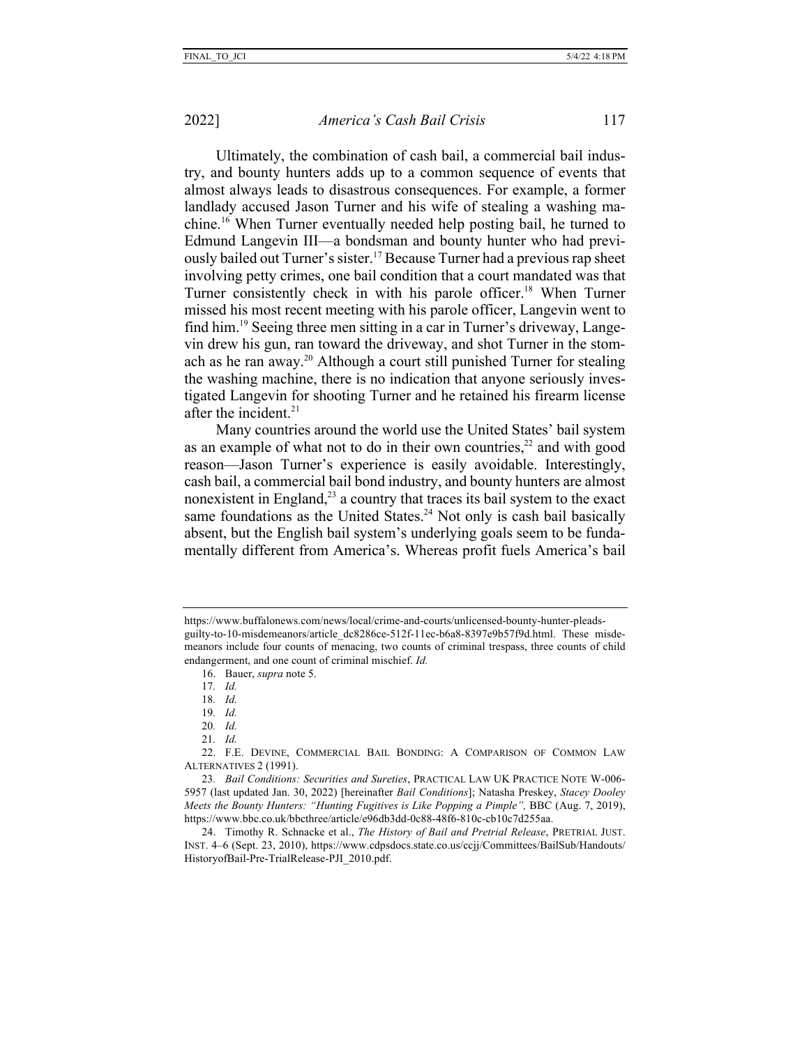Ultimately, the combination of cash bail, a commercial bail industry, and bounty hunters adds up to a common sequence of events that almost always leads to disastrous consequences. For example, a former landlady accused Jason Turner and his wife of stealing a washing machine.[16] When Turner eventually needed help posting bail, he turned to Edmund Langevin III—a bondsman and bounty hunter who had previously bailed out Turner's sister.[17] Because Turner had a previous rap sheet involving petty crimes, one bail condition that a court mandated was that Turner consistently check in with his parole officer.[18] When Turner missed his most recent meeting with his parole officer, Langevin went to find him.[19] Seeing three men sitting in a car in Turner's driveway, Langevin drew his gun, ran toward the driveway, and shot Turner in the stomach as he ran away.[20] Although a court still punished Turner for stealing the washing machine, there is no indication that anyone seriously investigated Langevin for shooting Turner and he retained his firearm license after the incident.[21]

Many countries around the world use the United States' bail system as an example of what not to do in their own countries,[22] and with good reason—Jason Turner's experience is easily avoidable. Interestingly, cash bail, a commercial bail bond industry, and bounty hunters are almost nonexistent in England,[23] a country that traces its bail system to the exact same foundations as the United States.[24] Not only is cash bail basically absent, but the English bail system's underlying goals seem to be fundamentally different from America's. Whereas profit fuels America's bail

---

https://www.buffalonews.com/news/local/crime-and-courts/unlicensed-bounty-hunter-pleads-guilty-to-10-misdemeanors/article_dc8286ce-512f-11ec-b6a8-8397e9b57f9d.html. These misdemeanors include four counts of menacing, two counts of criminal trespass, three counts of child endangerment, and one count of criminal mischief. *Id.*

16. Bauer, *supra* note 5.

17. *Id.*

18. *Id.*

19. *Id.*

20. *Id.*

21. *Id.*

22. F.E. DEVINE, COMMERCIAL BAIL BONDING: A COMPARISON OF COMMON LAW ALTERNATIVES 2 (1991).

23. *Bail Conditions: Securities and Sureties*, PRACTICAL LAW UK PRACTICE NOTE W-006-5957 (last updated Jan. 30, 2022) [hereinafter *Bail Conditions*]; Natasha Preskey, *Stacey Dooley Meets the Bounty Hunters: "Hunting Fugitives is Like Popping a Pimple"*, BBC (Aug. 7, 2019), https://www.bbc.co.uk/bbcthree/article/e96db3dd-0c88-48f6-810c-cb10c7d255aa.

24. Timothy R. Schnacke et al., *The History of Bail and Pretrial Release*, PRETRIAL JUST. INST. 4–6 (Sept. 23, 2010), https://www.cdpsdocs.state.co.us/ccjj/Committees/BailSub/Handouts/HistoryofBail-Pre-TrialRelease-PJI_2010.pdf.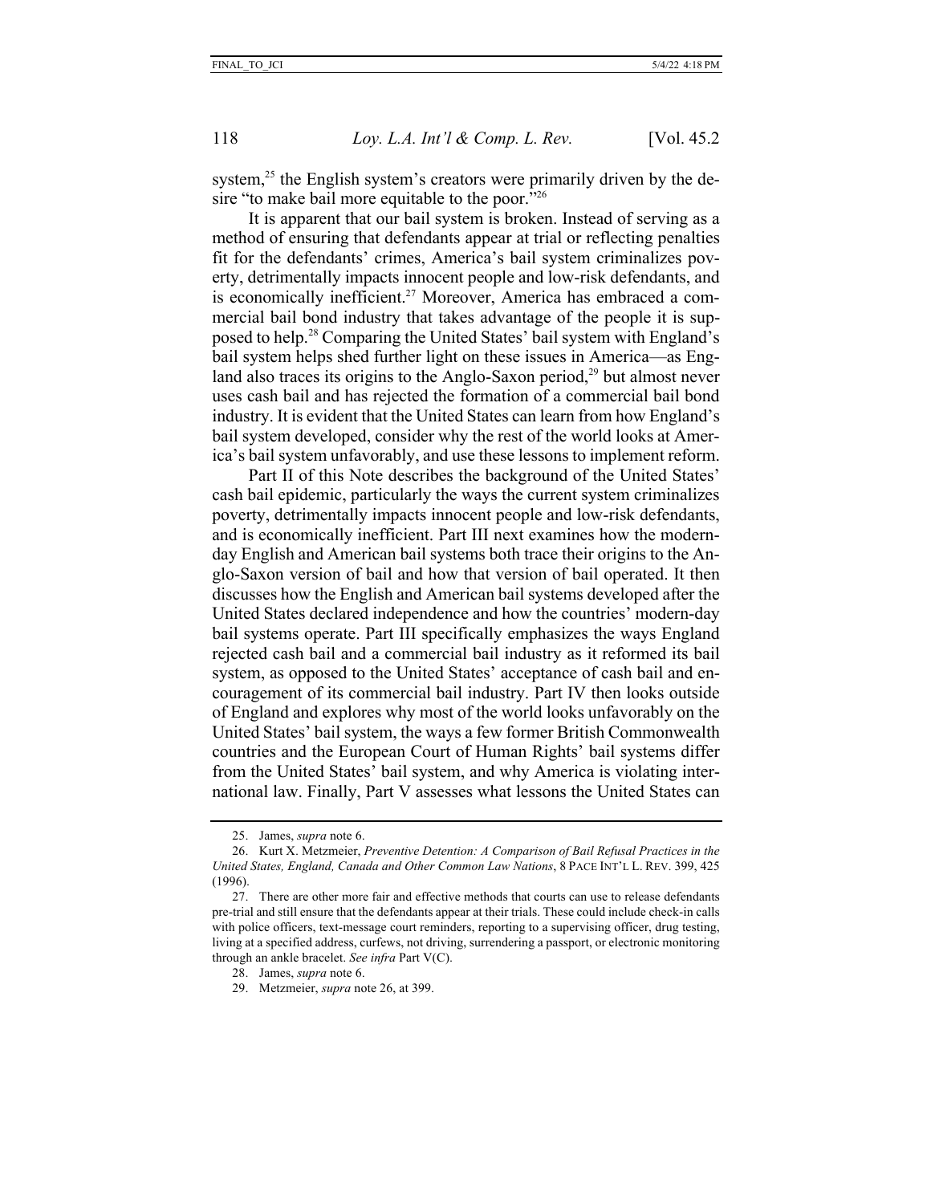system,[25] the English system's creators were primarily driven by the desire "to make bail more equitable to the poor."[26]

It is apparent that our bail system is broken. Instead of serving as a method of ensuring that defendants appear at trial or reflecting penalties fit for the defendants' crimes, America's bail system criminalizes poverty, detrimentally impacts innocent people and low-risk defendants, and is economically inefficient.[27] Moreover, America has embraced a commercial bail bond industry that takes advantage of the people it is supposed to help.[28] Comparing the United States' bail system with England's bail system helps shed further light on these issues in America—as England also traces its origins to the Anglo-Saxon period,[29] but almost never uses cash bail and has rejected the formation of a commercial bail bond industry. It is evident that the United States can learn from how England's bail system developed, consider why the rest of the world looks at America's bail system unfavorably, and use these lessons to implement reform.

Part II of this Note describes the background of the United States' cash bail epidemic, particularly the ways the current system criminalizes poverty, detrimentally impacts innocent people and low-risk defendants, and is economically inefficient. Part III next examines how the modern-day English and American bail systems both trace their origins to the Anglo-Saxon version of bail and how that version of bail operated. It then discusses how the English and American bail systems developed after the United States declared independence and how the countries' modern-day bail systems operate. Part III specifically emphasizes the ways England rejected cash bail and a commercial bail industry as it reformed its bail system, as opposed to the United States' acceptance of cash bail and encouragement of its commercial bail industry. Part IV then looks outside of England and explores why most of the world looks unfavorably on the United States' bail system, the ways a few former British Commonwealth countries and the European Court of Human Rights' bail systems differ from the United States' bail system, and why America is violating international law. Finally, Part V assesses what lessons the United States can

---

25. James, *supra* note 6.

26. Kurt X. Metzmeier, *Preventive Detention: A Comparison of Bail Refusal Practices in the United States, England, Canada and Other Common Law Nations*, 8 PACE INT'L L. REV. 399, 425 (1996).

27. There are other more fair and effective methods that courts can use to release defendants pre-trial and still ensure that the defendants appear at their trials. These could include check-in calls with police officers, text-message court reminders, reporting to a supervising officer, drug testing, living at a specified address, curfews, not driving, surrendering a passport, or electronic monitoring through an ankle bracelet. *See infra* Part V(C).

28. James, *supra* note 6.

29. Metzmeier, *supra* note 26, at 399.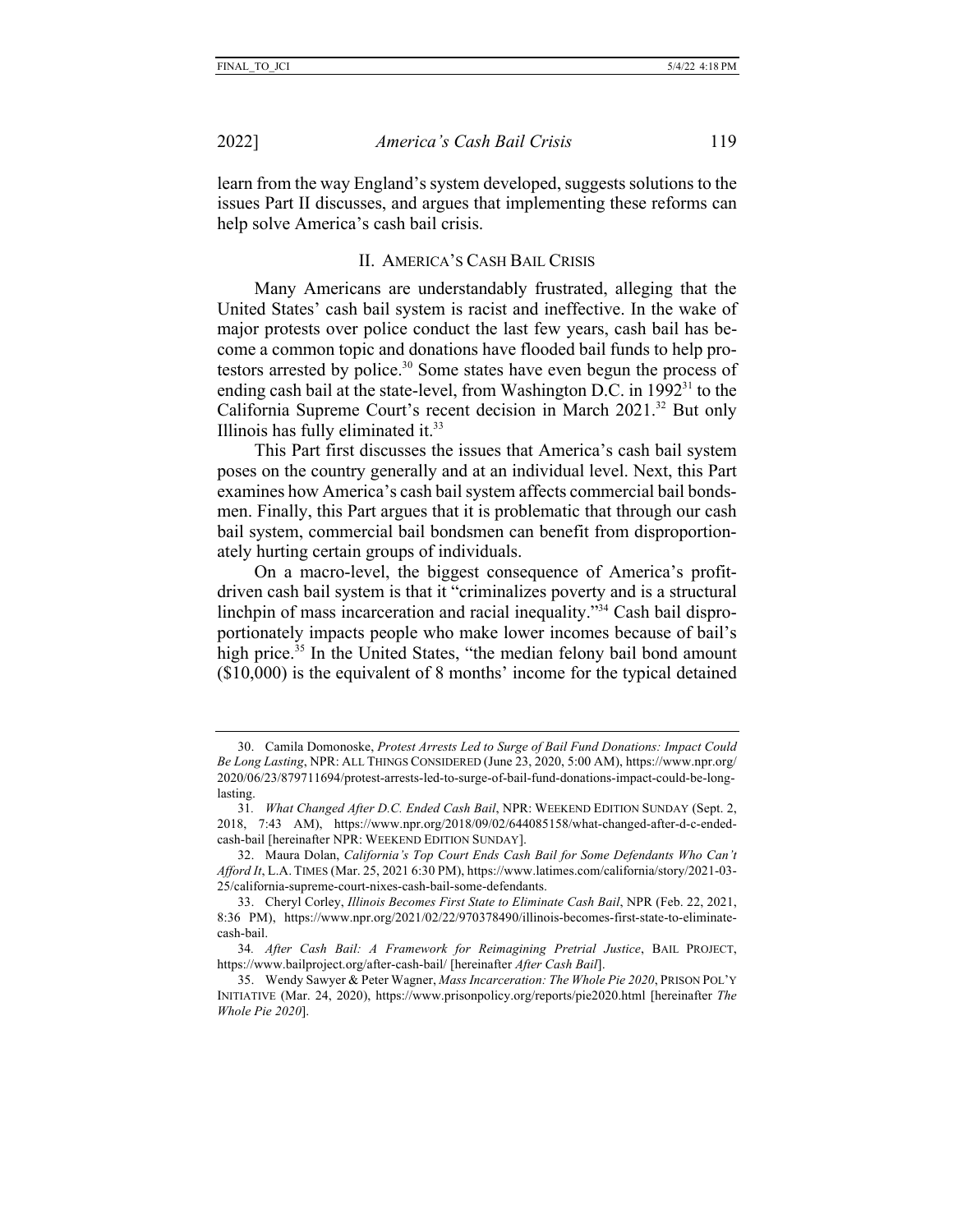learn from the way England's system developed, suggests solutions to the issues Part II discusses, and argues that implementing these reforms can help solve America's cash bail crisis.

## II. AMERICA'S CASH BAIL CRISIS

Many Americans are understandably frustrated, alleging that the United States' cash bail system is racist and ineffective. In the wake of major protests over police conduct the last few years, cash bail has become a common topic and donations have flooded bail funds to help protestors arrested by police.[30] Some states have even begun the process of ending cash bail at the state-level, from Washington D.C. in 1992[31] to the California Supreme Court's recent decision in March 2021.[32] But only Illinois has fully eliminated it.[33]

This Part first discusses the issues that America's cash bail system poses on the country generally and at an individual level. Next, this Part examines how America's cash bail system affects commercial bail bondsmen. Finally, this Part argues that it is problematic that through our cash bail system, commercial bail bondsmen can benefit from disproportionately hurting certain groups of individuals.

On a macro-level, the biggest consequence of America's profit-driven cash bail system is that it "criminalizes poverty and is a structural linchpin of mass incarceration and racial inequality."[34] Cash bail disproportionately impacts people who make lower incomes because of bail's high price.[35] In the United States, "the median felony bail bond amount ($10,000) is the equivalent of 8 months' income for the typical detained

---

30. Camila Domonoske, *Protest Arrests Led to Surge of Bail Fund Donations: Impact Could Be Long Lasting*, NPR: ALL THINGS CONSIDERED (June 23, 2020, 5:00 AM), https://www.npr.org/2020/06/23/879711694/protest-arrests-led-to-surge-of-bail-fund-donations-impact-could-be-long-lasting.

31. *What Changed After D.C. Ended Cash Bail*, NPR: WEEKEND EDITION SUNDAY (Sept. 2, 2018, 7:43 AM), https://www.npr.org/2018/09/02/644085158/what-changed-after-d-c-ended-cash-bail [hereinafter NPR: WEEKEND EDITION SUNDAY].

32. Maura Dolan, *California's Top Court Ends Cash Bail for Some Defendants Who Can't Afford It*, L.A. TIMES (Mar. 25, 2021 6:30 PM), https://www.latimes.com/california/story/2021-03-25/california-supreme-court-nixes-cash-bail-some-defendants.

33. Cheryl Corley, *Illinois Becomes First State to Eliminate Cash Bail*, NPR (Feb. 22, 2021, 8:36 PM), https://www.npr.org/2021/02/22/970378490/illinois-becomes-first-state-to-eliminate-cash-bail.

34. *After Cash Bail: A Framework for Reimagining Pretrial Justice*, BAIL PROJECT, https://www.bailproject.org/after-cash-bail/ [hereinafter *After Cash Bail*].

35. Wendy Sawyer & Peter Wagner, *Mass Incarceration: The Whole Pie 2020*, PRISON POL'Y INITIATIVE (Mar. 24, 2020), https://www.prisonpolicy.org/reports/pie2020.html [hereinafter *The Whole Pie 2020*].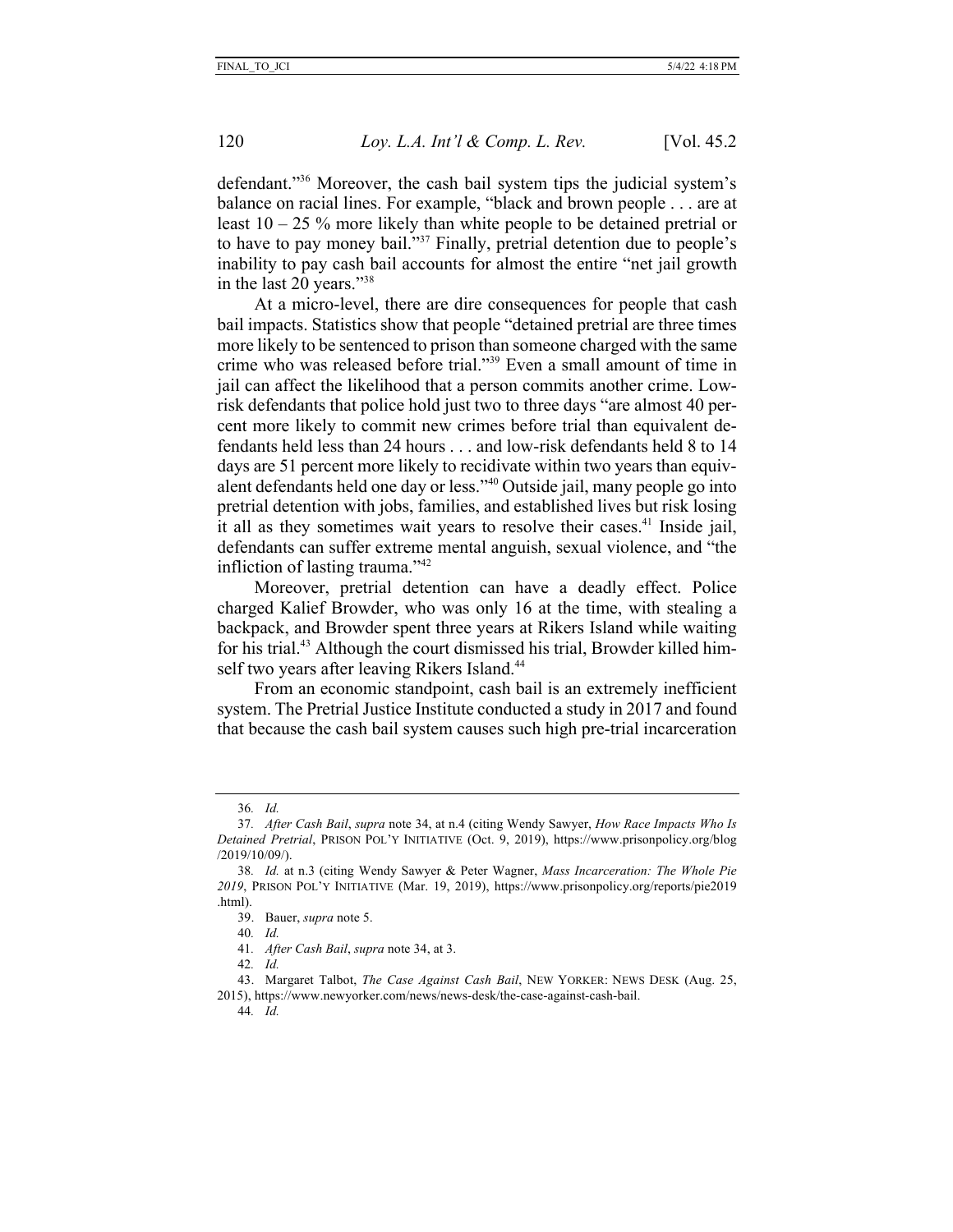defendant."[36] Moreover, the cash bail system tips the judicial system's balance on racial lines. For example, "black and brown people . . . are at least 10 – 25 % more likely than white people to be detained pretrial or to have to pay money bail."[37] Finally, pretrial detention due to people's inability to pay cash bail accounts for almost the entire "net jail growth in the last 20 years."[38]

At a micro-level, there are dire consequences for people that cash bail impacts. Statistics show that people "detained pretrial are three times more likely to be sentenced to prison than someone charged with the same crime who was released before trial."[39] Even a small amount of time in jail can affect the likelihood that a person commits another crime. Low-risk defendants that police hold just two to three days "are almost 40 percent more likely to commit new crimes before trial than equivalent defendants held less than 24 hours . . . and low-risk defendants held 8 to 14 days are 51 percent more likely to recidivate within two years than equivalent defendants held one day or less."[40] Outside jail, many people go into pretrial detention with jobs, families, and established lives but risk losing it all as they sometimes wait years to resolve their cases.[41] Inside jail, defendants can suffer extreme mental anguish, sexual violence, and "the infliction of lasting trauma."[42]

Moreover, pretrial detention can have a deadly effect. Police charged Kalief Browder, who was only 16 at the time, with stealing a backpack, and Browder spent three years at Rikers Island while waiting for his trial.[43] Although the court dismissed his trial, Browder killed himself two years after leaving Rikers Island.[44]

From an economic standpoint, cash bail is an extremely inefficient system. The Pretrial Justice Institute conducted a study in 2017 and found that because the cash bail system causes such high pre-trial incarceration

---

36. *Id.*

37. *After Cash Bail*, *supra* note 34, at n.4 (citing Wendy Sawyer, *How Race Impacts Who Is Detained Pretrial*, PRISON POL'Y INITIATIVE (Oct. 9, 2019), https://www.prisonpolicy.org/blog/2019/10/09/).

38. *Id.* at n.3 (citing Wendy Sawyer & Peter Wagner, *Mass Incarceration: The Whole Pie 2019*, PRISON POL'Y INITIATIVE (Mar. 19, 2019), https://www.prisonpolicy.org/reports/pie2019.html).

39. Bauer, *supra* note 5.

40. *Id.*

41. *After Cash Bail*, *supra* note 34, at 3.

42. *Id.*

43. Margaret Talbot, *The Case Against Cash Bail*, NEW YORKER: NEWS DESK (Aug. 25, 2015), https://www.newyorker.com/news/news-desk/the-case-against-cash-bail.

44. *Id.*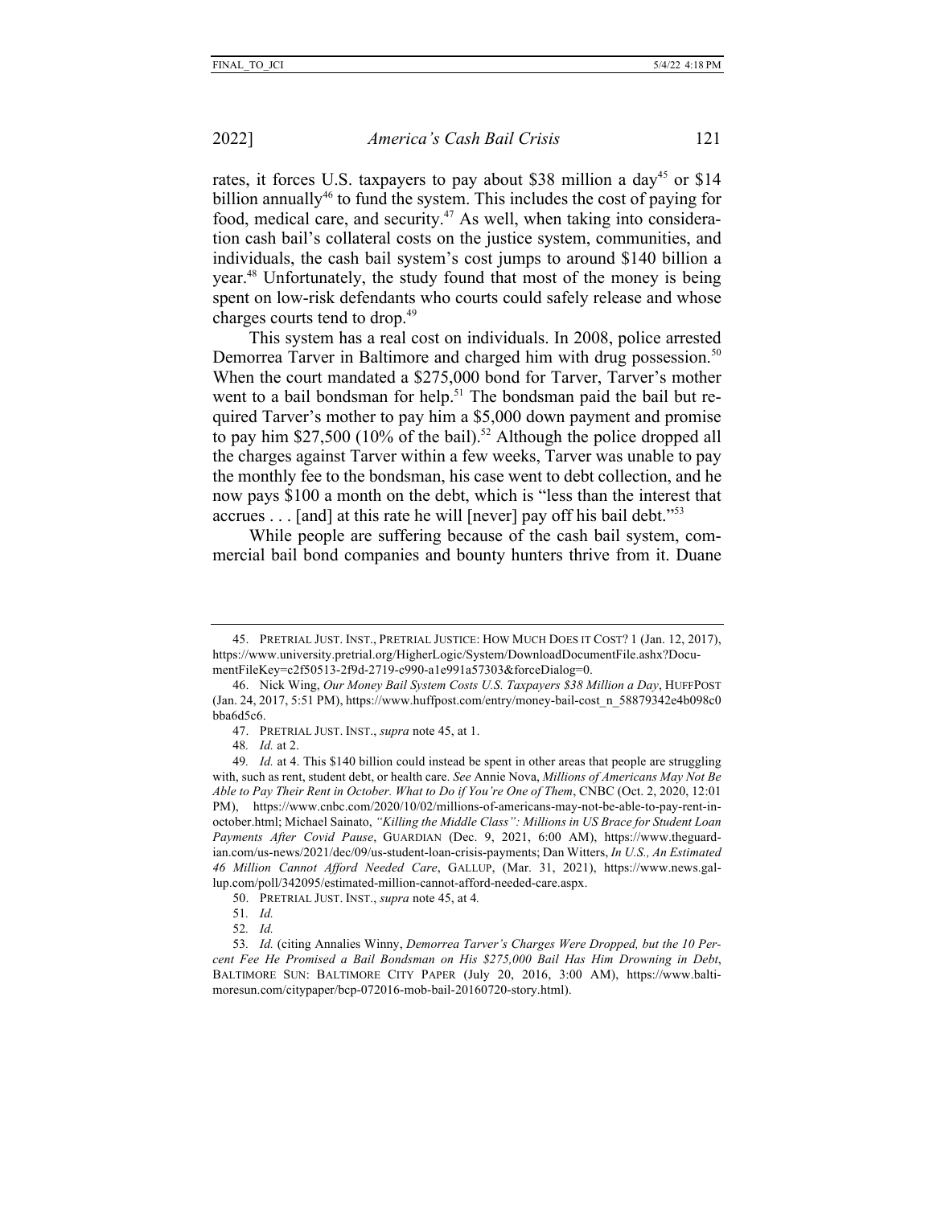rates, it forces U.S. taxpayers to pay about $38 million a day[45] or $14 billion annually[46] to fund the system. This includes the cost of paying for food, medical care, and security.[47] As well, when taking into consideration cash bail's collateral costs on the justice system, communities, and individuals, the cash bail system's cost jumps to around $140 billion a year.[48] Unfortunately, the study found that most of the money is being spent on low-risk defendants who courts could safely release and whose charges courts tend to drop.[49]

This system has a real cost on individuals. In 2008, police arrested Demorrea Tarver in Baltimore and charged him with drug possession.[50] When the court mandated a $275,000 bond for Tarver, Tarver's mother went to a bail bondsman for help.[51] The bondsman paid the bail but required Tarver's mother to pay him a $5,000 down payment and promise to pay him $27,500 (10% of the bail).[52] Although the police dropped all the charges against Tarver within a few weeks, Tarver was unable to pay the monthly fee to the bondsman, his case went to debt collection, and he now pays $100 a month on the debt, which is "less than the interest that accrues . . . [and] at this rate he will [never] pay off his bail debt."[53]

While people are suffering because of the cash bail system, commercial bail bond companies and bounty hunters thrive from it. Duane

---

45. PRETRIAL JUST. INST., PRETRIAL JUSTICE: HOW MUCH DOES IT COST? 1 (Jan. 12, 2017), https://www.university.pretrial.org/HigherLogic/System/DownloadDocumentFile.ashx?DocumentFileKey=c2f50513-2f9d-2719-c990-a1e991a57303&forceDialog=0.

46. Nick Wing, *Our Money Bail System Costs U.S. Taxpayers $38 Million a Day*, HUFFPOST (Jan. 24, 2017, 5:51 PM), https://www.huffpost.com/entry/money-bail-cost_n_58879342e4b098c0bba6d5c6.

47. PRETRIAL JUST. INST., *supra* note 45, at 1.

48. *Id.* at 2.

49. *Id.* at 4. This $140 billion could instead be spent in other areas that people are struggling with, such as rent, student debt, or health care. *See* Annie Nova, *Millions of Americans May Not Be Able to Pay Their Rent in October. What to Do if You're One of Them*, CNBC (Oct. 2, 2020, 12:01 PM), https://www.cnbc.com/2020/10/02/millions-of-americans-may-not-be-able-to-pay-rent-in-october.html; Michael Sainato, *"Killing the Middle Class": Millions in US Brace for Student Loan Payments After Covid Pause*, GUARDIAN (Dec. 9, 2021, 6:00 AM), https://www.theguardian.com/us-news/2021/dec/09/us-student-loan-crisis-payments; Dan Witters, *In U.S., An Estimated 46 Million Cannot Afford Needed Care*, GALLUP, (Mar. 31, 2021), https://www.news.gallup.com/poll/342095/estimated-million-cannot-afford-needed-care.aspx.

50. PRETRIAL JUST. INST., *supra* note 45, at 4*.*

51. *Id.*

52. *Id.*

53. *Id.* (citing Annalies Winny, *Demorrea Tarver's Charges Were Dropped, but the 10 Percent Fee He Promised a Bail Bondsman on His $275,000 Bail Has Him Drowning in Debt*, BALTIMORE SUN: BALTIMORE CITY PAPER (July 20, 2016, 3:00 AM), https://www.baltimoresun.com/citypaper/bcp-072016-mob-bail-20160720-story.html).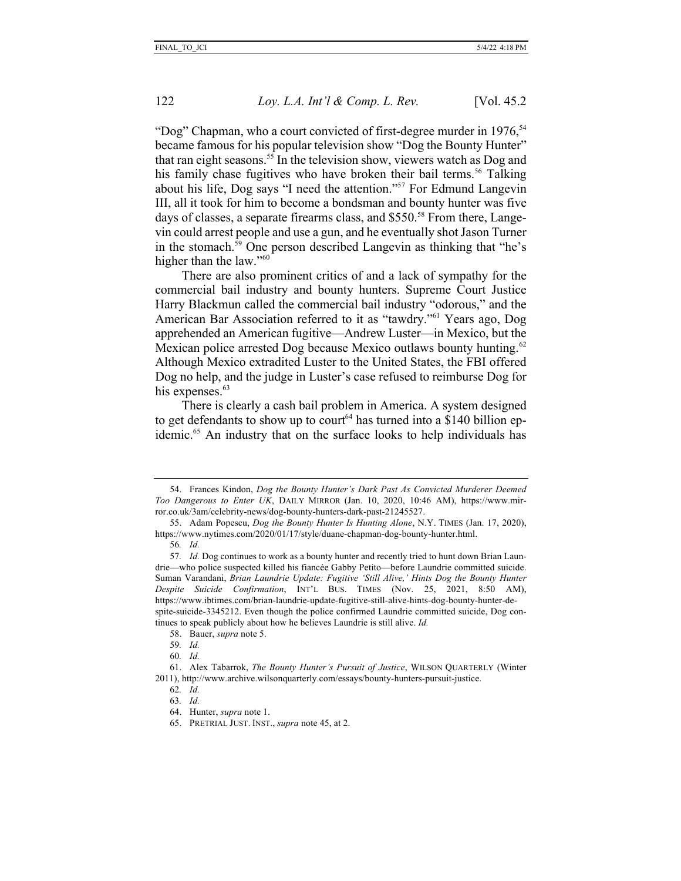"Dog" Chapman, who a court convicted of first-degree murder in 1976,[54] became famous for his popular television show "Dog the Bounty Hunter" that ran eight seasons.[55] In the television show, viewers watch as Dog and his family chase fugitives who have broken their bail terms.[56] Talking about his life, Dog says "I need the attention."[57] For Edmund Langevin III, all it took for him to become a bondsman and bounty hunter was five days of classes, a separate firearms class, and $550.[58] From there, Langevin could arrest people and use a gun, and he eventually shot Jason Turner in the stomach.[59] One person described Langevin as thinking that "he's higher than the law."[60]

There are also prominent critics of and a lack of sympathy for the commercial bail industry and bounty hunters. Supreme Court Justice Harry Blackmun called the commercial bail industry "odorous," and the American Bar Association referred to it as "tawdry."[61] Years ago, Dog apprehended an American fugitive—Andrew Luster—in Mexico, but the Mexican police arrested Dog because Mexico outlaws bounty hunting.[62] Although Mexico extradited Luster to the United States, the FBI offered Dog no help, and the judge in Luster's case refused to reimburse Dog for his expenses.[63]

There is clearly a cash bail problem in America. A system designed to get defendants to show up to court[64] has turned into a $140 billion epidemic.[65] An industry that on the surface looks to help individuals has

---

54. Frances Kindon, *Dog the Bounty Hunter's Dark Past As Convicted Murderer Deemed Too Dangerous to Enter UK*, DAILY MIRROR (Jan. 10, 2020, 10:46 AM), https://www.mirror.co.uk/3am/celebrity-news/dog-bounty-hunters-dark-past-21245527.

55. Adam Popescu, *Dog the Bounty Hunter Is Hunting Alone*, N.Y. TIMES (Jan. 17, 2020), https://www.nytimes.com/2020/01/17/style/duane-chapman-dog-bounty-hunter.html.

56. *Id.*

57. *Id.* Dog continues to work as a bounty hunter and recently tried to hunt down Brian Laundrie—who police suspected killed his fiancée Gabby Petito—before Laundrie committed suicide. Suman Varandani, *Brian Laundrie Update: Fugitive 'Still Alive,' Hints Dog the Bounty Hunter Despite Suicide Confirmation*, INT'L BUS. TIMES (Nov. 25, 2021, 8:50 AM), https://www.ibtimes.com/brian-laundrie-update-fugitive-still-alive-hints-dog-bounty-hunter-despite-suicide-3345212. Even though the police confirmed Laundrie committed suicide, Dog continues to speak publicly about how he believes Laundrie is still alive. *Id.*

58. Bauer, *supra* note 5.

59. *Id.*

60. *Id.*

61. Alex Tabarrok, *The Bounty Hunter's Pursuit of Justice*, WILSON QUARTERLY (Winter 2011), http://www.archive.wilsonquarterly.com/essays/bounty-hunters-pursuit-justice.

62. *Id.*

63. *Id.*

64. Hunter, *supra* note 1.

65. PRETRIAL JUST. INST., *supra* note 45, at 2.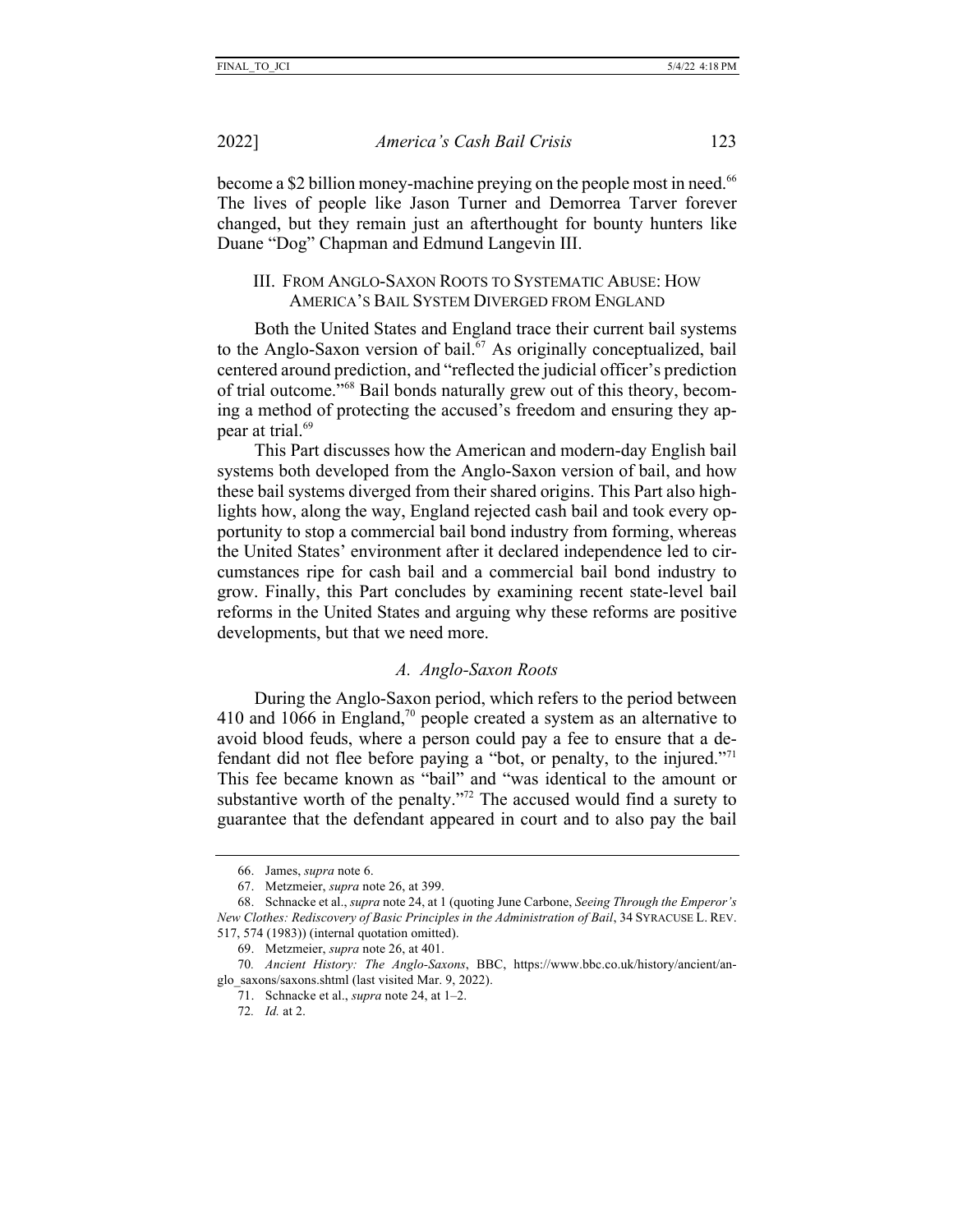become a $2 billion money-machine preying on the people most in need.[66] The lives of people like Jason Turner and Demorrea Tarver forever changed, but they remain just an afterthought for bounty hunters like Duane "Dog" Chapman and Edmund Langevin III.

## III. From Anglo-Saxon Roots to Systematic Abuse: How America's Bail System Diverged from England

Both the United States and England trace their current bail systems to the Anglo-Saxon version of bail.[67] As originally conceptualized, bail centered around prediction, and "reflected the judicial officer's prediction of trial outcome."[68] Bail bonds naturally grew out of this theory, becoming a method of protecting the accused's freedom and ensuring they appear at trial.[69]

This Part discusses how the American and modern-day English bail systems both developed from the Anglo-Saxon version of bail, and how these bail systems diverged from their shared origins. This Part also highlights how, along the way, England rejected cash bail and took every opportunity to stop a commercial bail bond industry from forming, whereas the United States' environment after it declared independence led to circumstances ripe for cash bail and a commercial bail bond industry to grow. Finally, this Part concludes by examining recent state-level bail reforms in the United States and arguing why these reforms are positive developments, but that we need more.

### *A. Anglo-Saxon Roots*

During the Anglo-Saxon period, which refers to the period between 410 and 1066 in England,[70] people created a system as an alternative to avoid blood feuds, where a person could pay a fee to ensure that a defendant did not flee before paying a "bot, or penalty, to the injured."[71] This fee became known as "bail" and "was identical to the amount or substantive worth of the penalty."[72] The accused would find a surety to guarantee that the defendant appeared in court and to also pay the bail

---

66. James, *supra* note 6.

67. Metzmeier, *supra* note 26, at 399.

68. Schnacke et al., *supra* note 24, at 1 (quoting June Carbone, *Seeing Through the Emperor's New Clothes: Rediscovery of Basic Principles in the Administration of Bail*, 34 Syracuse L. Rev. 517, 574 (1983)) (internal quotation omitted).

69. Metzmeier, *supra* note 26, at 401.

70. *Ancient History: The Anglo-Saxons*, BBC, https://www.bbc.co.uk/history/ancient/anglo_saxons/saxons.shtml (last visited Mar. 9, 2022).

71. Schnacke et al., *supra* note 24, at 1–2.

72. *Id.* at 2.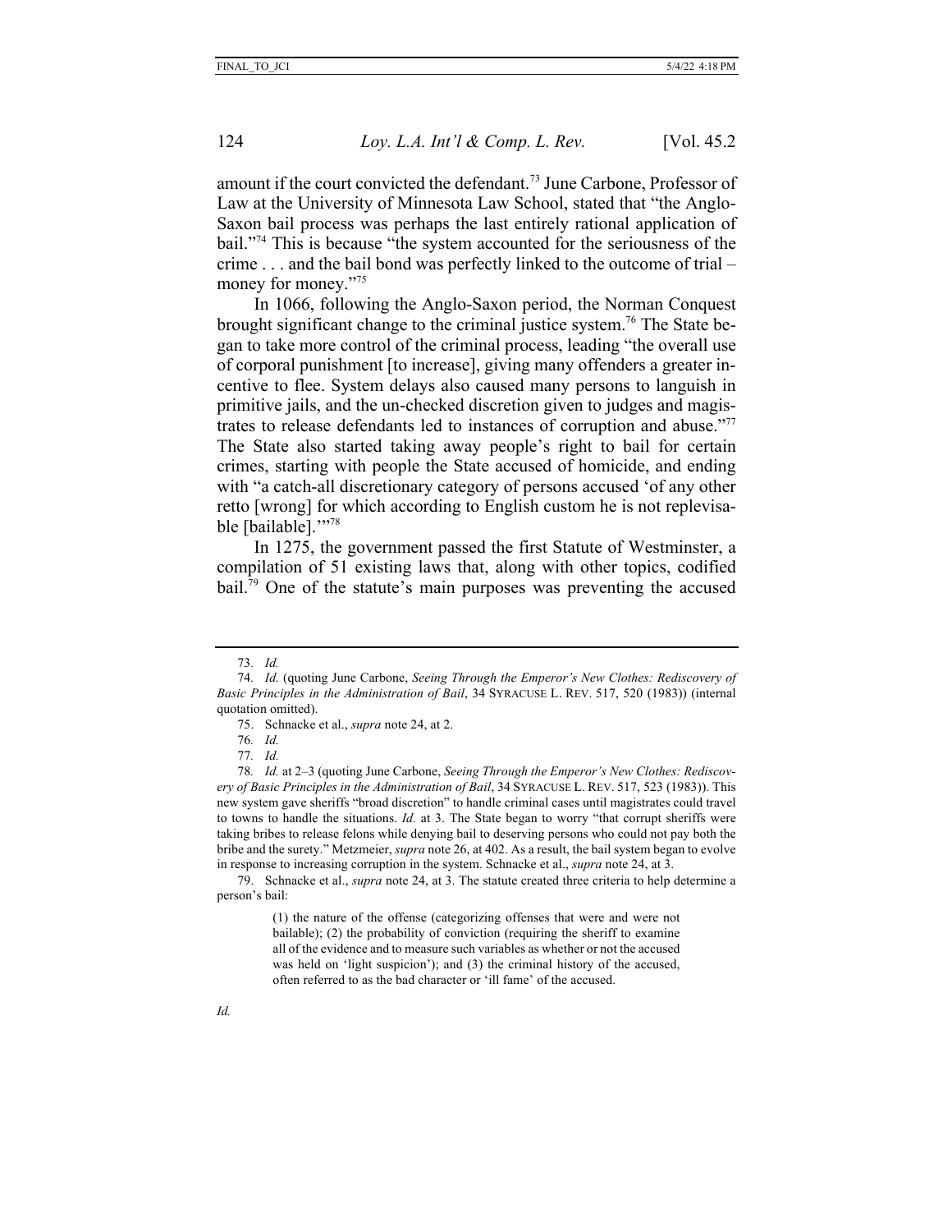amount if the court convicted the defendant.[73] June Carbone, Professor of Law at the University of Minnesota Law School, stated that "the Anglo-Saxon bail process was perhaps the last entirely rational application of bail."[74] This is because "the system accounted for the seriousness of the crime . . . and the bail bond was perfectly linked to the outcome of trial – money for money."[75]

In 1066, following the Anglo-Saxon period, the Norman Conquest brought significant change to the criminal justice system.[76] The State began to take more control of the criminal process, leading "the overall use of corporal punishment [to increase], giving many offenders a greater incentive to flee. System delays also caused many persons to languish in primitive jails, and the un-checked discretion given to judges and magistrates to release defendants led to instances of corruption and abuse."[77] The State also started taking away people's right to bail for certain crimes, starting with people the State accused of homicide, and ending with "a catch-all discretionary category of persons accused 'of any other retto [wrong] for which according to English custom he is not replevisable [bailable].'"[78]

In 1275, the government passed the first Statute of Westminster, a compilation of 51 existing laws that, along with other topics, codified bail.[79] One of the statute's main purposes was preventing the accused

---

73. *Id.*

74. *Id.* (quoting June Carbone, *Seeing Through the Emperor's New Clothes: Rediscovery of Basic Principles in the Administration of Bail*, 34 SYRACUSE L. REV. 517, 520 (1983)) (internal quotation omitted).

75. Schnacke et al., *supra* note 24, at 2.

76. *Id.*

77. *Id.*

78. *Id.* at 2–3 (quoting June Carbone, *Seeing Through the Emperor's New Clothes: Rediscovery of Basic Principles in the Administration of Bail*, 34 SYRACUSE L. REV. 517, 523 (1983)). This new system gave sheriffs "broad discretion" to handle criminal cases until magistrates could travel to towns to handle the situations. *Id.* at 3. The State began to worry "that corrupt sheriffs were taking bribes to release felons while denying bail to deserving persons who could not pay both the bribe and the surety." Metzmeier, *supra* note 26, at 402. As a result, the bail system began to evolve in response to increasing corruption in the system. Schnacke et al., *supra* note 24, at 3.

79. Schnacke et al., *supra* note 24, at 3. The statute created three criteria to help determine a person's bail:

> (1) the nature of the offense (categorizing offenses that were and were not bailable); (2) the probability of conviction (requiring the sheriff to examine all of the evidence and to measure such variables as whether or not the accused was held on 'light suspicion'); and (3) the criminal history of the accused, often referred to as the bad character or 'ill fame' of the accused.

*Id.*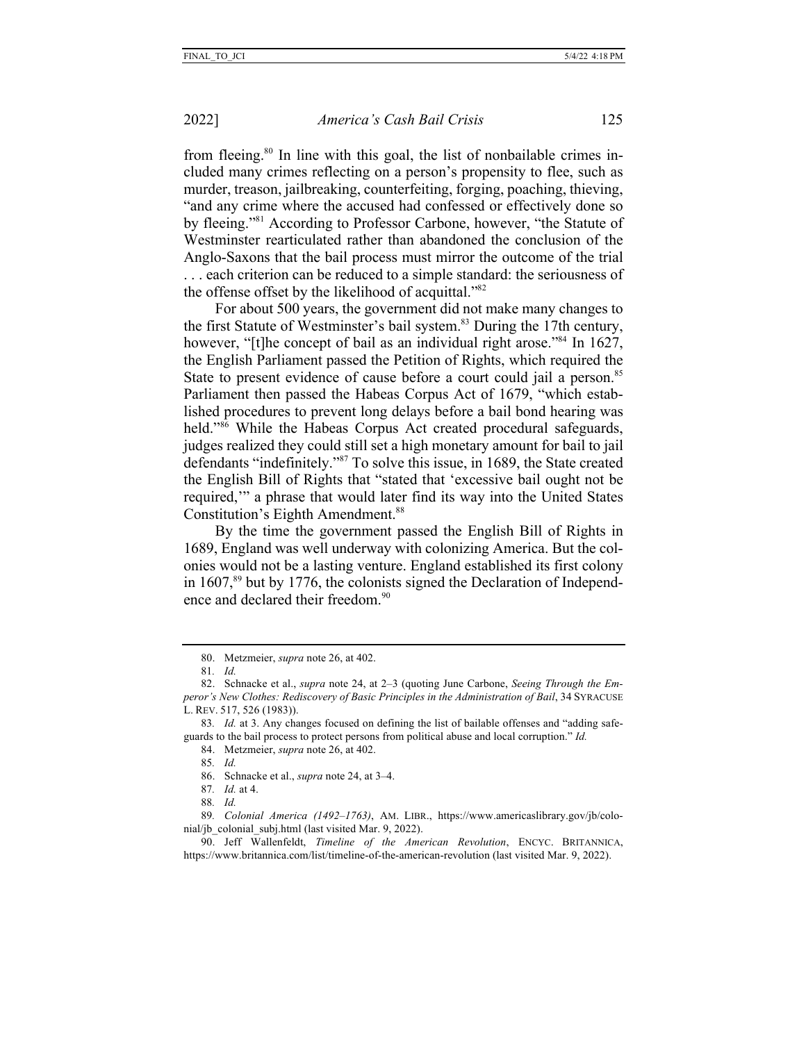from fleeing.[80] In line with this goal, the list of nonbailable crimes included many crimes reflecting on a person's propensity to flee, such as murder, treason, jailbreaking, counterfeiting, forging, poaching, thieving, "and any crime where the accused had confessed or effectively done so by fleeing."[81] According to Professor Carbone, however, "the Statute of Westminster rearticulated rather than abandoned the conclusion of the Anglo-Saxons that the bail process must mirror the outcome of the trial . . . each criterion can be reduced to a simple standard: the seriousness of the offense offset by the likelihood of acquittal."[82]

For about 500 years, the government did not make many changes to the first Statute of Westminster's bail system.[83] During the 17th century, however, "[t]he concept of bail as an individual right arose."[84] In 1627, the English Parliament passed the Petition of Rights, which required the State to present evidence of cause before a court could jail a person.[85] Parliament then passed the Habeas Corpus Act of 1679, "which established procedures to prevent long delays before a bail bond hearing was held."[86] While the Habeas Corpus Act created procedural safeguards, judges realized they could still set a high monetary amount for bail to jail defendants "indefinitely."[87] To solve this issue, in 1689, the State created the English Bill of Rights that "stated that 'excessive bail ought not be required,'" a phrase that would later find its way into the United States Constitution's Eighth Amendment.[88]

By the time the government passed the English Bill of Rights in 1689, England was well underway with colonizing America. But the colonies would not be a lasting venture. England established its first colony in 1607,[89] but by 1776, the colonists signed the Declaration of Independence and declared their freedom.[90]

---

80. Metzmeier, *supra* note 26, at 402.

81. *Id.*

82. Schnacke et al., *supra* note 24, at 2–3 (quoting June Carbone, *Seeing Through the Emperor's New Clothes: Rediscovery of Basic Principles in the Administration of Bail*, 34 SYRACUSE L. REV. 517, 526 (1983)).

83. *Id.* at 3. Any changes focused on defining the list of bailable offenses and "adding safeguards to the bail process to protect persons from political abuse and local corruption." *Id.*

84. Metzmeier, *supra* note 26, at 402.

85. *Id.*

86. Schnacke et al., *supra* note 24, at 3–4.

87. *Id.* at 4.

88. *Id.*

89. *Colonial America (1492–1763)*, AM. LIBR., https://www.americaslibrary.gov/jb/colonial/jb_colonial_subj.html (last visited Mar. 9, 2022).

90. Jeff Wallenfeldt, *Timeline of the American Revolution*, ENCYC. BRITANNICA, https://www.britannica.com/list/timeline-of-the-american-revolution (last visited Mar. 9, 2022).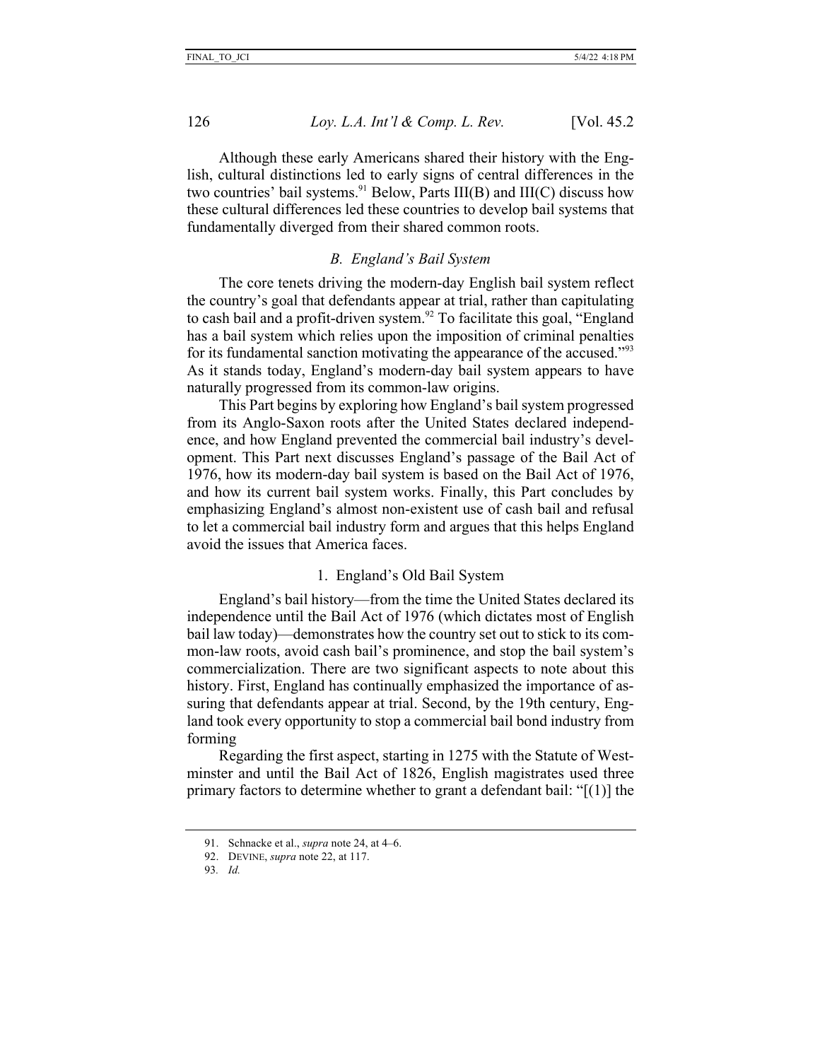Although these early Americans shared their history with the English, cultural distinctions led to early signs of central differences in the two countries' bail systems.[91] Below, Parts III(B) and III(C) discuss how these cultural differences led these countries to develop bail systems that fundamentally diverged from their shared common roots.

### *B. England's Bail System*

The core tenets driving the modern-day English bail system reflect the country's goal that defendants appear at trial, rather than capitulating to cash bail and a profit-driven system.[92] To facilitate this goal, "England has a bail system which relies upon the imposition of criminal penalties for its fundamental sanction motivating the appearance of the accused."[93] As it stands today, England's modern-day bail system appears to have naturally progressed from its common-law origins.

This Part begins by exploring how England's bail system progressed from its Anglo-Saxon roots after the United States declared independence, and how England prevented the commercial bail industry's development. This Part next discusses England's passage of the Bail Act of 1976, how its modern-day bail system is based on the Bail Act of 1976, and how its current bail system works. Finally, this Part concludes by emphasizing England's almost non-existent use of cash bail and refusal to let a commercial bail industry form and argues that this helps England avoid the issues that America faces.

#### 1. England's Old Bail System

England's bail history—from the time the United States declared its independence until the Bail Act of 1976 (which dictates most of English bail law today)—demonstrates how the country set out to stick to its common-law roots, avoid cash bail's prominence, and stop the bail system's commercialization. There are two significant aspects to note about this history. First, England has continually emphasized the importance of assuring that defendants appear at trial. Second, by the 19th century, England took every opportunity to stop a commercial bail bond industry from forming

Regarding the first aspect, starting in 1275 with the Statute of Westminster and until the Bail Act of 1826, English magistrates used three primary factors to determine whether to grant a defendant bail: "[(1)] the

---

91. Schnacke et al., *supra* note 24, at 4–6.

92. DEVINE, *supra* note 22, at 117.

93. *Id.*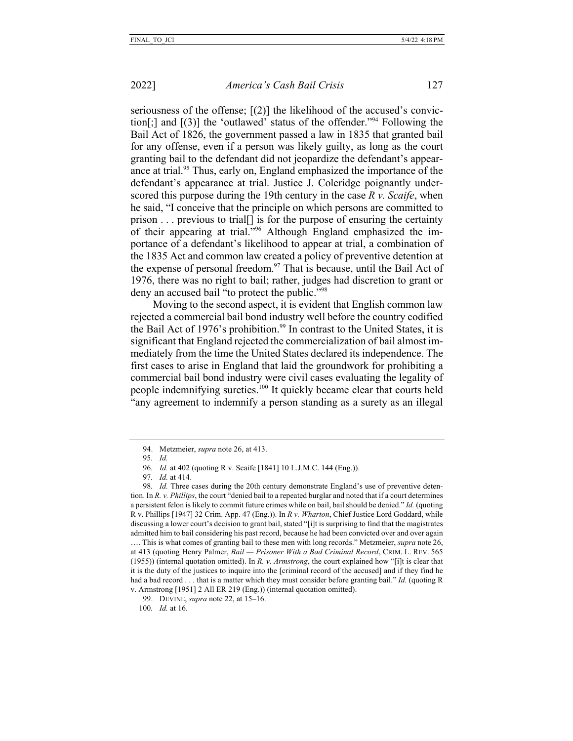seriousness of the offense; [(2)] the likelihood of the accused's conviction[;] and [(3)] the 'outlawed' status of the offender."[94] Following the Bail Act of 1826, the government passed a law in 1835 that granted bail for any offense, even if a person was likely guilty, as long as the court granting bail to the defendant did not jeopardize the defendant's appearance at trial.[95] Thus, early on, England emphasized the importance of the defendant's appearance at trial. Justice J. Coleridge poignantly underscored this purpose during the 19th century in the case *R v. Scaife*, when he said, "I conceive that the principle on which persons are committed to prison . . . previous to trial[] is for the purpose of ensuring the certainty of their appearing at trial."[96] Although England emphasized the importance of a defendant's likelihood to appear at trial, a combination of the 1835 Act and common law created a policy of preventive detention at the expense of personal freedom.[97] That is because, until the Bail Act of 1976, there was no right to bail; rather, judges had discretion to grant or deny an accused bail "to protect the public."[98]

Moving to the second aspect, it is evident that English common law rejected a commercial bail bond industry well before the country codified the Bail Act of 1976's prohibition.[99] In contrast to the United States, it is significant that England rejected the commercialization of bail almost immediately from the time the United States declared its independence. The first cases to arise in England that laid the groundwork for prohibiting a commercial bail bond industry were civil cases evaluating the legality of people indemnifying sureties.[100] It quickly became clear that courts held "any agreement to indemnify a person standing as a surety as an illegal

---

94. Metzmeier, *supra* note 26, at 413.

95. *Id.*

96. *Id.* at 402 (quoting R v. Scaife [1841] 10 L.J.M.C. 144 (Eng.)).

97. *Id.* at 414.

98. *Id.* Three cases during the 20th century demonstrate England's use of preventive detention. In *R. v. Phillips*, the court "denied bail to a repeated burglar and noted that if a court determines a persistent felon is likely to commit future crimes while on bail, bail should be denied." *Id.* (quoting R v. Phillips [1947] 32 Crim. App. 47 (Eng.)). In *R v. Wharton*, Chief Justice Lord Goddard, while discussing a lower court's decision to grant bail, stated "[i]t is surprising to find that the magistrates admitted him to bail considering his past record, because he had been convicted over and over again …. This is what comes of granting bail to these men with long records." Metzmeier, *supra* note 26, at 413 (quoting Henry Palmer, *Bail — Prisoner With a Bad Criminal Record*, CRIM. L. REV. 565 (1955)) (internal quotation omitted). In *R. v. Armstrong*, the court explained how "[i]t is clear that it is the duty of the justices to inquire into the [criminal record of the accused] and if they find he had a bad record . . . that is a matter which they must consider before granting bail." *Id.* (quoting R v. Armstrong [1951] 2 All ER 219 (Eng.)) (internal quotation omitted).

99. DEVINE, *supra* note 22, at 15–16.

100. *Id.* at 16.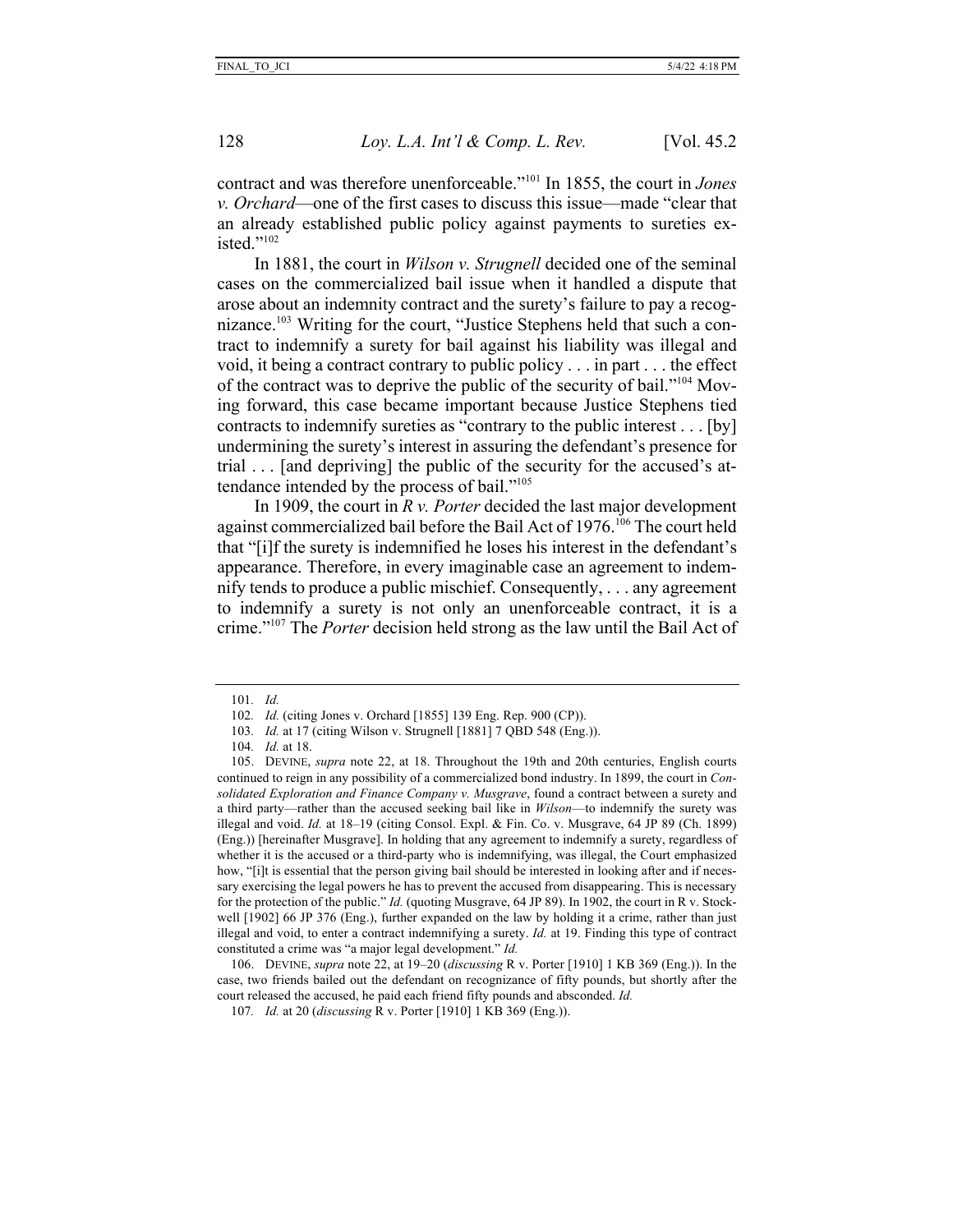contract and was therefore unenforceable."[101] In 1855, the court in *Jones v. Orchard*—one of the first cases to discuss this issue—made "clear that an already established public policy against payments to sureties existed."[102]

In 1881, the court in *Wilson v. Strugnell* decided one of the seminal cases on the commercialized bail issue when it handled a dispute that arose about an indemnity contract and the surety's failure to pay a recognizance.[103] Writing for the court, "Justice Stephens held that such a contract to indemnify a surety for bail against his liability was illegal and void, it being a contract contrary to public policy . . . in part . . . the effect of the contract was to deprive the public of the security of bail."[104] Moving forward, this case became important because Justice Stephens tied contracts to indemnify sureties as "contrary to the public interest . . . [by] undermining the surety's interest in assuring the defendant's presence for trial . . . [and depriving] the public of the security for the accused's attendance intended by the process of bail."[105]

In 1909, the court in *R v. Porter* decided the last major development against commercialized bail before the Bail Act of 1976.[106] The court held that "[i]f the surety is indemnified he loses his interest in the defendant's appearance. Therefore, in every imaginable case an agreement to indemnify tends to produce a public mischief. Consequently, . . . any agreement to indemnify a surety is not only an unenforceable contract, it is a crime."[107] The *Porter* decision held strong as the law until the Bail Act of

---

101. *Id.*

102. *Id.* (citing Jones v. Orchard [1855] 139 Eng. Rep. 900 (CP)).

103. *Id.* at 17 (citing Wilson v. Strugnell [1881] 7 QBD 548 (Eng.)).

104. *Id.* at 18.

105. DEVINE, *supra* note 22, at 18. Throughout the 19th and 20th centuries, English courts continued to reign in any possibility of a commercialized bond industry. In 1899, the court in *Consolidated Exploration and Finance Company v. Musgrave*, found a contract between a surety and a third party—rather than the accused seeking bail like in *Wilson*—to indemnify the surety was illegal and void. *Id.* at 18–19 (citing Consol. Expl. & Fin. Co. v. Musgrave, 64 JP 89 (Ch. 1899) (Eng.)) [hereinafter Musgrave]. In holding that any agreement to indemnify a surety, regardless of whether it is the accused or a third-party who is indemnifying, was illegal, the Court emphasized how, "[i]t is essential that the person giving bail should be interested in looking after and if necessary exercising the legal powers he has to prevent the accused from disappearing. This is necessary for the protection of the public." *Id.* (quoting Musgrave, 64 JP 89). In 1902, the court in R v. Stockwell [1902] 66 JP 376 (Eng.), further expanded on the law by holding it a crime, rather than just illegal and void, to enter a contract indemnifying a surety. *Id.* at 19. Finding this type of contract constituted a crime was "a major legal development." *Id.*

106. DEVINE, *supra* note 22, at 19–20 (*discussing* R v. Porter [1910] 1 KB 369 (Eng.)). In the case, two friends bailed out the defendant on recognizance of fifty pounds, but shortly after the court released the accused, he paid each friend fifty pounds and absconded. *Id.*

107. *Id.* at 20 (*discussing* R v. Porter [1910] 1 KB 369 (Eng.)).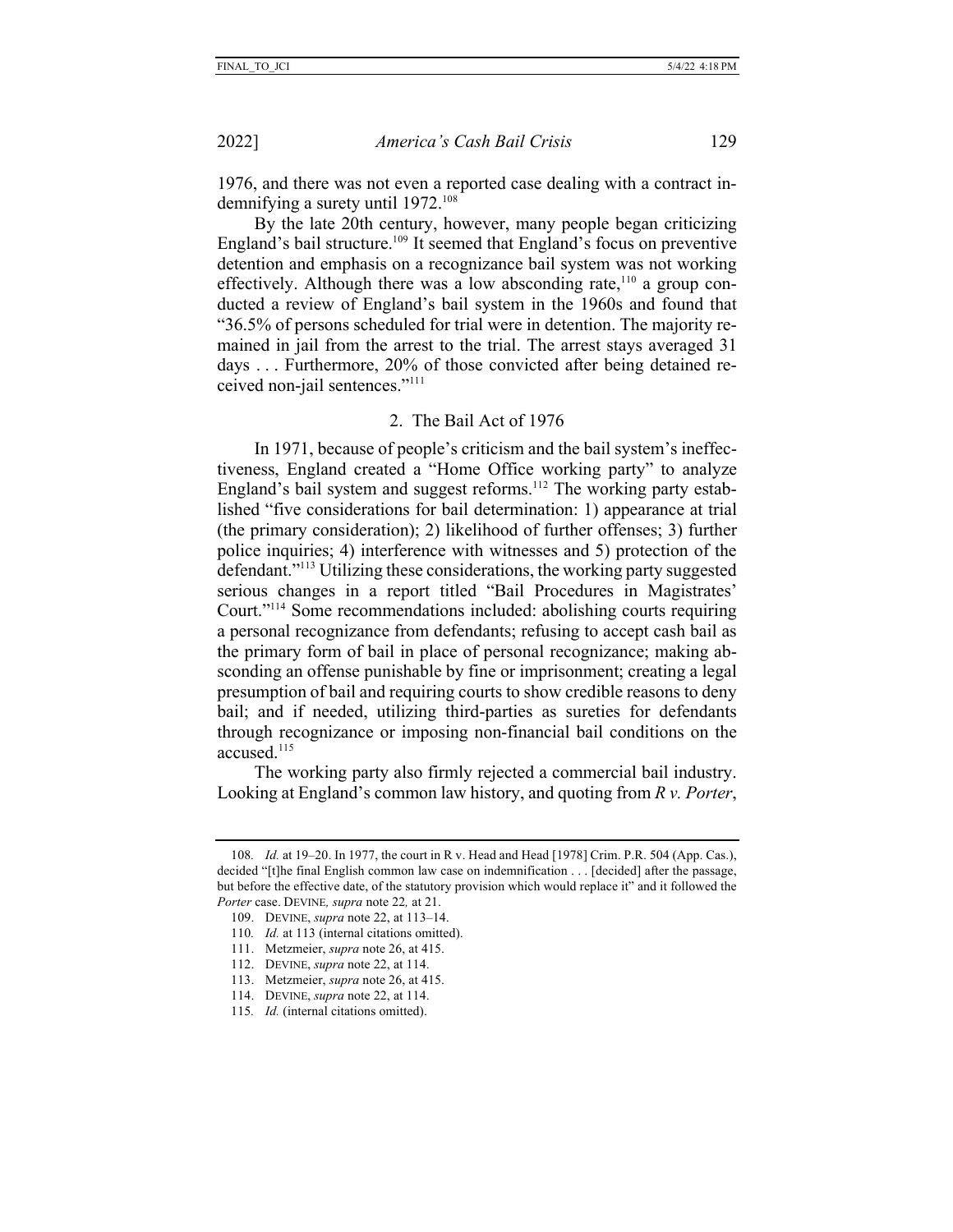1976, and there was not even a reported case dealing with a contract indemnifying a surety until 1972.[108]

By the late 20th century, however, many people began criticizing England's bail structure.[109] It seemed that England's focus on preventive detention and emphasis on a recognizance bail system was not working effectively. Although there was a low absconding rate,[110] a group conducted a review of England's bail system in the 1960s and found that "36.5% of persons scheduled for trial were in detention. The majority remained in jail from the arrest to the trial. The arrest stays averaged 31 days . . . Furthermore, 20% of those convicted after being detained received non-jail sentences."[111]

### 2. The Bail Act of 1976

In 1971, because of people's criticism and the bail system's ineffectiveness, England created a "Home Office working party" to analyze England's bail system and suggest reforms.[112] The working party established "five considerations for bail determination: 1) appearance at trial (the primary consideration); 2) likelihood of further offenses; 3) further police inquiries; 4) interference with witnesses and 5) protection of the defendant."[113] Utilizing these considerations, the working party suggested serious changes in a report titled "Bail Procedures in Magistrates' Court."[114] Some recommendations included: abolishing courts requiring a personal recognizance from defendants; refusing to accept cash bail as the primary form of bail in place of personal recognizance; making absconding an offense punishable by fine or imprisonment; creating a legal presumption of bail and requiring courts to show credible reasons to deny bail; and if needed, utilizing third-parties as sureties for defendants through recognizance or imposing non-financial bail conditions on the accused.[115]

The working party also firmly rejected a commercial bail industry. Looking at England's common law history, and quoting from *R v. Porter*,

---

108. *Id.* at 19–20. In 1977, the court in R v. Head and Head [1978] Crim. P.R. 504 (App. Cas.), decided "[t]he final English common law case on indemnification . . . [decided] after the passage, but before the effective date, of the statutory provision which would replace it" and it followed the *Porter* case. DEVINE, *supra* note 22, at 21.

109. DEVINE, *supra* note 22, at 113–14.

110. *Id.* at 113 (internal citations omitted).

111. Metzmeier, *supra* note 26, at 415.

112. DEVINE, *supra* note 22, at 114.

113. Metzmeier, *supra* note 26, at 415.

114. DEVINE, *supra* note 22, at 114.

115. *Id.* (internal citations omitted).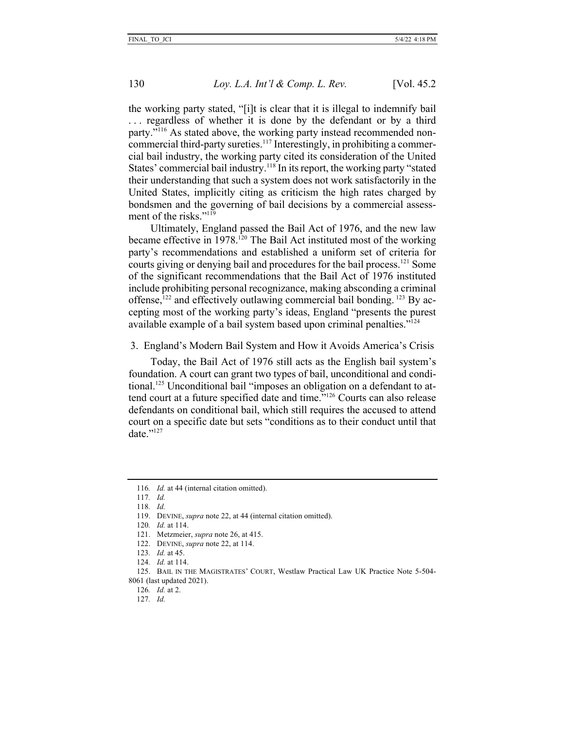the working party stated, "[i]t is clear that it is illegal to indemnify bail . . . regardless of whether it is done by the defendant or by a third party."[116] As stated above, the working party instead recommended non-commercial third-party sureties.[117] Interestingly, in prohibiting a commercial bail industry, the working party cited its consideration of the United States' commercial bail industry.[118] In its report, the working party "stated their understanding that such a system does not work satisfactorily in the United States, implicitly citing as criticism the high rates charged by bondsmen and the governing of bail decisions by a commercial assessment of the risks."[119]

Ultimately, England passed the Bail Act of 1976, and the new law became effective in 1978.[120] The Bail Act instituted most of the working party's recommendations and established a uniform set of criteria for courts giving or denying bail and procedures for the bail process.[121] Some of the significant recommendations that the Bail Act of 1976 instituted include prohibiting personal recognizance, making absconding a criminal offense,[122] and effectively outlawing commercial bail bonding.[123] By accepting most of the working party's ideas, England "presents the purest available example of a bail system based upon criminal penalties."[124]

### 3. England's Modern Bail System and How it Avoids America's Crisis

Today, the Bail Act of 1976 still acts as the English bail system's foundation. A court can grant two types of bail, unconditional and conditional.[125] Unconditional bail "imposes an obligation on a defendant to attend court at a future specified date and time."[126] Courts can also release defendants on conditional bail, which still requires the accused to attend court on a specific date but sets "conditions as to their conduct until that date."[127]

---

116. *Id.* at 44 (internal citation omitted).

117. *Id.*

118. *Id.*

119. DEVINE, *supra* note 22, at 44 (internal citation omitted).

120. *Id.* at 114.

121. Metzmeier, *supra* note 26, at 415.

122. DEVINE, *supra* note 22, at 114.

123. *Id.* at 45.

124. *Id.* at 114.

125. BAIL IN THE MAGISTRATES' COURT, Westlaw Practical Law UK Practice Note 5-504-8061 (last updated 2021).

126. *Id.* at 2.

127. *Id.*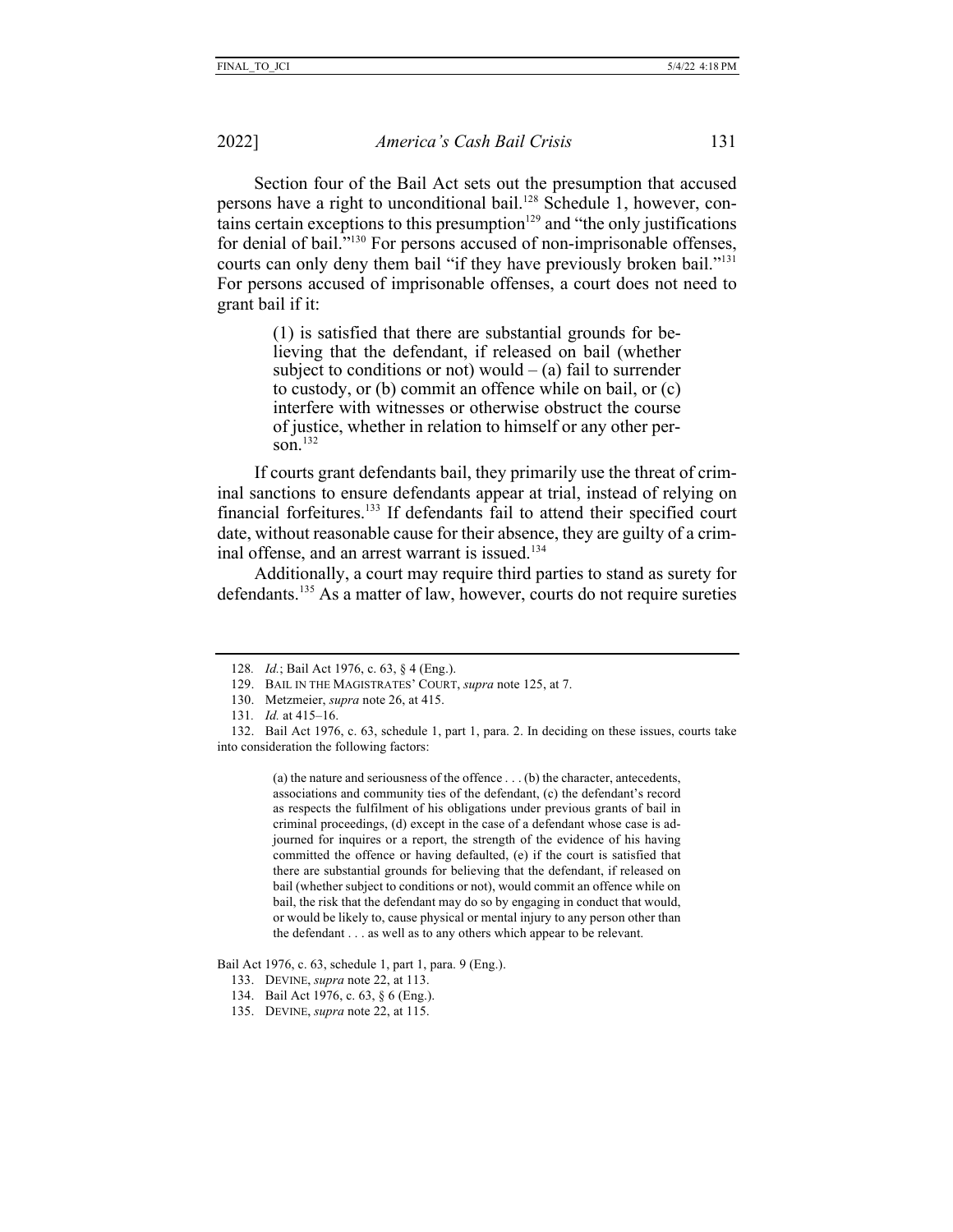Section four of the Bail Act sets out the presumption that accused persons have a right to unconditional bail.[128] Schedule 1, however, contains certain exceptions to this presumption[129] and "the only justifications for denial of bail."[130] For persons accused of non-imprisonable offenses, courts can only deny them bail "if they have previously broken bail."[131] For persons accused of imprisonable offenses, a court does not need to grant bail if it:

> (1) is satisfied that there are substantial grounds for believing that the defendant, if released on bail (whether subject to conditions or not) would – (a) fail to surrender to custody, or (b) commit an offence while on bail, or (c) interfere with witnesses or otherwise obstruct the course of justice, whether in relation to himself or any other person.[132]

If courts grant defendants bail, they primarily use the threat of criminal sanctions to ensure defendants appear at trial, instead of relying on financial forfeitures.[133] If defendants fail to attend their specified court date, without reasonable cause for their absence, they are guilty of a criminal offense, and an arrest warrant is issued.[134]

Additionally, a court may require third parties to stand as surety for defendants.[135] As a matter of law, however, courts do not require sureties

---

128. *Id.*; Bail Act 1976, c. 63, § 4 (Eng.).

129. BAIL IN THE MAGISTRATES' COURT, *supra* note 125, at 7.

130. Metzmeier, *supra* note 26, at 415.

131. *Id.* at 415–16.

132. Bail Act 1976, c. 63, schedule 1, part 1, para. 2. In deciding on these issues, courts take into consideration the following factors:

> (a) the nature and seriousness of the offence . . . (b) the character, antecedents, associations and community ties of the defendant, (c) the defendant's record as respects the fulfilment of his obligations under previous grants of bail in criminal proceedings, (d) except in the case of a defendant whose case is adjourned for inquires or a report, the strength of the evidence of his having committed the offence or having defaulted, (e) if the court is satisfied that there are substantial grounds for believing that the defendant, if released on bail (whether subject to conditions or not), would commit an offence while on bail, the risk that the defendant may do so by engaging in conduct that would, or would be likely to, cause physical or mental injury to any person other than the defendant . . . as well as to any others which appear to be relevant.

Bail Act 1976, c. 63, schedule 1, part 1, para. 9 (Eng.).

133. DEVINE, *supra* note 22, at 113.

134. Bail Act 1976, c. 63, § 6 (Eng.).

135. DEVINE, *supra* note 22, at 115.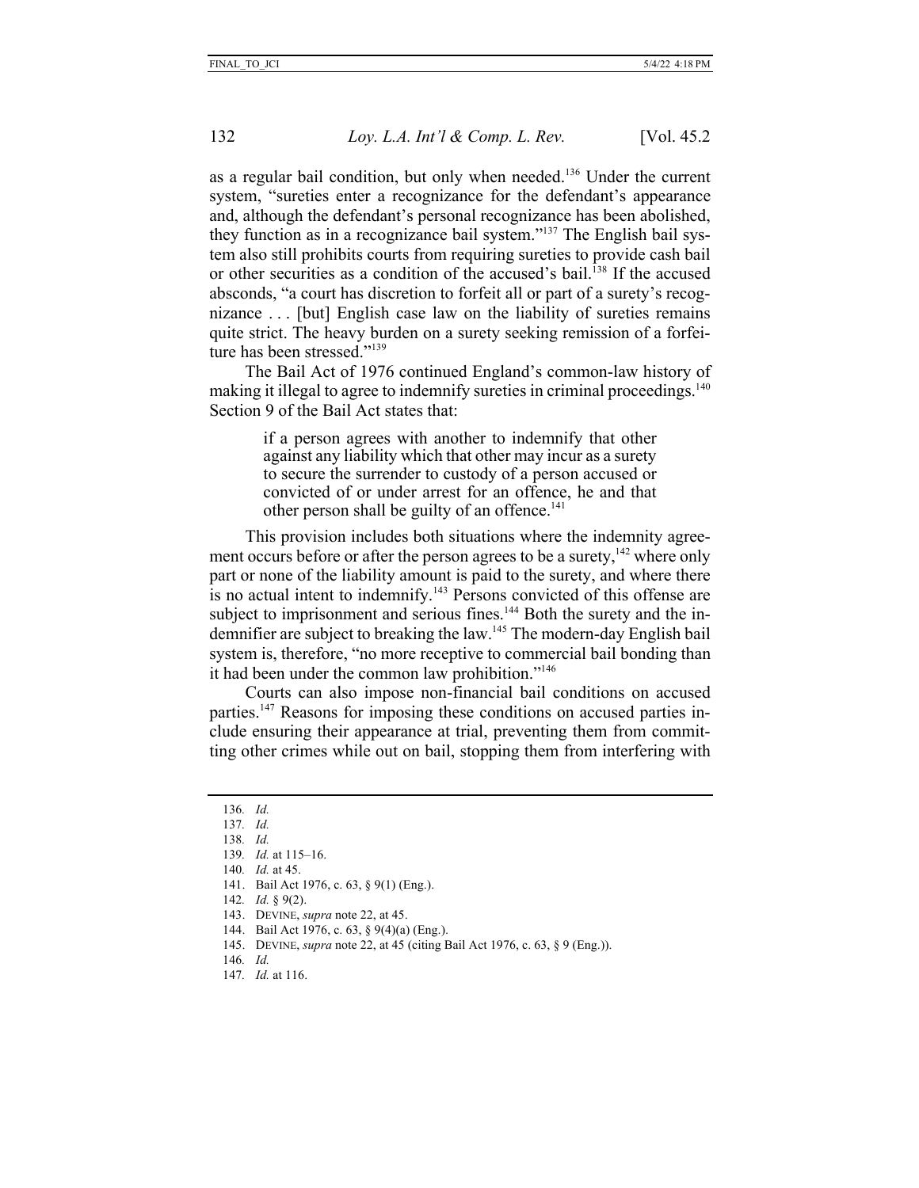as a regular bail condition, but only when needed.[136] Under the current system, "sureties enter a recognizance for the defendant's appearance and, although the defendant's personal recognizance has been abolished, they function as in a recognizance bail system."[137] The English bail system also still prohibits courts from requiring sureties to provide cash bail or other securities as a condition of the accused's bail.[138] If the accused absconds, "a court has discretion to forfeit all or part of a surety's recognizance . . . [but] English case law on the liability of sureties remains quite strict. The heavy burden on a surety seeking remission of a forfeiture has been stressed."[139]

The Bail Act of 1976 continued England's common-law history of making it illegal to agree to indemnify sureties in criminal proceedings.[140] Section 9 of the Bail Act states that:

> if a person agrees with another to indemnify that other against any liability which that other may incur as a surety to secure the surrender to custody of a person accused or convicted of or under arrest for an offence, he and that other person shall be guilty of an offence.[141]

This provision includes both situations where the indemnity agreement occurs before or after the person agrees to be a surety,[142] where only part or none of the liability amount is paid to the surety, and where there is no actual intent to indemnify.[143] Persons convicted of this offense are subject to imprisonment and serious fines.[144] Both the surety and the indemnifier are subject to breaking the law.[145] The modern-day English bail system is, therefore, "no more receptive to commercial bail bonding than it had been under the common law prohibition."[146]

Courts can also impose non-financial bail conditions on accused parties.[147] Reasons for imposing these conditions on accused parties include ensuring their appearance at trial, preventing them from committing other crimes while out on bail, stopping them from interfering with

---

136. *Id.*
137. *Id.*
138. *Id.*
139. *Id.* at 115–16.
140. *Id.* at 45.
141. Bail Act 1976, c. 63, § 9(1) (Eng.).
142. *Id.* § 9(2).
143. DEVINE, *supra* note 22, at 45.
144. Bail Act 1976, c. 63, § 9(4)(a) (Eng.).
145. DEVINE, *supra* note 22, at 45 (citing Bail Act 1976, c. 63, § 9 (Eng.)).
146. *Id.*
147. *Id.* at 116.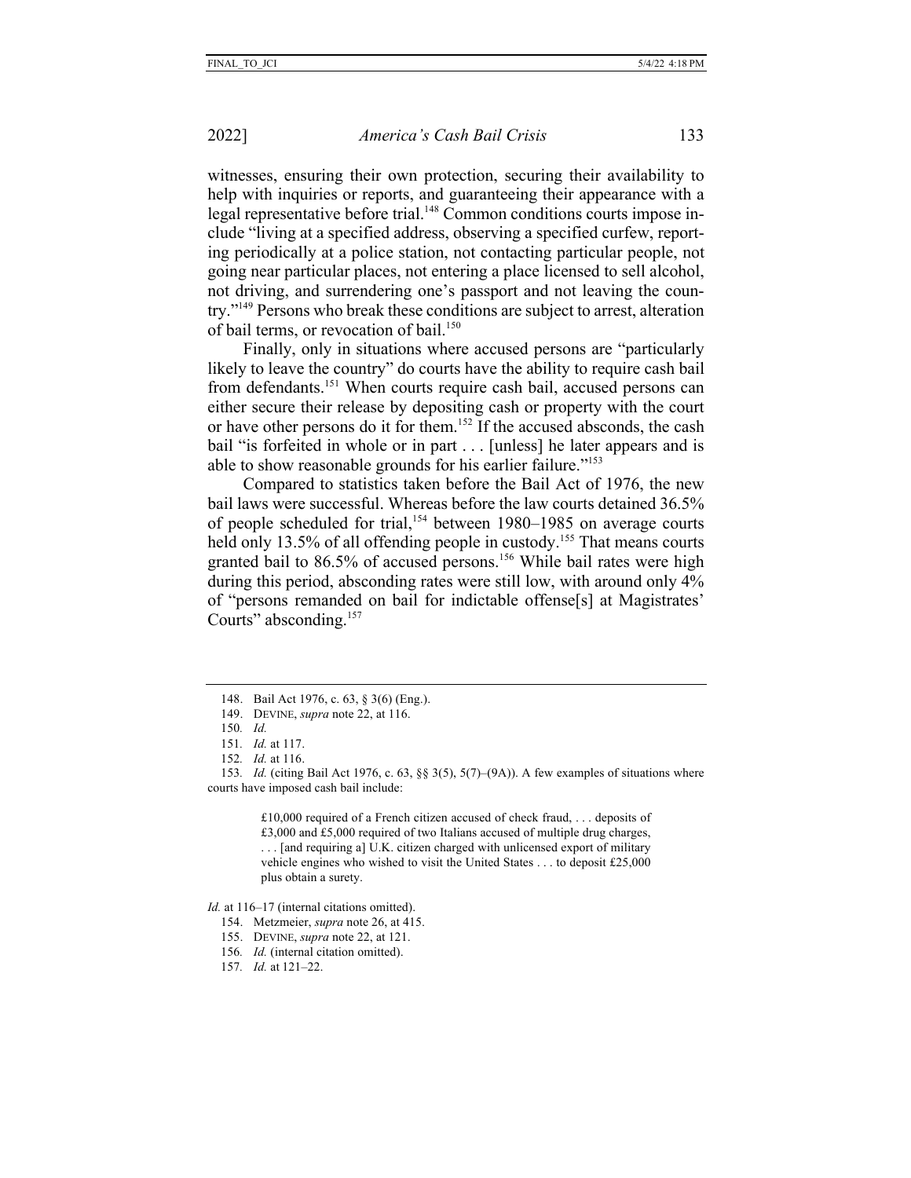witnesses, ensuring their own protection, securing their availability to help with inquiries or reports, and guaranteeing their appearance with a legal representative before trial.[148] Common conditions courts impose include "living at a specified address, observing a specified curfew, reporting periodically at a police station, not contacting particular people, not going near particular places, not entering a place licensed to sell alcohol, not driving, and surrendering one's passport and not leaving the country."[149] Persons who break these conditions are subject to arrest, alteration of bail terms, or revocation of bail.[150]

Finally, only in situations where accused persons are "particularly likely to leave the country" do courts have the ability to require cash bail from defendants.[151] When courts require cash bail, accused persons can either secure their release by depositing cash or property with the court or have other persons do it for them.[152] If the accused absconds, the cash bail "is forfeited in whole or in part . . . [unless] he later appears and is able to show reasonable grounds for his earlier failure."[153]

Compared to statistics taken before the Bail Act of 1976, the new bail laws were successful. Whereas before the law courts detained 36.5% of people scheduled for trial,[154] between 1980–1985 on average courts held only 13.5% of all offending people in custody.[155] That means courts granted bail to 86.5% of accused persons.[156] While bail rates were high during this period, absconding rates were still low, with around only 4% of "persons remanded on bail for indictable offense[s] at Magistrates' Courts" absconding.[157]

---

148. Bail Act 1976, c. 63, § 3(6) (Eng.).

149. DEVINE, *supra* note 22, at 116.

150. *Id.*

151. *Id.* at 117.

152. *Id.* at 116.

153. *Id.* (citing Bail Act 1976, c. 63, §§ 3(5), 5(7)–(9A)). A few examples of situations where courts have imposed cash bail include:

> £10,000 required of a French citizen accused of check fraud, . . . deposits of £3,000 and £5,000 required of two Italians accused of multiple drug charges, . . . [and requiring a] U.K. citizen charged with unlicensed export of military vehicle engines who wished to visit the United States . . . to deposit £25,000 plus obtain a surety.

*Id.* at 116–17 (internal citations omitted).

154. Metzmeier, *supra* note 26, at 415.

155. DEVINE, *supra* note 22, at 121.

156. *Id.* (internal citation omitted).

157. *Id.* at 121–22.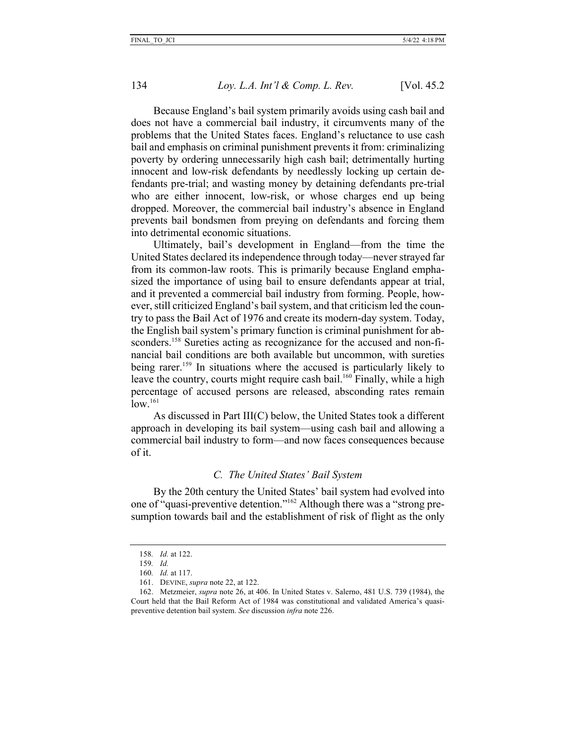Because England's bail system primarily avoids using cash bail and does not have a commercial bail industry, it circumvents many of the problems that the United States faces. England's reluctance to use cash bail and emphasis on criminal punishment prevents it from: criminalizing poverty by ordering unnecessarily high cash bail; detrimentally hurting innocent and low-risk defendants by needlessly locking up certain defendants pre-trial; and wasting money by detaining defendants pre-trial who are either innocent, low-risk, or whose charges end up being dropped. Moreover, the commercial bail industry's absence in England prevents bail bondsmen from preying on defendants and forcing them into detrimental economic situations.

Ultimately, bail's development in England—from the time the United States declared its independence through today—never strayed far from its common-law roots. This is primarily because England emphasized the importance of using bail to ensure defendants appear at trial, and it prevented a commercial bail industry from forming. People, however, still criticized England's bail system, and that criticism led the country to pass the Bail Act of 1976 and create its modern-day system. Today, the English bail system's primary function is criminal punishment for absconders.[158] Sureties acting as recognizance for the accused and non-financial bail conditions are both available but uncommon, with sureties being rarer.[159] In situations where the accused is particularly likely to leave the country, courts might require cash bail.[160] Finally, while a high percentage of accused persons are released, absconding rates remain low.[161]

As discussed in Part III(C) below, the United States took a different approach in developing its bail system—using cash bail and allowing a commercial bail industry to form—and now faces consequences because of it.

### *C. The United States' Bail System*

By the 20th century the United States' bail system had evolved into one of "quasi-preventive detention."[162] Although there was a "strong presumption towards bail and the establishment of risk of flight as the only

---

158. *Id.* at 122.

159. *Id.*

160. *Id.* at 117.

161. DEVINE, *supra* note 22, at 122.

162. Metzmeier, *supra* note 26, at 406. In United States v. Salerno, 481 U.S. 739 (1984), the Court held that the Bail Reform Act of 1984 was constitutional and validated America's quasi-preventive detention bail system. *See* discussion *infra* note 226.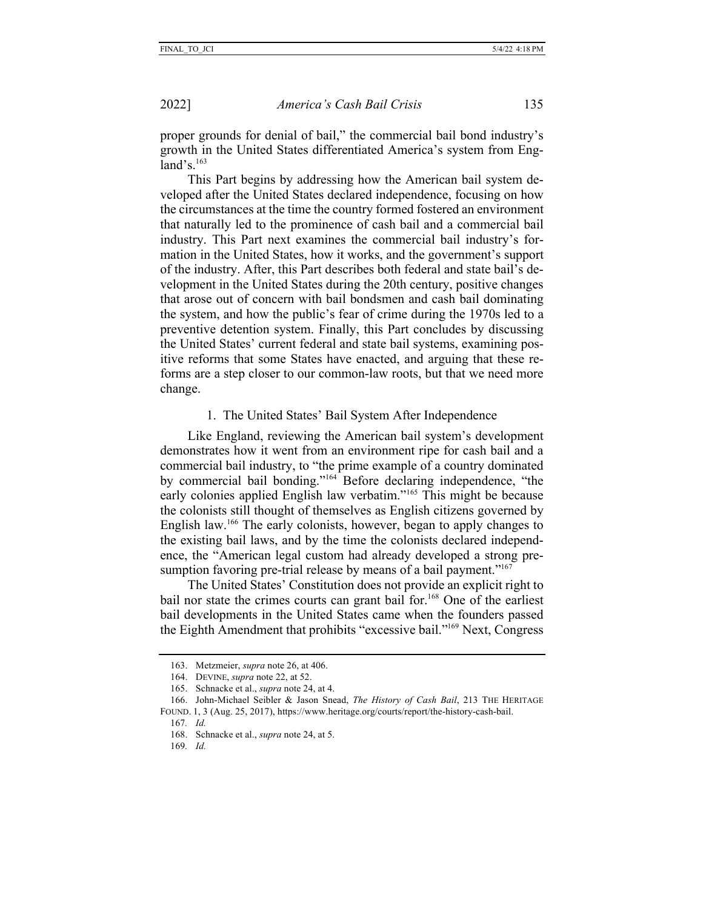proper grounds for denial of bail," the commercial bail bond industry's growth in the United States differentiated America's system from England's.[163]

This Part begins by addressing how the American bail system developed after the United States declared independence, focusing on how the circumstances at the time the country formed fostered an environment that naturally led to the prominence of cash bail and a commercial bail industry. This Part next examines the commercial bail industry's formation in the United States, how it works, and the government's support of the industry. After, this Part describes both federal and state bail's development in the United States during the 20th century, positive changes that arose out of concern with bail bondsmen and cash bail dominating the system, and how the public's fear of crime during the 1970s led to a preventive detention system. Finally, this Part concludes by discussing the United States' current federal and state bail systems, examining positive reforms that some States have enacted, and arguing that these reforms are a step closer to our common-law roots, but that we need more change.

### 1. The United States' Bail System After Independence

Like England, reviewing the American bail system's development demonstrates how it went from an environment ripe for cash bail and a commercial bail industry, to "the prime example of a country dominated by commercial bail bonding."[164] Before declaring independence, "the early colonies applied English law verbatim."[165] This might be because the colonists still thought of themselves as English citizens governed by English law.[166] The early colonists, however, began to apply changes to the existing bail laws, and by the time the colonists declared independence, the "American legal custom had already developed a strong presumption favoring pre-trial release by means of a bail payment."[167]

The United States' Constitution does not provide an explicit right to bail nor state the crimes courts can grant bail for.[168] One of the earliest bail developments in the United States came when the founders passed the Eighth Amendment that prohibits "excessive bail."[169] Next, Congress

---

163. Metzmeier, *supra* note 26, at 406.

164. DEVINE, *supra* note 22, at 52.

165. Schnacke et al., *supra* note 24, at 4.

166. John-Michael Seibler & Jason Snead, *The History of Cash Bail*, 213 THE HERITAGE FOUND. 1, 3 (Aug. 25, 2017), https://www.heritage.org/courts/report/the-history-cash-bail.

167. *Id.*

168. Schnacke et al., *supra* note 24, at 5.

169. *Id.*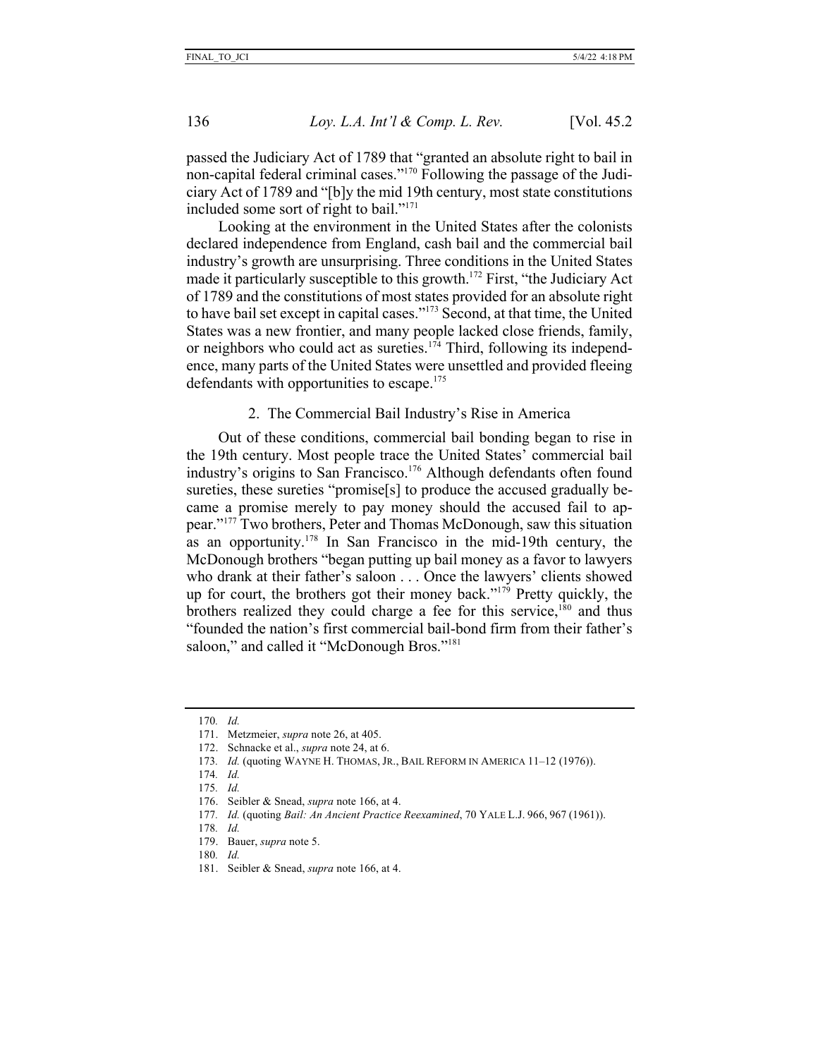passed the Judiciary Act of 1789 that "granted an absolute right to bail in non-capital federal criminal cases."[170] Following the passage of the Judiciary Act of 1789 and "[b]y the mid 19th century, most state constitutions included some sort of right to bail."[171]

Looking at the environment in the United States after the colonists declared independence from England, cash bail and the commercial bail industry's growth are unsurprising. Three conditions in the United States made it particularly susceptible to this growth.[172] First, "the Judiciary Act of 1789 and the constitutions of most states provided for an absolute right to have bail set except in capital cases."[173] Second, at that time, the United States was a new frontier, and many people lacked close friends, family, or neighbors who could act as sureties.[174] Third, following its independence, many parts of the United States were unsettled and provided fleeing defendants with opportunities to escape.[175]

### 2. The Commercial Bail Industry's Rise in America

Out of these conditions, commercial bail bonding began to rise in the 19th century. Most people trace the United States' commercial bail industry's origins to San Francisco.[176] Although defendants often found sureties, these sureties "promise[s] to produce the accused gradually became a promise merely to pay money should the accused fail to appear."[177] Two brothers, Peter and Thomas McDonough, saw this situation as an opportunity.[178] In San Francisco in the mid-19th century, the McDonough brothers "began putting up bail money as a favor to lawyers who drank at their father's saloon . . . Once the lawyers' clients showed up for court, the brothers got their money back."[179] Pretty quickly, the brothers realized they could charge a fee for this service,[180] and thus "founded the nation's first commercial bail-bond firm from their father's saloon," and called it "McDonough Bros."[181]

---

170. *Id.*
171. Metzmeier, *supra* note 26, at 405.
172. Schnacke et al., *supra* note 24, at 6.
173. *Id.* (quoting WAYNE H. THOMAS, JR., BAIL REFORM IN AMERICA 11–12 (1976)).
174. *Id.*
175. *Id.*
176. Seibler & Snead, *supra* note 166, at 4.
177. *Id.* (quoting *Bail: An Ancient Practice Reexamined*, 70 YALE L.J. 966, 967 (1961)).
178. *Id.*
179. Bauer, *supra* note 5.
180. *Id.*
181. Seibler & Snead, *supra* note 166, at 4.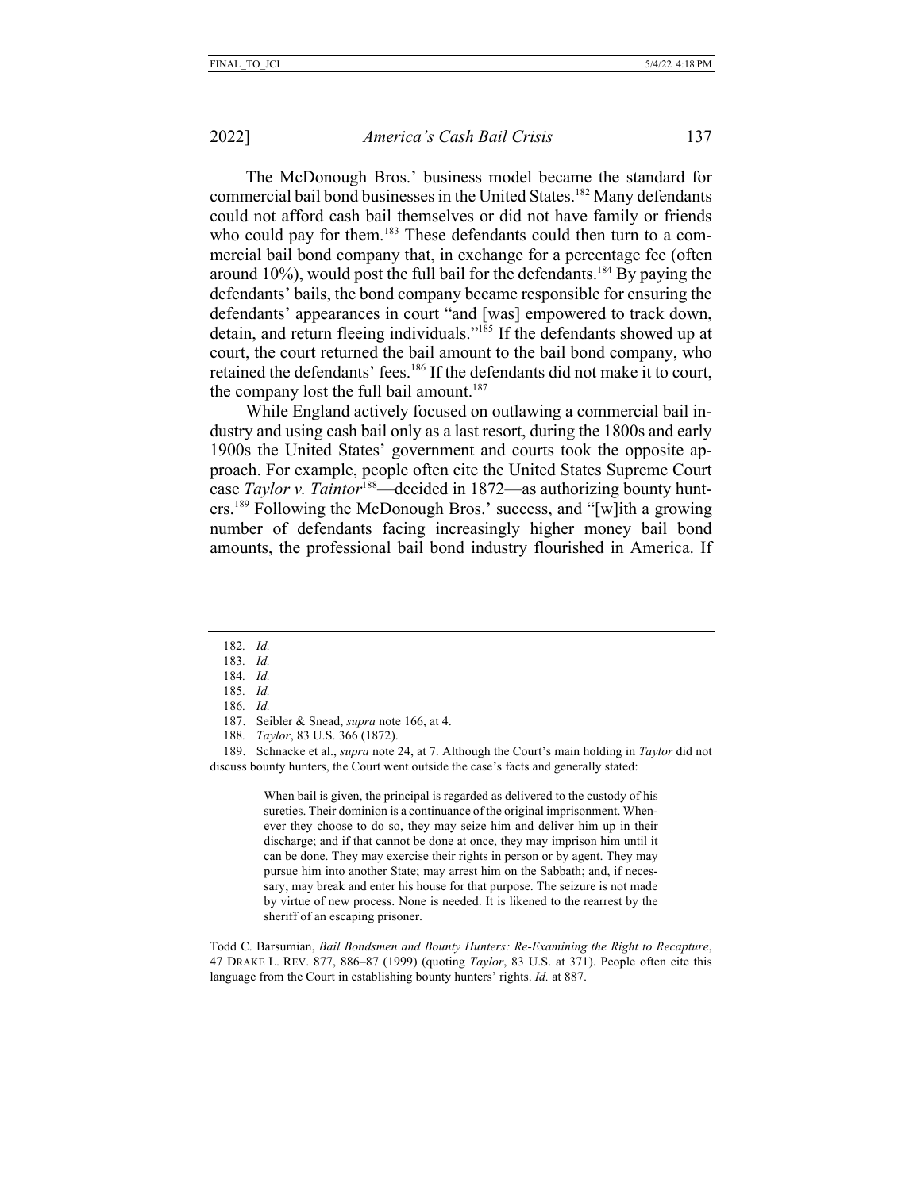The McDonough Bros.' business model became the standard for commercial bail bond businesses in the United States.[182] Many defendants could not afford cash bail themselves or did not have family or friends who could pay for them.[183] These defendants could then turn to a commercial bail bond company that, in exchange for a percentage fee (often around 10%), would post the full bail for the defendants.[184] By paying the defendants' bails, the bond company became responsible for ensuring the defendants' appearances in court "and [was] empowered to track down, detain, and return fleeing individuals."[185] If the defendants showed up at court, the court returned the bail amount to the bail bond company, who retained the defendants' fees.[186] If the defendants did not make it to court, the company lost the full bail amount.[187]

While England actively focused on outlawing a commercial bail industry and using cash bail only as a last resort, during the 1800s and early 1900s the United States' government and courts took the opposite approach. For example, people often cite the United States Supreme Court case *Taylor v. Taintor*[188]—decided in 1872—as authorizing bounty hunters.[189] Following the McDonough Bros.' success, and "[w]ith a growing number of defendants facing increasingly higher money bail bond amounts, the professional bail bond industry flourished in America. If

---

182. *Id.*

183. *Id.*

184. *Id.*

185. *Id.*

186. *Id.*

187. Seibler & Snead, *supra* note 166, at 4.

188. *Taylor*, 83 U.S. 366 (1872).

189. Schnacke et al., *supra* note 24, at 7. Although the Court's main holding in *Taylor* did not discuss bounty hunters, the Court went outside the case's facts and generally stated:

> When bail is given, the principal is regarded as delivered to the custody of his sureties. Their dominion is a continuance of the original imprisonment. Whenever they choose to do so, they may seize him and deliver him up in their discharge; and if that cannot be done at once, they may imprison him until it can be done. They may exercise their rights in person or by agent. They may pursue him into another State; may arrest him on the Sabbath; and, if necessary, may break and enter his house for that purpose. The seizure is not made by virtue of new process. None is needed. It is likened to the rearrest by the sheriff of an escaping prisoner.

Todd C. Barsumian, *Bail Bondsmen and Bounty Hunters: Re-Examining the Right to Recapture*, 47 DRAKE L. REV. 877, 886–87 (1999) (quoting *Taylor*, 83 U.S. at 371). People often cite this language from the Court in establishing bounty hunters' rights. *Id.* at 887.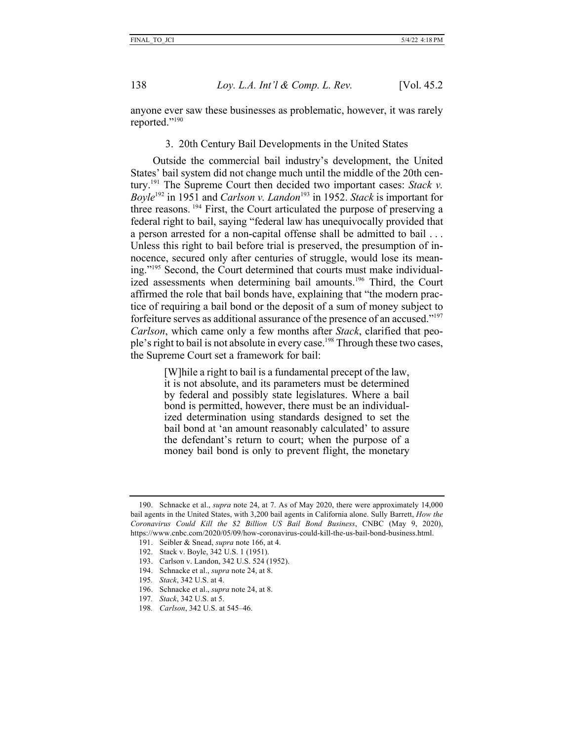anyone ever saw these businesses as problematic, however, it was rarely reported."[190]

### 3. 20th Century Bail Developments in the United States

Outside the commercial bail industry's development, the United States' bail system did not change much until the middle of the 20th century.[191] The Supreme Court then decided two important cases: *Stack v. Boyle*[192] in 1951 and *Carlson v. Landon*[193] in 1952. *Stack* is important for three reasons.[194] First, the Court articulated the purpose of preserving a federal right to bail, saying "federal law has unequivocally provided that a person arrested for a non-capital offense shall be admitted to bail . . . Unless this right to bail before trial is preserved, the presumption of innocence, secured only after centuries of struggle, would lose its meaning."[195] Second, the Court determined that courts must make individualized assessments when determining bail amounts.[196] Third, the Court affirmed the role that bail bonds have, explaining that "the modern practice of requiring a bail bond or the deposit of a sum of money subject to forfeiture serves as additional assurance of the presence of an accused."[197] *Carlson*, which came only a few months after *Stack*, clarified that people's right to bail is not absolute in every case.[198] Through these two cases, the Supreme Court set a framework for bail:

> [W]hile a right to bail is a fundamental precept of the law, it is not absolute, and its parameters must be determined by federal and possibly state legislatures. Where a bail bond is permitted, however, there must be an individualized determination using standards designed to set the bail bond at 'an amount reasonably calculated' to assure the defendant's return to court; when the purpose of a money bail bond is only to prevent flight, the monetary

---

190. Schnacke et al., *supra* note 24, at 7. As of May 2020, there were approximately 14,000 bail agents in the United States, with 3,200 bail agents in California alone. Sully Barrett, *How the Coronavirus Could Kill the $2 Billion US Bail Bond Business*, CNBC (May 9, 2020), https://www.cnbc.com/2020/05/09/how-coronavirus-could-kill-the-us-bail-bond-business.html.

191. Seibler & Snead, *supra* note 166, at 4.

192. Stack v. Boyle, 342 U.S. 1 (1951).

193. Carlson v. Landon, 342 U.S. 524 (1952).

194. Schnacke et al., *supra* note 24, at 8.

195. *Stack*, 342 U.S. at 4.

196. Schnacke et al., *supra* note 24, at 8.

197. *Stack*, 342 U.S. at 5.

198. *Carlson*, 342 U.S. at 545–46.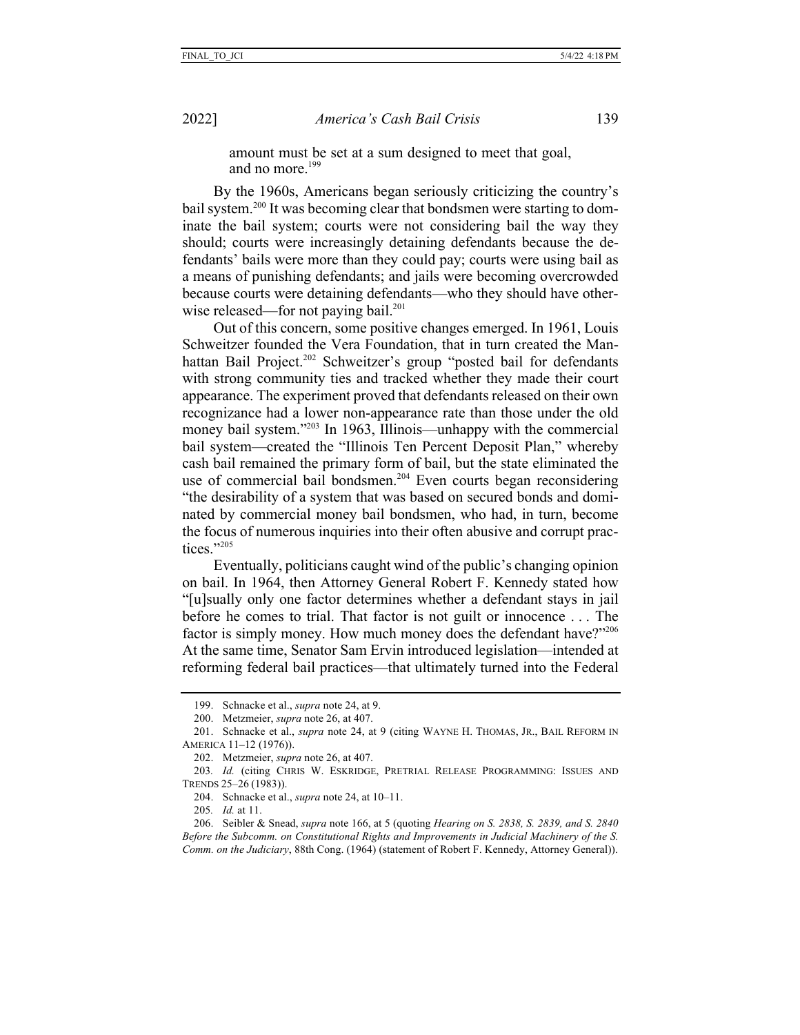> amount must be set at a sum designed to meet that goal, and no more.[199]

By the 1960s, Americans began seriously criticizing the country's bail system.[200] It was becoming clear that bondsmen were starting to dominate the bail system; courts were not considering bail the way they should; courts were increasingly detaining defendants because the defendants' bails were more than they could pay; courts were using bail as a means of punishing defendants; and jails were becoming overcrowded because courts were detaining defendants—who they should have otherwise released—for not paying bail.[201]

Out of this concern, some positive changes emerged. In 1961, Louis Schweitzer founded the Vera Foundation, that in turn created the Manhattan Bail Project.[202] Schweitzer's group "posted bail for defendants with strong community ties and tracked whether they made their court appearance. The experiment proved that defendants released on their own recognizance had a lower non-appearance rate than those under the old money bail system."[203] In 1963, Illinois—unhappy with the commercial bail system—created the "Illinois Ten Percent Deposit Plan," whereby cash bail remained the primary form of bail, but the state eliminated the use of commercial bail bondsmen.[204] Even courts began reconsidering "the desirability of a system that was based on secured bonds and dominated by commercial money bail bondsmen, who had, in turn, become the focus of numerous inquiries into their often abusive and corrupt practices."[205]

Eventually, politicians caught wind of the public's changing opinion on bail. In 1964, then Attorney General Robert F. Kennedy stated how "[u]sually only one factor determines whether a defendant stays in jail before he comes to trial. That factor is not guilt or innocence . . . The factor is simply money. How much money does the defendant have?"[206] At the same time, Senator Sam Ervin introduced legislation—intended at reforming federal bail practices—that ultimately turned into the Federal

---

199. Schnacke et al., *supra* note 24, at 9.

200. Metzmeier, *supra* note 26, at 407.

201. Schnacke et al., *supra* note 24, at 9 (citing WAYNE H. THOMAS, JR., BAIL REFORM IN AMERICA 11–12 (1976)).

202. Metzmeier, *supra* note 26, at 407.

203. *Id.* (citing CHRIS W. ESKRIDGE, PRETRIAL RELEASE PROGRAMMING: ISSUES AND TRENDS 25–26 (1983)).

204. Schnacke et al., *supra* note 24, at 10–11.

205. *Id.* at 11.

206. Seibler & Snead, *supra* note 166, at 5 (quoting *Hearing on S. 2838, S. 2839, and S. 2840 Before the Subcomm. on Constitutional Rights and Improvements in Judicial Machinery of the S. Comm. on the Judiciary*, 88th Cong. (1964) (statement of Robert F. Kennedy, Attorney General)).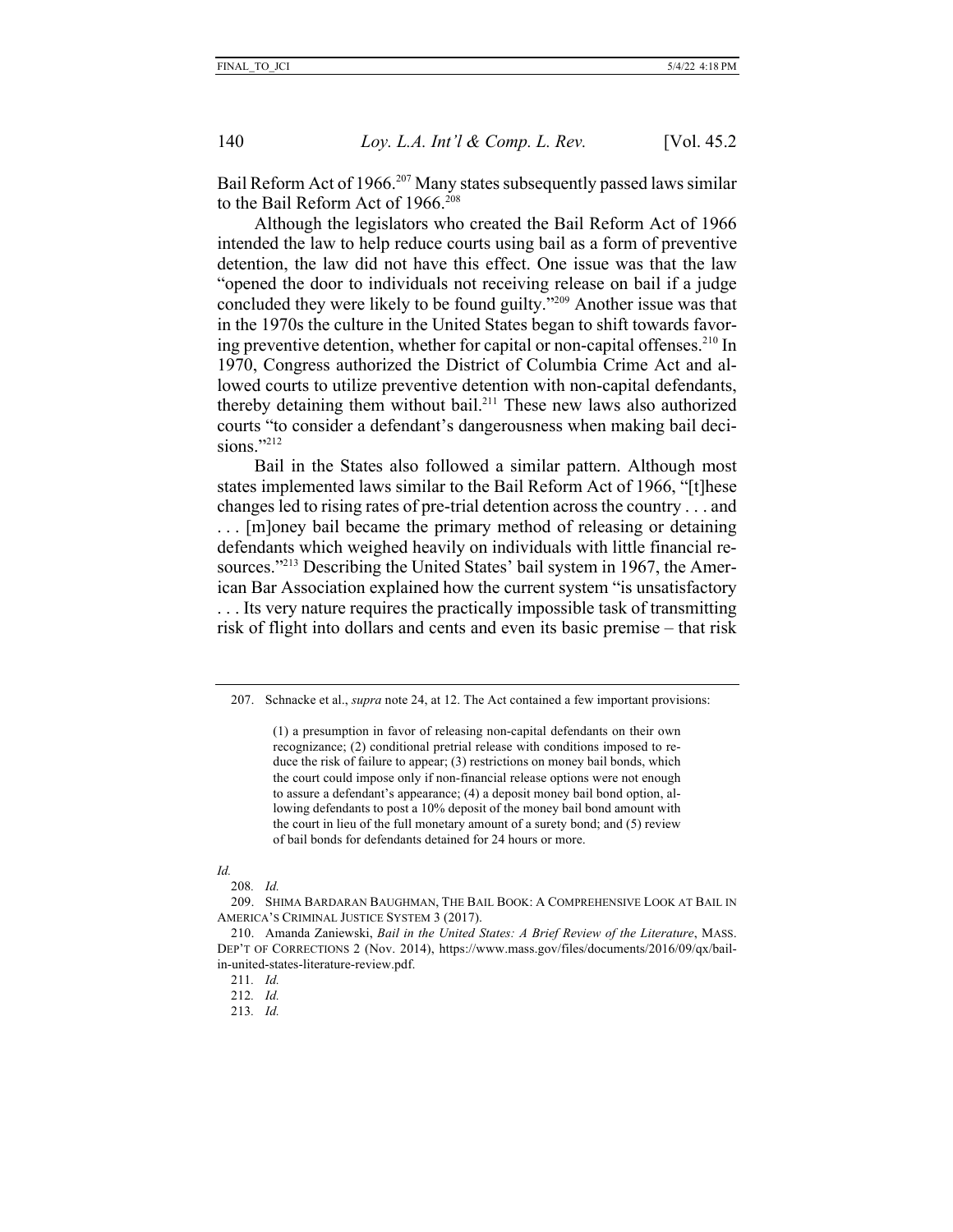Bail Reform Act of 1966.[207] Many states subsequently passed laws similar to the Bail Reform Act of 1966.[208]

Although the legislators who created the Bail Reform Act of 1966 intended the law to help reduce courts using bail as a form of preventive detention, the law did not have this effect. One issue was that the law "opened the door to individuals not receiving release on bail if a judge concluded they were likely to be found guilty."[209] Another issue was that in the 1970s the culture in the United States began to shift towards favoring preventive detention, whether for capital or non-capital offenses.[210] In 1970, Congress authorized the District of Columbia Crime Act and allowed courts to utilize preventive detention with non-capital defendants, thereby detaining them without bail.[211] These new laws also authorized courts "to consider a defendant's dangerousness when making bail decisions."[212]

Bail in the States also followed a similar pattern. Although most states implemented laws similar to the Bail Reform Act of 1966, "[t]hese changes led to rising rates of pre-trial detention across the country . . . and . . . [m]oney bail became the primary method of releasing or detaining defendants which weighed heavily on individuals with little financial resources."[213] Describing the United States' bail system in 1967, the American Bar Association explained how the current system "is unsatisfactory . . . Its very nature requires the practically impossible task of transmitting risk of flight into dollars and cents and even its basic premise – that risk

---

207. Schnacke et al., *supra* note 24, at 12. The Act contained a few important provisions:

> (1) a presumption in favor of releasing non-capital defendants on their own recognizance; (2) conditional pretrial release with conditions imposed to reduce the risk of failure to appear; (3) restrictions on money bail bonds, which the court could impose only if non-financial release options were not enough to assure a defendant's appearance; (4) a deposit money bail bond option, allowing defendants to post a 10% deposit of the money bail bond amount with the court in lieu of the full monetary amount of a surety bond; and (5) review of bail bonds for defendants detained for 24 hours or more.

*Id.*

208. *Id.*

209. SHIMA BARDARAN BAUGHMAN, THE BAIL BOOK: A COMPREHENSIVE LOOK AT BAIL IN AMERICA'S CRIMINAL JUSTICE SYSTEM 3 (2017).

210. Amanda Zaniewski, *Bail in the United States: A Brief Review of the Literature*, MASS. DEP'T OF CORRECTIONS 2 (Nov. 2014), https://www.mass.gov/files/documents/2016/09/qx/bail-in-united-states-literature-review.pdf.

211. *Id.*

212. *Id.*

213. *Id.*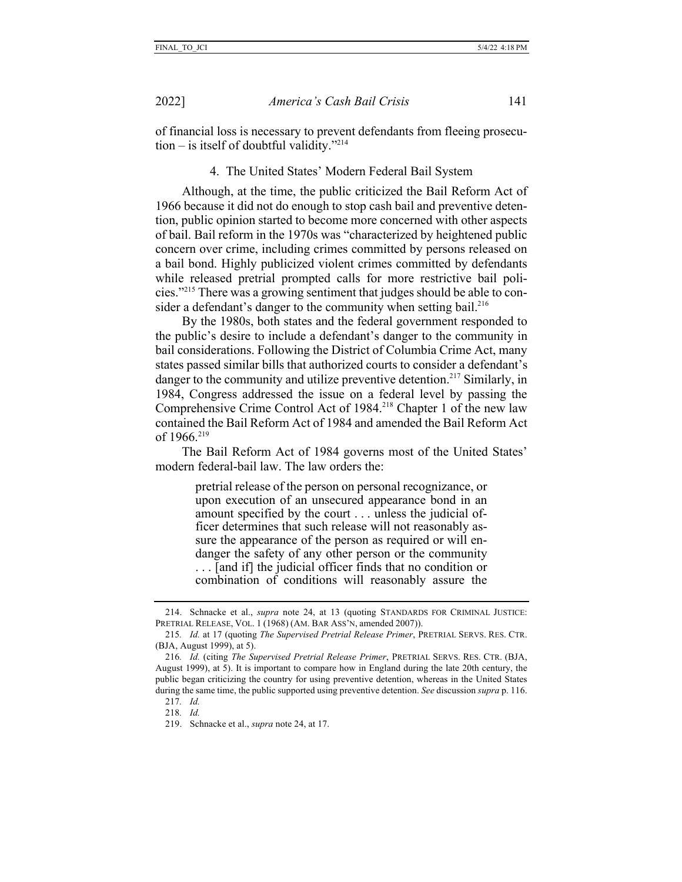of financial loss is necessary to prevent defendants from fleeing prosecution – is itself of doubtful validity."[214]

#### 4. The United States' Modern Federal Bail System

Although, at the time, the public criticized the Bail Reform Act of 1966 because it did not do enough to stop cash bail and preventive detention, public opinion started to become more concerned with other aspects of bail. Bail reform in the 1970s was "characterized by heightened public concern over crime, including crimes committed by persons released on a bail bond. Highly publicized violent crimes committed by defendants while released pretrial prompted calls for more restrictive bail policies."[215] There was a growing sentiment that judges should be able to consider a defendant's danger to the community when setting bail.[216]

By the 1980s, both states and the federal government responded to the public's desire to include a defendant's danger to the community in bail considerations. Following the District of Columbia Crime Act, many states passed similar bills that authorized courts to consider a defendant's danger to the community and utilize preventive detention.[217] Similarly, in 1984, Congress addressed the issue on a federal level by passing the Comprehensive Crime Control Act of 1984.[218] Chapter 1 of the new law contained the Bail Reform Act of 1984 and amended the Bail Reform Act of 1966.[219]

The Bail Reform Act of 1984 governs most of the United States' modern federal-bail law. The law orders the:

> pretrial release of the person on personal recognizance, or upon execution of an unsecured appearance bond in an amount specified by the court . . . unless the judicial officer determines that such release will not reasonably assure the appearance of the person as required or will endanger the safety of any other person or the community . . . [and if] the judicial officer finds that no condition or combination of conditions will reasonably assure the

---

214. Schnacke et al., *supra* note 24, at 13 (quoting STANDARDS FOR CRIMINAL JUSTICE: PRETRIAL RELEASE, VOL. 1 (1968) (AM. BAR ASS'N, amended 2007)).

215. *Id.* at 17 (quoting *The Supervised Pretrial Release Primer*, PRETRIAL SERVS. RES. CTR. (BJA, August 1999), at 5).

216. *Id.* (citing *The Supervised Pretrial Release Primer*, PRETRIAL SERVS. RES. CTR. (BJA, August 1999), at 5). It is important to compare how in England during the late 20th century, the public began criticizing the country for using preventive detention, whereas in the United States during the same time, the public supported using preventive detention. *See* discussion *supra* p. 116.

217. *Id.*

218. *Id.*

219. Schnacke et al., *supra* note 24, at 17.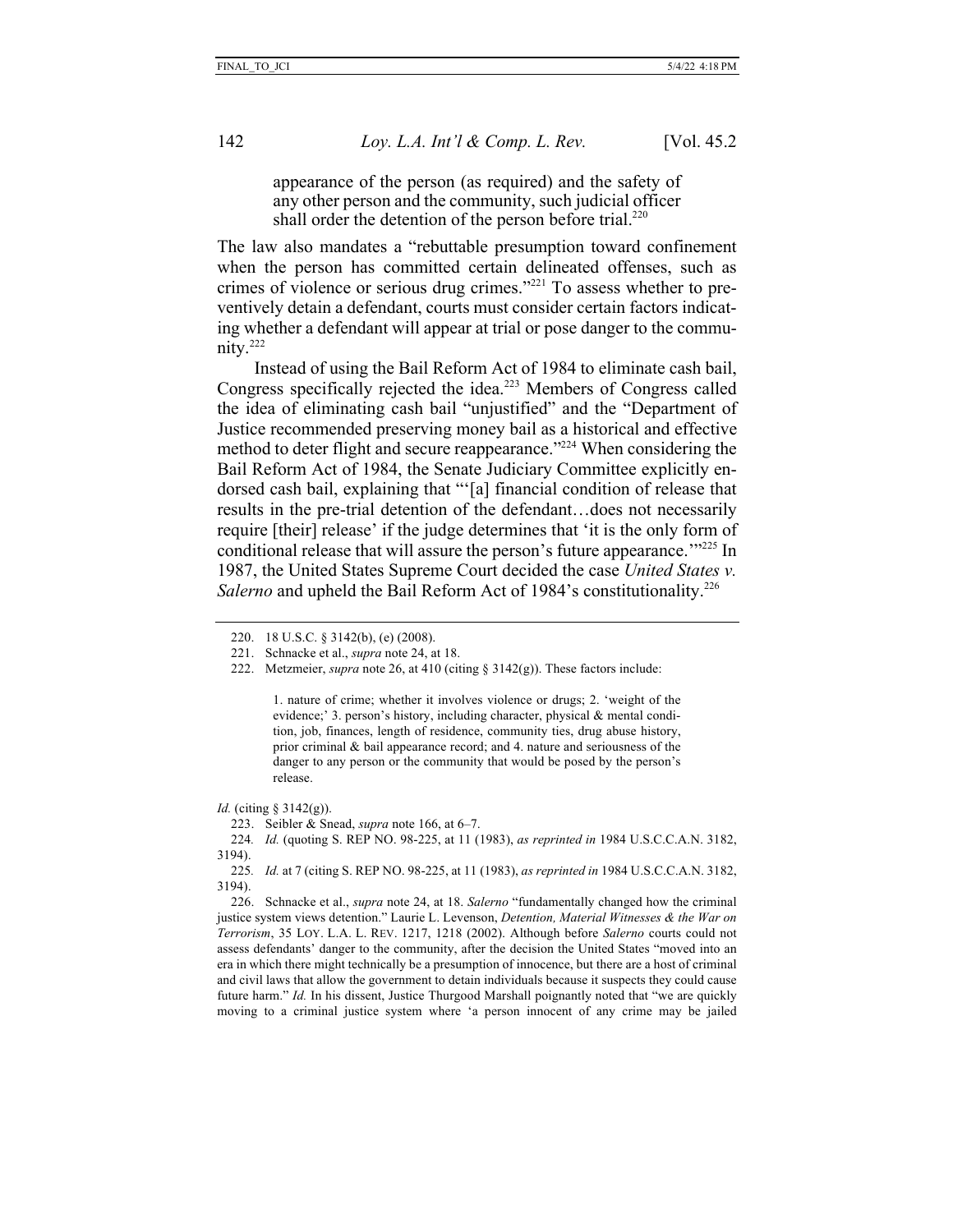> appearance of the person (as required) and the safety of any other person and the community, such judicial officer shall order the detention of the person before trial.[220]

The law also mandates a "rebuttable presumption toward confinement when the person has committed certain delineated offenses, such as crimes of violence or serious drug crimes."[221] To assess whether to preventively detain a defendant, courts must consider certain factors indicating whether a defendant will appear at trial or pose danger to the community.[222]

Instead of using the Bail Reform Act of 1984 to eliminate cash bail, Congress specifically rejected the idea.[223] Members of Congress called the idea of eliminating cash bail "unjustified" and the "Department of Justice recommended preserving money bail as a historical and effective method to deter flight and secure reappearance."[224] When considering the Bail Reform Act of 1984, the Senate Judiciary Committee explicitly endorsed cash bail, explaining that "'[a] financial condition of release that results in the pre-trial detention of the defendant…does not necessarily require [their] release' if the judge determines that 'it is the only form of conditional release that will assure the person's future appearance.'"[225] In 1987, the United States Supreme Court decided the case *United States v. Salerno* and upheld the Bail Reform Act of 1984's constitutionality.[226]

---

220. 18 U.S.C. § 3142(b), (e) (2008).

221. Schnacke et al., *supra* note 24, at 18.

222. Metzmeier, *supra* note 26, at 410 (citing § 3142(g)). These factors include:

> 1. nature of crime; whether it involves violence or drugs; 2. 'weight of the evidence;' 3. person's history, including character, physical & mental condition, job, finances, length of residence, community ties, drug abuse history, prior criminal & bail appearance record; and 4. nature and seriousness of the danger to any person or the community that would be posed by the person's release.

*Id.* (citing § 3142(g)).

223. Seibler & Snead, *supra* note 166, at 6–7.

224. *Id.* (quoting S. REP NO. 98-225, at 11 (1983), *as reprinted in* 1984 U.S.C.C.A.N. 3182, 3194).

225. *Id.* at 7 (citing S. REP NO. 98-225, at 11 (1983), *as reprinted in* 1984 U.S.C.C.A.N. 3182, 3194).

226. Schnacke et al., *supra* note 24, at 18. *Salerno* "fundamentally changed how the criminal justice system views detention." Laurie L. Levenson, *Detention, Material Witnesses & the War on Terrorism*, 35 LOY. L.A. L. REV. 1217, 1218 (2002). Although before *Salerno* courts could not assess defendants' danger to the community, after the decision the United States "moved into an era in which there might technically be a presumption of innocence, but there are a host of criminal and civil laws that allow the government to detain individuals because it suspects they could cause future harm." *Id.* In his dissent, Justice Thurgood Marshall poignantly noted that "we are quickly moving to a criminal justice system where 'a person innocent of any crime may be jailed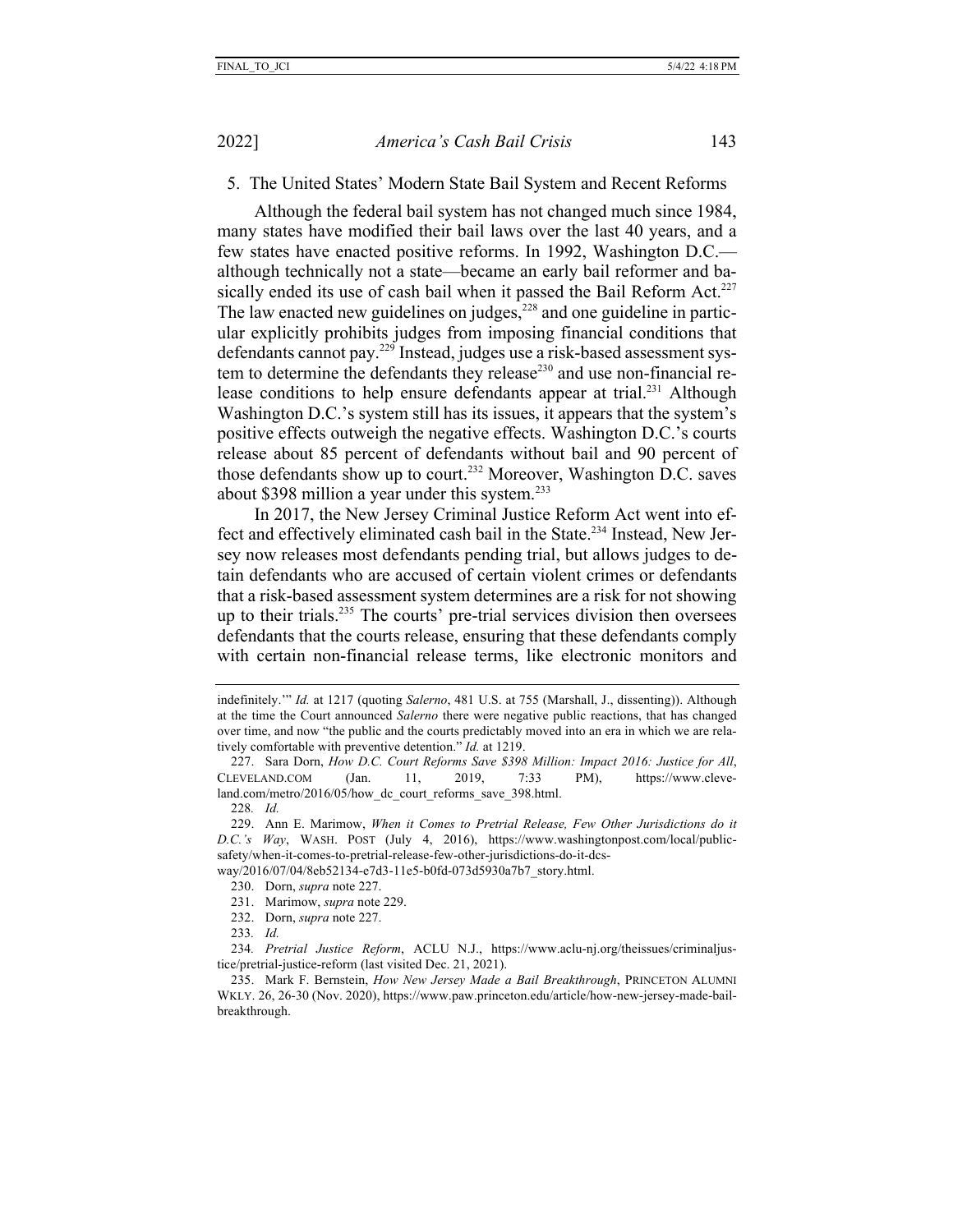5. The United States' Modern State Bail System and Recent Reforms

Although the federal bail system has not changed much since 1984, many states have modified their bail laws over the last 40 years, and a few states have enacted positive reforms. In 1992, Washington D.C.—although technically not a state—became an early bail reformer and basically ended its use of cash bail when it passed the Bail Reform Act.[227] The law enacted new guidelines on judges,[228] and one guideline in particular explicitly prohibits judges from imposing financial conditions that defendants cannot pay.[229] Instead, judges use a risk-based assessment system to determine the defendants they release[230] and use non-financial release conditions to help ensure defendants appear at trial.[231] Although Washington D.C.'s system still has its issues, it appears that the system's positive effects outweigh the negative effects. Washington D.C.'s courts release about 85 percent of defendants without bail and 90 percent of those defendants show up to court.[232] Moreover, Washington D.C. saves about $398 million a year under this system.[233]

In 2017, the New Jersey Criminal Justice Reform Act went into effect and effectively eliminated cash bail in the State.[234] Instead, New Jersey now releases most defendants pending trial, but allows judges to detain defendants who are accused of certain violent crimes or defendants that a risk-based assessment system determines are a risk for not showing up to their trials.[235] The courts' pre-trial services division then oversees defendants that the courts release, ensuring that these defendants comply with certain non-financial release terms, like electronic monitors and

---

indefinitely.'" *Id.* at 1217 (quoting *Salerno*, 481 U.S. at 755 (Marshall, J., dissenting)). Although at the time the Court announced *Salerno* there were negative public reactions, that has changed over time, and now "the public and the courts predictably moved into an era in which we are relatively comfortable with preventive detention." *Id.* at 1219.

227. Sara Dorn, *How D.C. Court Reforms Save $398 Million: Impact 2016: Justice for All*, CLEVELAND.COM (Jan. 11, 2019, 7:33 PM), https://www.cleveland.com/metro/2016/05/how_dc_court_reforms_save_398.html.

228. *Id.*

229. Ann E. Marimow, *When it Comes to Pretrial Release, Few Other Jurisdictions do it D.C.'s Way*, WASH. POST (July 4, 2016), https://www.washingtonpost.com/local/public-safety/when-it-comes-to-pretrial-release-few-other-jurisdictions-do-it-dcs-way/2016/07/04/8eb52134-e7d3-11e5-b0fd-073d5930a7b7_story.html.

230. Dorn, *supra* note 227.

231. Marimow, *supra* note 229.

232. Dorn, *supra* note 227.

233. *Id.*

234. *Pretrial Justice Reform*, ACLU N.J., https://www.aclu-nj.org/theissues/criminaljustice/pretrial-justice-reform (last visited Dec. 21, 2021).

235. Mark F. Bernstein, *How New Jersey Made a Bail Breakthrough*, PRINCETON ALUMNI WKLY. 26, 26-30 (Nov. 2020), https://www.paw.princeton.edu/article/how-new-jersey-made-bail-breakthrough.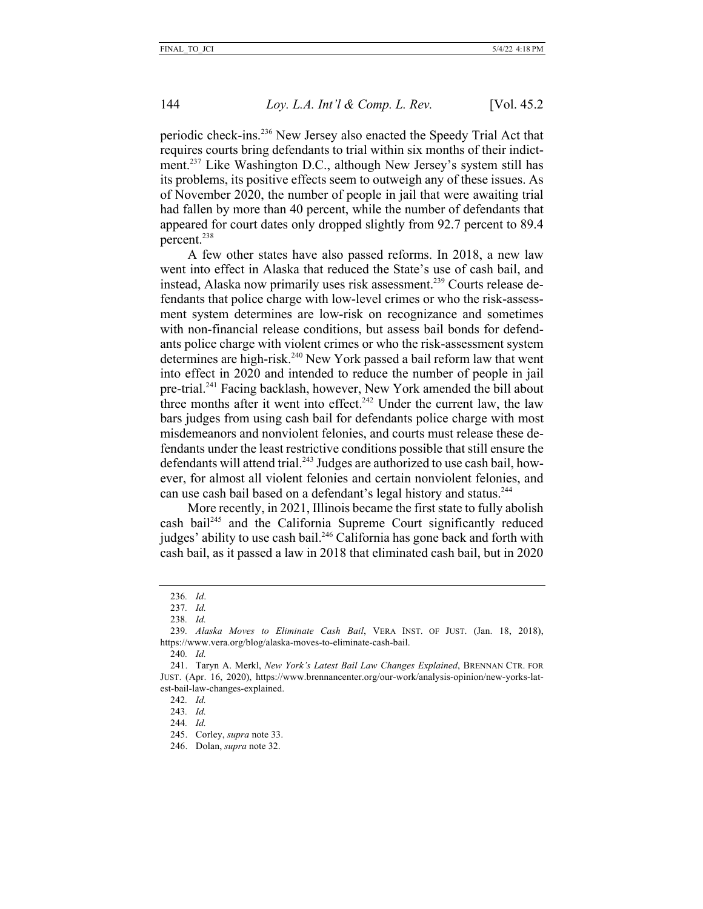periodic check-ins.[236] New Jersey also enacted the Speedy Trial Act that requires courts bring defendants to trial within six months of their indictment.[237] Like Washington D.C., although New Jersey's system still has its problems, its positive effects seem to outweigh any of these issues. As of November 2020, the number of people in jail that were awaiting trial had fallen by more than 40 percent, while the number of defendants that appeared for court dates only dropped slightly from 92.7 percent to 89.4 percent.[238]

A few other states have also passed reforms. In 2018, a new law went into effect in Alaska that reduced the State's use of cash bail, and instead, Alaska now primarily uses risk assessment.[239] Courts release defendants that police charge with low-level crimes or who the risk-assessment system determines are low-risk on recognizance and sometimes with non-financial release conditions, but assess bail bonds for defendants police charge with violent crimes or who the risk-assessment system determines are high-risk.[240] New York passed a bail reform law that went into effect in 2020 and intended to reduce the number of people in jail pre-trial.[241] Facing backlash, however, New York amended the bill about three months after it went into effect.[242] Under the current law, the law bars judges from using cash bail for defendants police charge with most misdemeanors and nonviolent felonies, and courts must release these defendants under the least restrictive conditions possible that still ensure the defendants will attend trial.[243] Judges are authorized to use cash bail, however, for almost all violent felonies and certain nonviolent felonies, and can use cash bail based on a defendant's legal history and status.[244]

More recently, in 2021, Illinois became the first state to fully abolish cash bail[245] and the California Supreme Court significantly reduced judges' ability to use cash bail.[246] California has gone back and forth with cash bail, as it passed a law in 2018 that eliminated cash bail, but in 2020

---

236. *Id*.

237. *Id.*

238. *Id.*

239. *Alaska Moves to Eliminate Cash Bail*, VERA INST. OF JUST. (Jan. 18, 2018), https://www.vera.org/blog/alaska-moves-to-eliminate-cash-bail.

240. *Id.*

241. Taryn A. Merkl, *New York's Latest Bail Law Changes Explained*, BRENNAN CTR. FOR JUST. (Apr. 16, 2020), https://www.brennancenter.org/our-work/analysis-opinion/new-yorks-latest-bail-law-changes-explained.

242. *Id.*

243. *Id.*

244. *Id.*

245. Corley, *supra* note 33.

246. Dolan, *supra* note 32.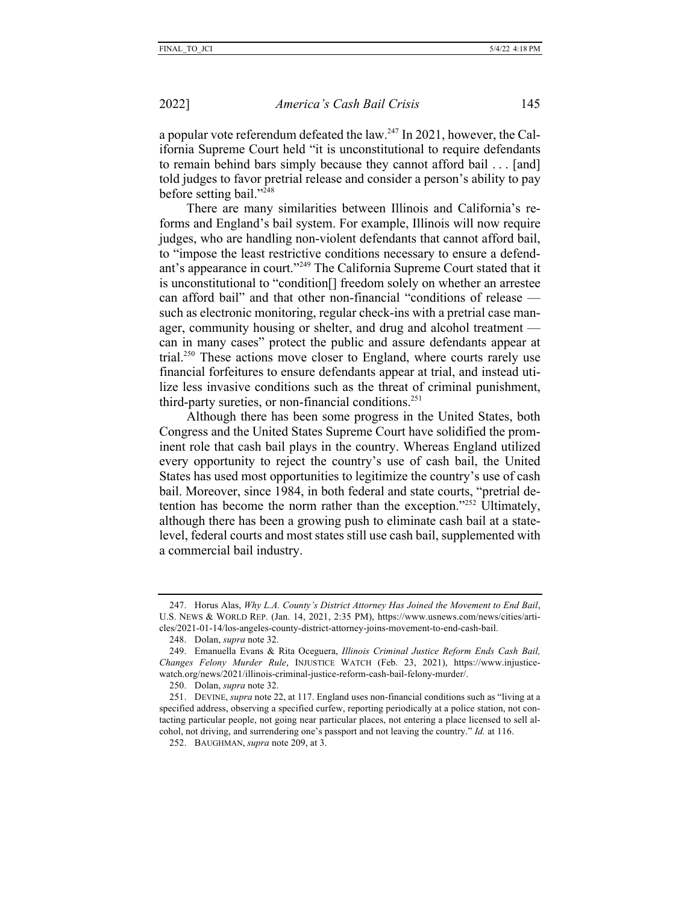a popular vote referendum defeated the law.[247] In 2021, however, the California Supreme Court held "it is unconstitutional to require defendants to remain behind bars simply because they cannot afford bail . . . [and] told judges to favor pretrial release and consider a person's ability to pay before setting bail."[248]

There are many similarities between Illinois and California's reforms and England's bail system. For example, Illinois will now require judges, who are handling non-violent defendants that cannot afford bail, to "impose the least restrictive conditions necessary to ensure a defendant's appearance in court."[249] The California Supreme Court stated that it is unconstitutional to "condition[] freedom solely on whether an arrestee can afford bail" and that other non-financial "conditions of release — such as electronic monitoring, regular check-ins with a pretrial case manager, community housing or shelter, and drug and alcohol treatment — can in many cases" protect the public and assure defendants appear at trial.[250] These actions move closer to England, where courts rarely use financial forfeitures to ensure defendants appear at trial, and instead utilize less invasive conditions such as the threat of criminal punishment, third-party sureties, or non-financial conditions.[251]

Although there has been some progress in the United States, both Congress and the United States Supreme Court have solidified the prominent role that cash bail plays in the country. Whereas England utilized every opportunity to reject the country's use of cash bail, the United States has used most opportunities to legitimize the country's use of cash bail. Moreover, since 1984, in both federal and state courts, "pretrial detention has become the norm rather than the exception."[252] Ultimately, although there has been a growing push to eliminate cash bail at a state-level, federal courts and most states still use cash bail, supplemented with a commercial bail industry.

---

247. Horus Alas, *Why L.A. County's District Attorney Has Joined the Movement to End Bail*, U.S. NEWS & WORLD REP. (Jan. 14, 2021, 2:35 PM), https://www.usnews.com/news/cities/articles/2021-01-14/los-angeles-county-district-attorney-joins-movement-to-end-cash-bail.

248. Dolan, *supra* note 32.

249. Emanuella Evans & Rita Oceguera, *Illinois Criminal Justice Reform Ends Cash Bail, Changes Felony Murder Rule*, INJUSTICE WATCH (Feb. 23, 2021), https://www.injusticewatch.org/news/2021/illinois-criminal-justice-reform-cash-bail-felony-murder/.

250. Dolan, *supra* note 32.

251. DEVINE, *supra* note 22, at 117. England uses non-financial conditions such as "living at a specified address, observing a specified curfew, reporting periodically at a police station, not contacting particular people, not going near particular places, not entering a place licensed to sell alcohol, not driving, and surrendering one's passport and not leaving the country." *Id.* at 116.

252. BAUGHMAN, *supra* note 209, at 3.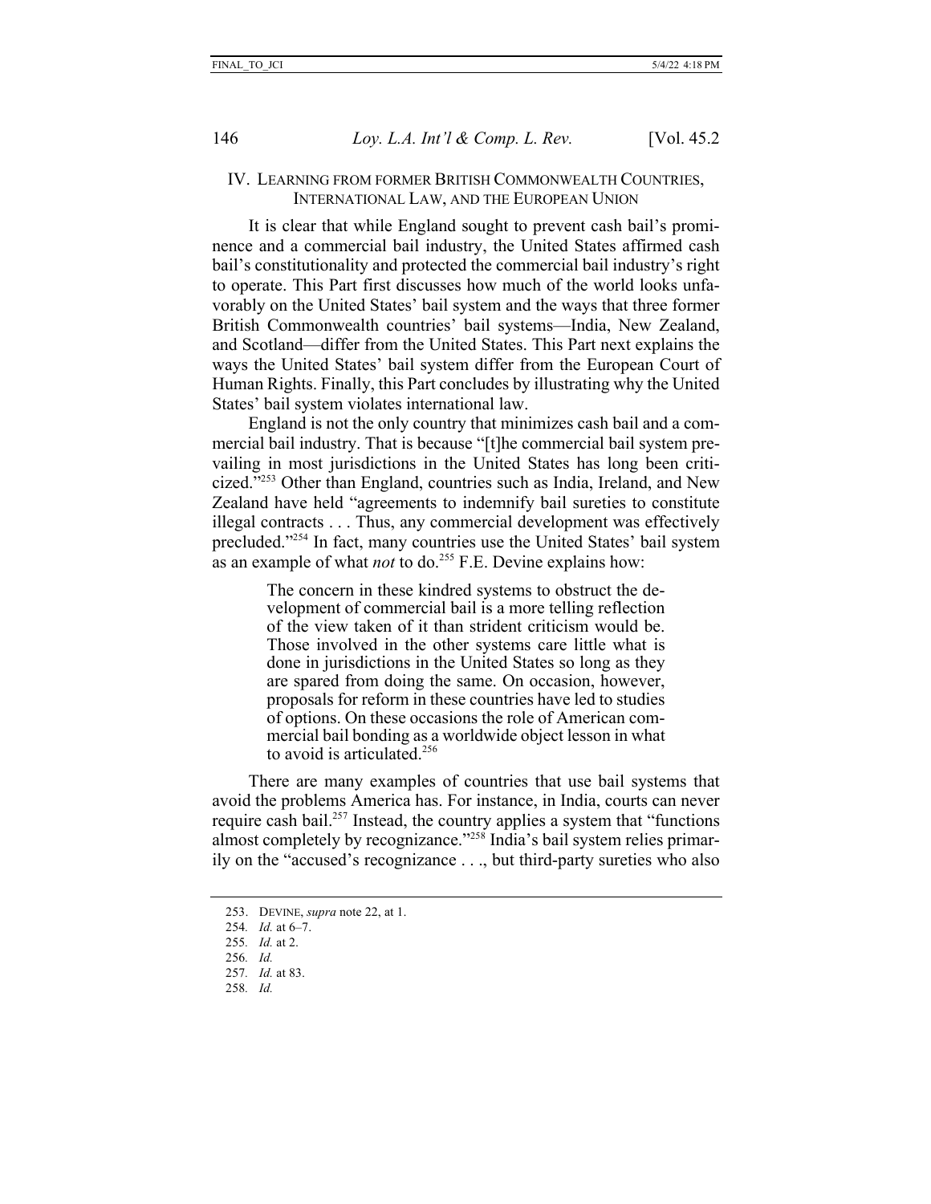## IV. Learning from Former British Commonwealth Countries, International Law, and the European Union

It is clear that while England sought to prevent cash bail's prominence and a commercial bail industry, the United States affirmed cash bail's constitutionality and protected the commercial bail industry's right to operate. This Part first discusses how much of the world looks unfavorably on the United States' bail system and the ways that three former British Commonwealth countries' bail systems—India, New Zealand, and Scotland—differ from the United States. This Part next explains the ways the United States' bail system differ from the European Court of Human Rights. Finally, this Part concludes by illustrating why the United States' bail system violates international law.

England is not the only country that minimizes cash bail and a commercial bail industry. That is because "[t]he commercial bail system prevailing in most jurisdictions in the United States has long been criticized."[253] Other than England, countries such as India, Ireland, and New Zealand have held "agreements to indemnify bail sureties to constitute illegal contracts . . . Thus, any commercial development was effectively precluded."[254] In fact, many countries use the United States' bail system as an example of what *not* to do.[255] F.E. Devine explains how:

> The concern in these kindred systems to obstruct the development of commercial bail is a more telling reflection of the view taken of it than strident criticism would be. Those involved in the other systems care little what is done in jurisdictions in the United States so long as they are spared from doing the same. On occasion, however, proposals for reform in these countries have led to studies of options. On these occasions the role of American commercial bail bonding as a worldwide object lesson in what to avoid is articulated.[256]

There are many examples of countries that use bail systems that avoid the problems America has. For instance, in India, courts can never require cash bail.[257] Instead, the country applies a system that "functions almost completely by recognizance."[258] India's bail system relies primarily on the "accused's recognizance . . ., but third-party sureties who also

---

253. Devine, *supra* note 22, at 1.

254. *Id.* at 6–7.

255. *Id.* at 2.

256. *Id.*

257. *Id.* at 83.

258. *Id.*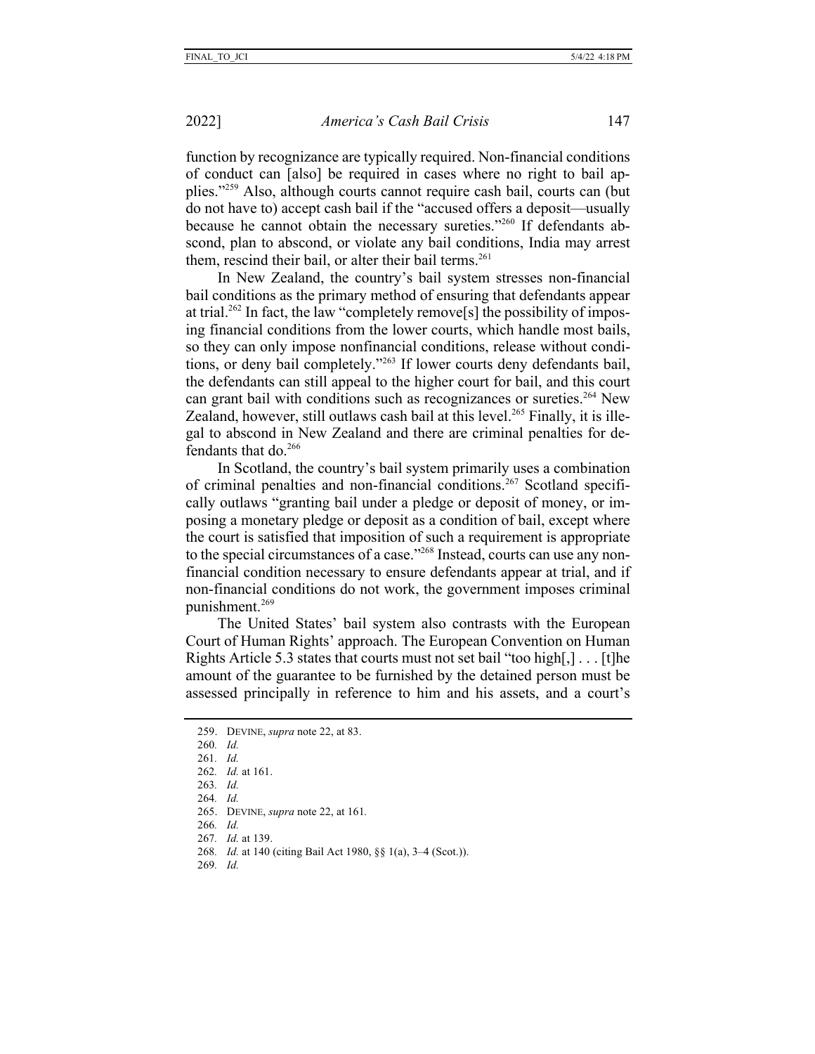function by recognizance are typically required. Non-financial conditions of conduct can [also] be required in cases where no right to bail applies."[259] Also, although courts cannot require cash bail, courts can (but do not have to) accept cash bail if the "accused offers a deposit—usually because he cannot obtain the necessary sureties."[260] If defendants abscond, plan to abscond, or violate any bail conditions, India may arrest them, rescind their bail, or alter their bail terms.[261]

In New Zealand, the country's bail system stresses non-financial bail conditions as the primary method of ensuring that defendants appear at trial.[262] In fact, the law "completely remove[s] the possibility of imposing financial conditions from the lower courts, which handle most bails, so they can only impose nonfinancial conditions, release without conditions, or deny bail completely."[263] If lower courts deny defendants bail, the defendants can still appeal to the higher court for bail, and this court can grant bail with conditions such as recognizances or sureties.[264] New Zealand, however, still outlaws cash bail at this level.[265] Finally, it is illegal to abscond in New Zealand and there are criminal penalties for defendants that do.[266]

In Scotland, the country's bail system primarily uses a combination of criminal penalties and non-financial conditions.[267] Scotland specifically outlaws "granting bail under a pledge or deposit of money, or imposing a monetary pledge or deposit as a condition of bail, except where the court is satisfied that imposition of such a requirement is appropriate to the special circumstances of a case."[268] Instead, courts can use any non-financial condition necessary to ensure defendants appear at trial, and if non-financial conditions do not work, the government imposes criminal punishment.[269]

The United States' bail system also contrasts with the European Court of Human Rights' approach. The European Convention on Human Rights Article 5.3 states that courts must not set bail "too high[,] . . . [t]he amount of the guarantee to be furnished by the detained person must be assessed principally in reference to him and his assets, and a court's

---

259. DEVINE, *supra* note 22, at 83.
260. *Id.*
261. *Id.*
262. *Id.* at 161.
263. *Id.*
264. *Id.*
265. DEVINE, *supra* note 22, at 161.
266. *Id.*
267. *Id.* at 139.
268. *Id.* at 140 (citing Bail Act 1980, §§ 1(a), 3–4 (Scot.)).
269. *Id.*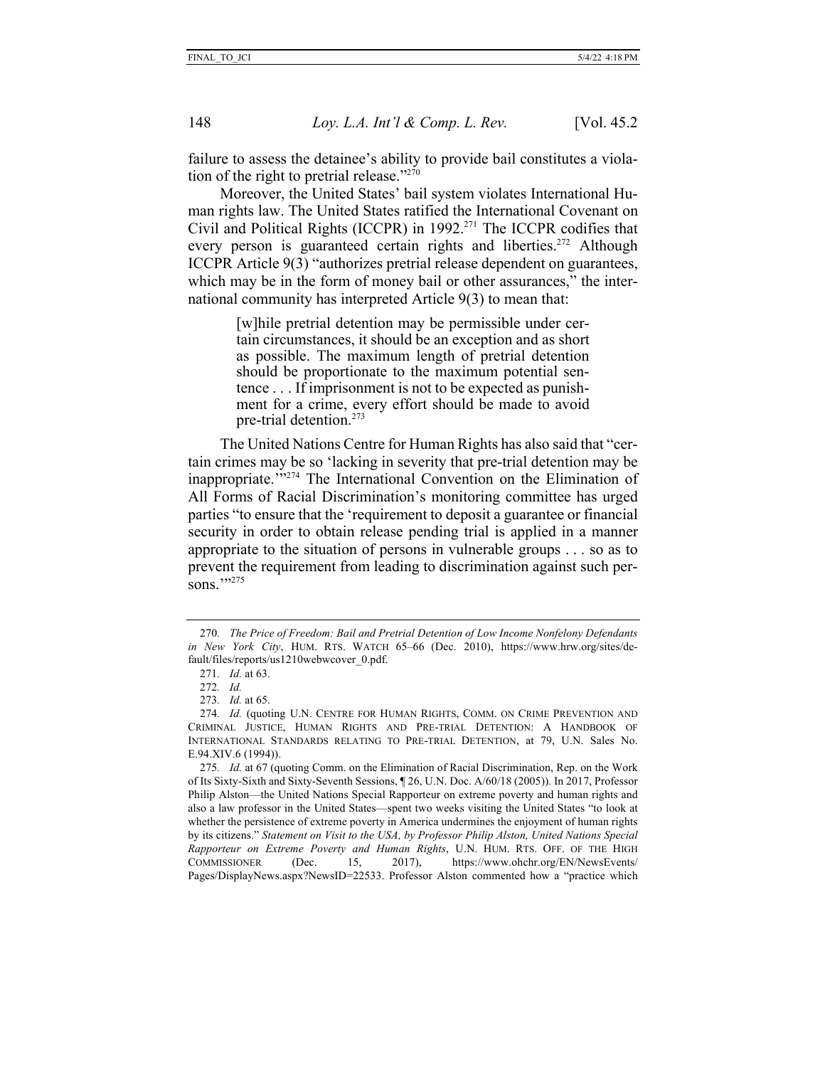failure to assess the detainee's ability to provide bail constitutes a violation of the right to pretrial release."[270]

Moreover, the United States' bail system violates International Human rights law. The United States ratified the International Covenant on Civil and Political Rights (ICCPR) in 1992.[271] The ICCPR codifies that every person is guaranteed certain rights and liberties.[272] Although ICCPR Article 9(3) "authorizes pretrial release dependent on guarantees, which may be in the form of money bail or other assurances," the international community has interpreted Article 9(3) to mean that:

> [w]hile pretrial detention may be permissible under certain circumstances, it should be an exception and as short as possible. The maximum length of pretrial detention should be proportionate to the maximum potential sentence . . . If imprisonment is not to be expected as punishment for a crime, every effort should be made to avoid pre-trial detention.[273]

The United Nations Centre for Human Rights has also said that "certain crimes may be so 'lacking in severity that pre-trial detention may be inappropriate.'"[274] The International Convention on the Elimination of All Forms of Racial Discrimination's monitoring committee has urged parties "to ensure that the 'requirement to deposit a guarantee or financial security in order to obtain release pending trial is applied in a manner appropriate to the situation of persons in vulnerable groups . . . so as to prevent the requirement from leading to discrimination against such persons.'"[275]

---

270. *The Price of Freedom: Bail and Pretrial Detention of Low Income Nonfelony Defendants in New York City*, HUM. RTS. WATCH 65–66 (Dec. 2010), https://www.hrw.org/sites/default/files/reports/us1210webwcover_0.pdf.

271. *Id.* at 63.

272. *Id.*

273. *Id.* at 65.

274. *Id.* (quoting U.N. CENTRE FOR HUMAN RIGHTS, COMM. ON CRIME PREVENTION AND CRIMINAL JUSTICE, HUMAN RIGHTS AND PRE-TRIAL DETENTION: A HANDBOOK OF INTERNATIONAL STANDARDS RELATING TO PRE-TRIAL DETENTION, at 79, U.N. Sales No. E.94.XIV.6 (1994)).

275. *Id.* at 67 (quoting Comm. on the Elimination of Racial Discrimination, Rep. on the Work of Its Sixty-Sixth and Sixty-Seventh Sessions, ¶ 26, U.N. Doc. A/60/18 (2005)). In 2017, Professor Philip Alston—the United Nations Special Rapporteur on extreme poverty and human rights and also a law professor in the United States—spent two weeks visiting the United States "to look at whether the persistence of extreme poverty in America undermines the enjoyment of human rights by its citizens." *Statement on Visit to the USA, by Professor Philip Alston, United Nations Special Rapporteur on Extreme Poverty and Human Rights*, U.N. HUM. RTS. OFF. OF THE HIGH COMMISSIONER (Dec. 15, 2017), https://www.ohchr.org/EN/NewsEvents/Pages/DisplayNews.aspx?NewsID=22533. Professor Alston commented how a "practice which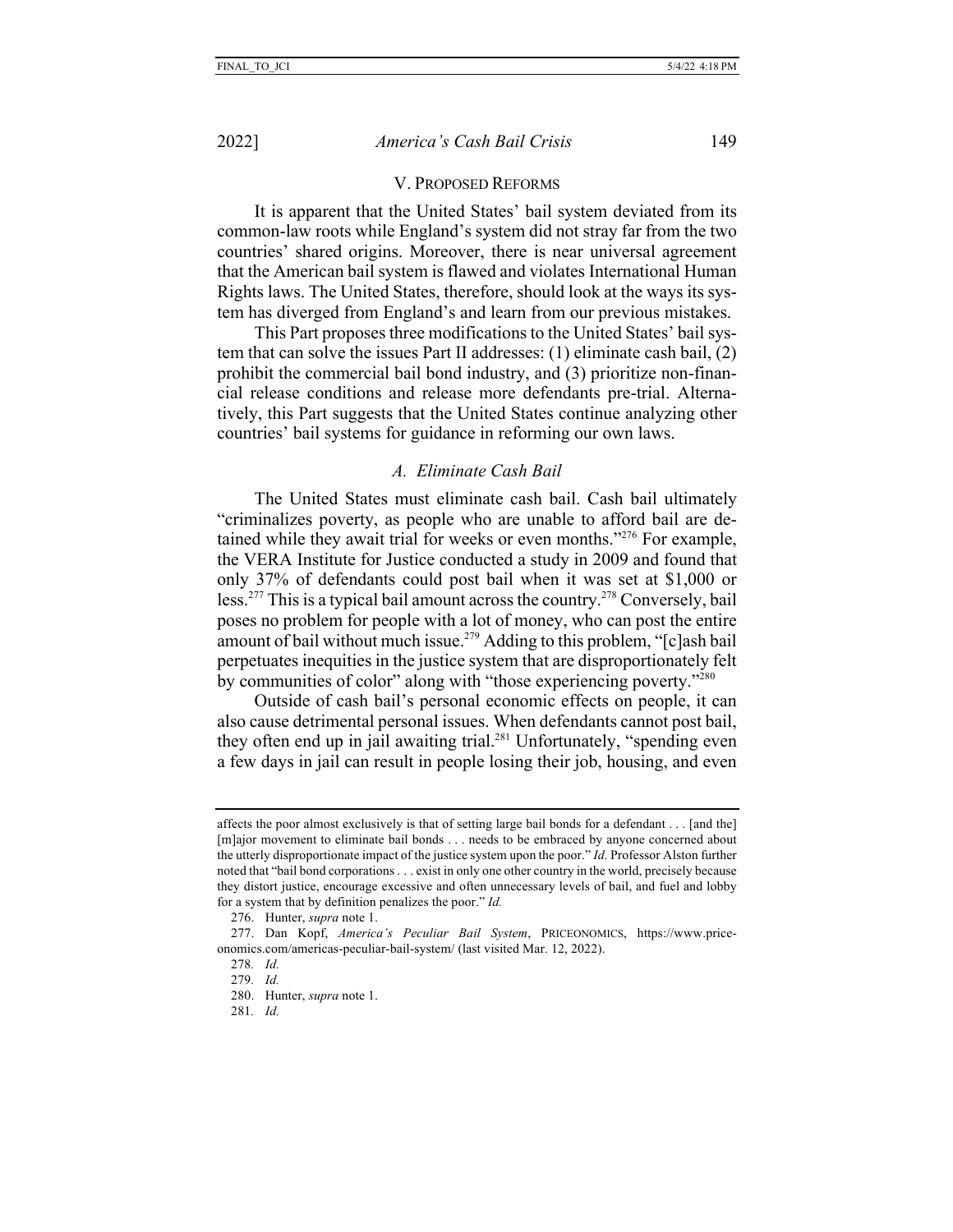## V. Proposed Reforms

It is apparent that the United States' bail system deviated from its common-law roots while England's system did not stray far from the two countries' shared origins. Moreover, there is near universal agreement that the American bail system is flawed and violates International Human Rights laws. The United States, therefore, should look at the ways its system has diverged from England's and learn from our previous mistakes.

This Part proposes three modifications to the United States' bail system that can solve the issues Part II addresses: (1) eliminate cash bail, (2) prohibit the commercial bail bond industry, and (3) prioritize non-financial release conditions and release more defendants pre-trial. Alternatively, this Part suggests that the United States continue analyzing other countries' bail systems for guidance in reforming our own laws.

### *A. Eliminate Cash Bail*

The United States must eliminate cash bail. Cash bail ultimately "criminalizes poverty, as people who are unable to afford bail are detained while they await trial for weeks or even months."[276] For example, the VERA Institute for Justice conducted a study in 2009 and found that only 37% of defendants could post bail when it was set at $1,000 or less.[277] This is a typical bail amount across the country.[278] Conversely, bail poses no problem for people with a lot of money, who can post the entire amount of bail without much issue.[279] Adding to this problem, "[c]ash bail perpetuates inequities in the justice system that are disproportionately felt by communities of color" along with "those experiencing poverty."[280]

Outside of cash bail's personal economic effects on people, it can also cause detrimental personal issues. When defendants cannot post bail, they often end up in jail awaiting trial.[281] Unfortunately, "spending even a few days in jail can result in people losing their job, housing, and even

---

affects the poor almost exclusively is that of setting large bail bonds for a defendant . . . [and the] [m]ajor movement to eliminate bail bonds . . . needs to be embraced by anyone concerned about the utterly disproportionate impact of the justice system upon the poor." *Id.* Professor Alston further noted that "bail bond corporations . . . exist in only one other country in the world, precisely because they distort justice, encourage excessive and often unnecessary levels of bail, and fuel and lobby for a system that by definition penalizes the poor." *Id.*

276. Hunter, *supra* note 1.

277. Dan Kopf, *America's Peculiar Bail System*, PRICEONOMICS, https://www.priceonomics.com/americas-peculiar-bail-system/ (last visited Mar. 12, 2022).

278. *Id.*

279. *Id.*

280. Hunter, *supra* note 1.

281. *Id.*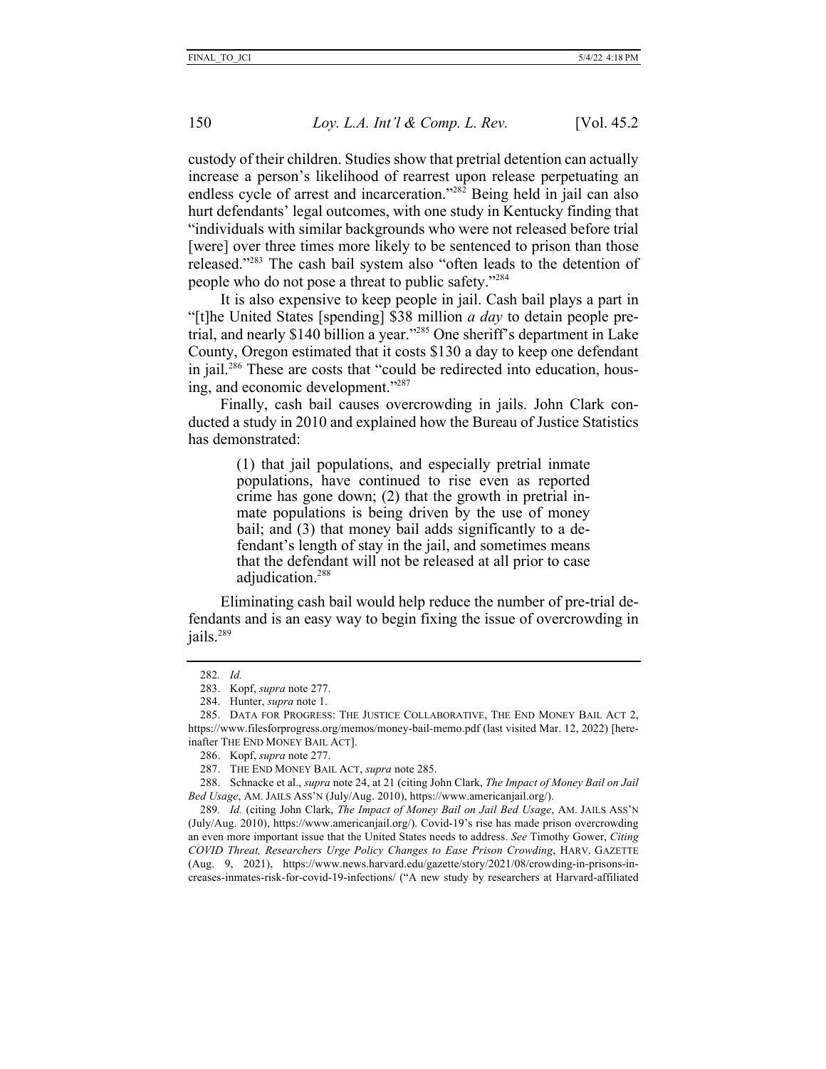custody of their children. Studies show that pretrial detention can actually increase a person's likelihood of rearrest upon release perpetuating an endless cycle of arrest and incarceration."[282] Being held in jail can also hurt defendants' legal outcomes, with one study in Kentucky finding that "individuals with similar backgrounds who were not released before trial [were] over three times more likely to be sentenced to prison than those released."[283] The cash bail system also "often leads to the detention of people who do not pose a threat to public safety."[284]

It is also expensive to keep people in jail. Cash bail plays a part in "[t]he United States [spending] $38 million *a day* to detain people pre-trial, and nearly $140 billion a year."[285] One sheriff's department in Lake County, Oregon estimated that it costs $130 a day to keep one defendant in jail.[286] These are costs that "could be redirected into education, housing, and economic development."[287]

Finally, cash bail causes overcrowding in jails. John Clark conducted a study in 2010 and explained how the Bureau of Justice Statistics has demonstrated:

> (1) that jail populations, and especially pretrial inmate populations, have continued to rise even as reported crime has gone down; (2) that the growth in pretrial inmate populations is being driven by the use of money bail; and (3) that money bail adds significantly to a defendant's length of stay in the jail, and sometimes means that the defendant will not be released at all prior to case adjudication.[288]

Eliminating cash bail would help reduce the number of pre-trial defendants and is an easy way to begin fixing the issue of overcrowding in jails.[289]

---

282. *Id.*

283. Kopf, *supra* note 277.

284. Hunter, *supra* note 1.

285. DATA FOR PROGRESS: THE JUSTICE COLLABORATIVE, THE END MONEY BAIL ACT 2, https://www.filesforprogress.org/memos/money-bail-memo.pdf (last visited Mar. 12, 2022) [hereinafter THE END MONEY BAIL ACT].

286. Kopf, *supra* note 277.

287. THE END MONEY BAIL ACT, *supra* note 285.

288. Schnacke et al., *supra* note 24, at 21 (citing John Clark, *The Impact of Money Bail on Jail Bed Usage*, AM. JAILS ASS'N (July/Aug. 2010), https://www.americanjail.org/).

289. *Id.* (citing John Clark, *The Impact of Money Bail on Jail Bed Usage*, AM. JAILS ASS'N (July/Aug. 2010), https://www.americanjail.org/). Covid-19's rise has made prison overcrowding an even more important issue that the United States needs to address. *See* Timothy Gower, *Citing COVID Threat, Researchers Urge Policy Changes to Ease Prison Crowding*, HARV. GAZETTE (Aug. 9, 2021), https://www.news.harvard.edu/gazette/story/2021/08/crowding-in-prisons-increases-inmates-risk-for-covid-19-infections/ ("A new study by researchers at Harvard-affiliated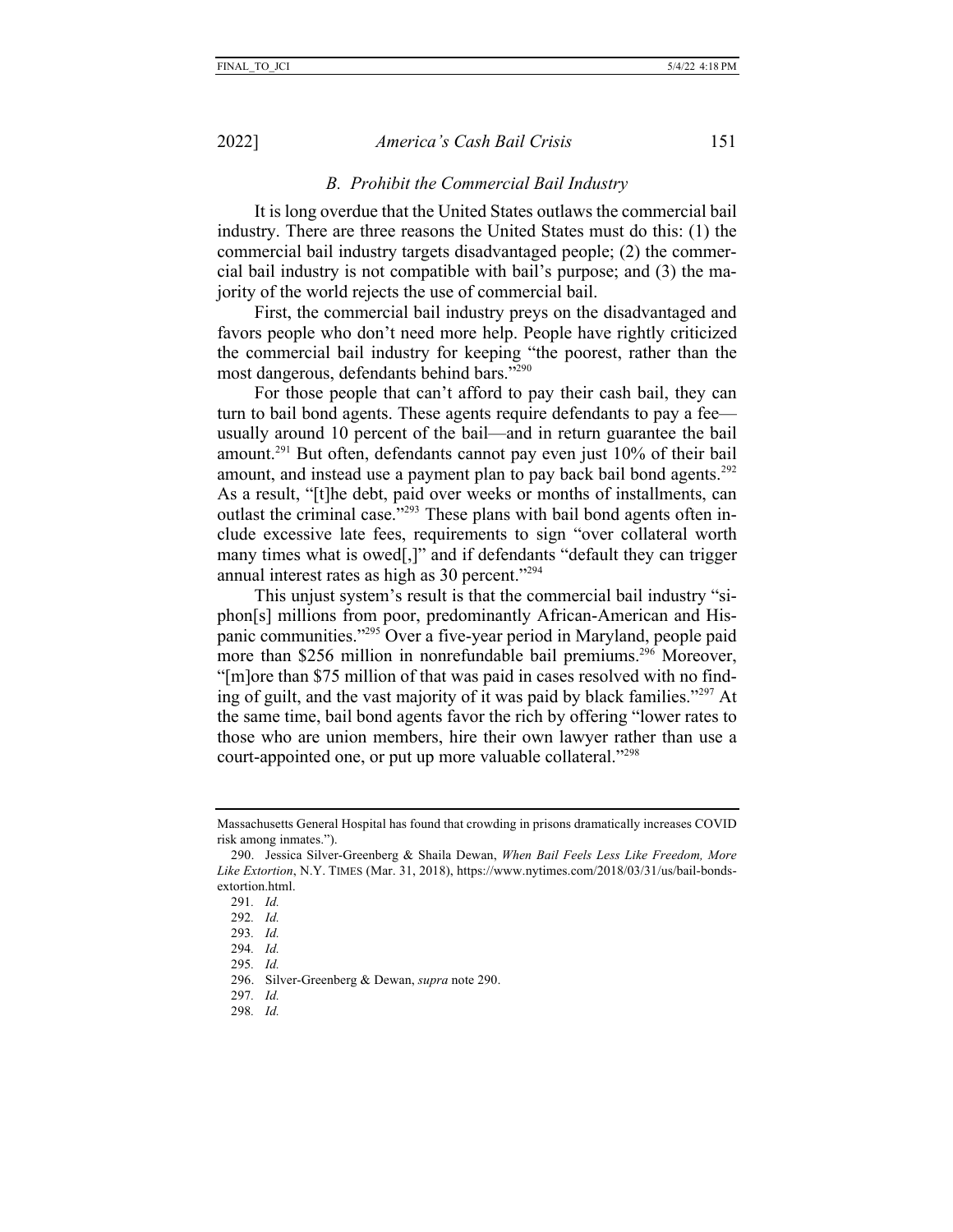### *B. Prohibit the Commercial Bail Industry*

It is long overdue that the United States outlaws the commercial bail industry. There are three reasons the United States must do this: (1) the commercial bail industry targets disadvantaged people; (2) the commercial bail industry is not compatible with bail's purpose; and (3) the majority of the world rejects the use of commercial bail.

First, the commercial bail industry preys on the disadvantaged and favors people who don't need more help. People have rightly criticized the commercial bail industry for keeping "the poorest, rather than the most dangerous, defendants behind bars."[290]

For those people that can't afford to pay their cash bail, they can turn to bail bond agents. These agents require defendants to pay a fee—usually around 10 percent of the bail—and in return guarantee the bail amount.[291] But often, defendants cannot pay even just 10% of their bail amount, and instead use a payment plan to pay back bail bond agents.[292] As a result, "[t]he debt, paid over weeks or months of installments, can outlast the criminal case."[293] These plans with bail bond agents often include excessive late fees, requirements to sign "over collateral worth many times what is owed[,]" and if defendants "default they can trigger annual interest rates as high as 30 percent."[294]

This unjust system's result is that the commercial bail industry "siphon[s] millions from poor, predominantly African-American and Hispanic communities."[295] Over a five-year period in Maryland, people paid more than $256 million in nonrefundable bail premiums.[296] Moreover, "[m]ore than $75 million of that was paid in cases resolved with no finding of guilt, and the vast majority of it was paid by black families."[297] At the same time, bail bond agents favor the rich by offering "lower rates to those who are union members, hire their own lawyer rather than use a court-appointed one, or put up more valuable collateral."[298]

---

Massachusetts General Hospital has found that crowding in prisons dramatically increases COVID risk among inmates.").

290. Jessica Silver-Greenberg & Shaila Dewan, *When Bail Feels Less Like Freedom, More Like Extortion*, N.Y. TIMES (Mar. 31, 2018), https://www.nytimes.com/2018/03/31/us/bail-bonds-extortion.html.

291. *Id.*

292. *Id.*

293. *Id.*

294. *Id.*

295. *Id.*

296. Silver-Greenberg & Dewan, *supra* note 290.

297. *Id.*

298. *Id.*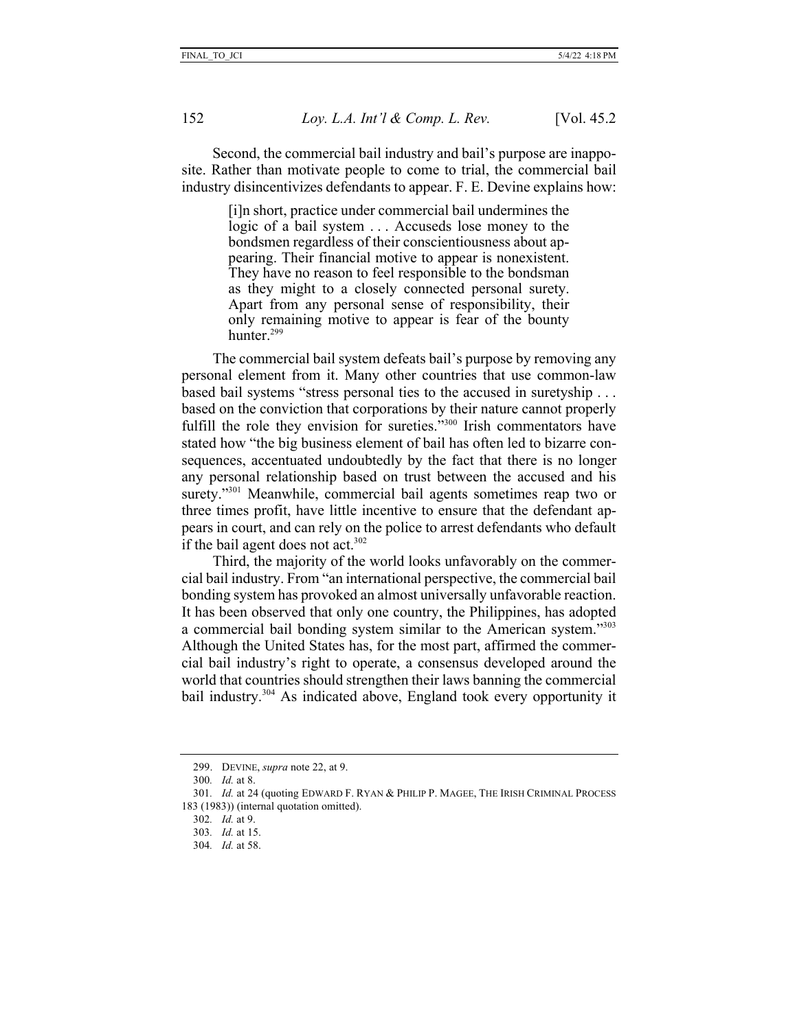Second, the commercial bail industry and bail's purpose are inapposite. Rather than motivate people to come to trial, the commercial bail industry disincentivizes defendants to appear. F. E. Devine explains how:

> [i]n short, practice under commercial bail undermines the logic of a bail system . . . Accuseds lose money to the bondsmen regardless of their conscientiousness about appearing. Their financial motive to appear is nonexistent. They have no reason to feel responsible to the bondsman as they might to a closely connected personal surety. Apart from any personal sense of responsibility, their only remaining motive to appear is fear of the bounty hunter.[299]

The commercial bail system defeats bail's purpose by removing any personal element from it. Many other countries that use common-law based bail systems "stress personal ties to the accused in suretyship . . . based on the conviction that corporations by their nature cannot properly fulfill the role they envision for sureties."[300] Irish commentators have stated how "the big business element of bail has often led to bizarre consequences, accentuated undoubtedly by the fact that there is no longer any personal relationship based on trust between the accused and his surety."[301] Meanwhile, commercial bail agents sometimes reap two or three times profit, have little incentive to ensure that the defendant appears in court, and can rely on the police to arrest defendants who default if the bail agent does not act.[302]

Third, the majority of the world looks unfavorably on the commercial bail industry. From "an international perspective, the commercial bail bonding system has provoked an almost universally unfavorable reaction. It has been observed that only one country, the Philippines, has adopted a commercial bail bonding system similar to the American system."[303] Although the United States has, for the most part, affirmed the commercial bail industry's right to operate, a consensus developed around the world that countries should strengthen their laws banning the commercial bail industry.[304] As indicated above, England took every opportunity it

---

299. DEVINE, *supra* note 22, at 9.

300. *Id.* at 8.

301. *Id.* at 24 (quoting EDWARD F. RYAN & PHILIP P. MAGEE, THE IRISH CRIMINAL PROCESS 183 (1983)) (internal quotation omitted).

302. *Id.* at 9.

303. *Id.* at 15.

304. *Id.* at 58.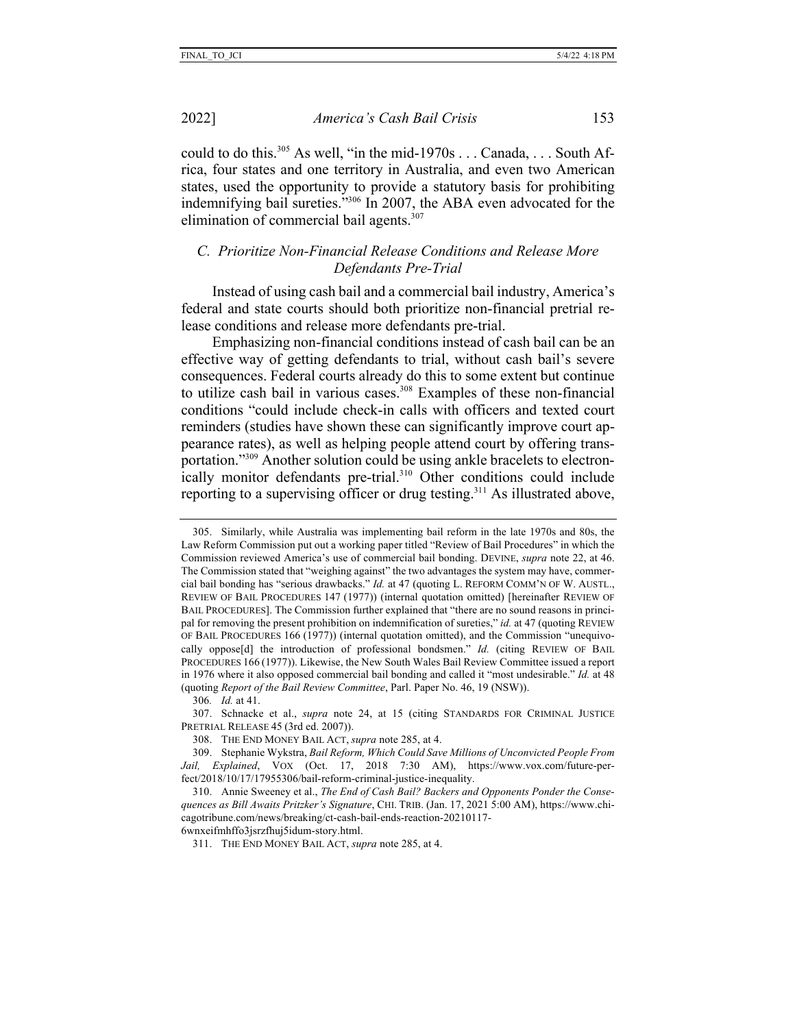could to do this.[305] As well, "in the mid-1970s . . . Canada, . . . South Africa, four states and one territory in Australia, and even two American states, used the opportunity to provide a statutory basis for prohibiting indemnifying bail sureties."[306] In 2007, the ABA even advocated for the elimination of commercial bail agents.[307]

### *C. Prioritize Non-Financial Release Conditions and Release More Defendants Pre-Trial*

Instead of using cash bail and a commercial bail industry, America's federal and state courts should both prioritize non-financial pretrial release conditions and release more defendants pre-trial.

Emphasizing non-financial conditions instead of cash bail can be an effective way of getting defendants to trial, without cash bail's severe consequences. Federal courts already do this to some extent but continue to utilize cash bail in various cases.[308] Examples of these non-financial conditions "could include check-in calls with officers and texted court reminders (studies have shown these can significantly improve court appearance rates), as well as helping people attend court by offering transportation."[309] Another solution could be using ankle bracelets to electronically monitor defendants pre-trial.[310] Other conditions could include reporting to a supervising officer or drug testing.[311] As illustrated above,

---

305. Similarly, while Australia was implementing bail reform in the late 1970s and 80s, the Law Reform Commission put out a working paper titled "Review of Bail Procedures" in which the Commission reviewed America's use of commercial bail bonding. DEVINE, *supra* note 22, at 46. The Commission stated that "weighing against" the two advantages the system may have, commercial bail bonding has "serious drawbacks." *Id.* at 47 (quoting L. REFORM COMM'N OF W. AUSTL., REVIEW OF BAIL PROCEDURES 147 (1977)) (internal quotation omitted) [hereinafter REVIEW OF BAIL PROCEDURES]. The Commission further explained that "there are no sound reasons in principal for removing the present prohibition on indemnification of sureties," *id.* at 47 (quoting REVIEW OF BAIL PROCEDURES 166 (1977)) (internal quotation omitted), and the Commission "unequivocally oppose[d] the introduction of professional bondsmen." *Id.* (citing REVIEW OF BAIL PROCEDURES 166 (1977)). Likewise, the New South Wales Bail Review Committee issued a report in 1976 where it also opposed commercial bail bonding and called it "most undesirable." *Id.* at 48 (quoting *Report of the Bail Review Committee*, Parl. Paper No. 46, 19 (NSW)).

306. *Id.* at 41.

307. Schnacke et al., *supra* note 24, at 15 (citing STANDARDS FOR CRIMINAL JUSTICE PRETRIAL RELEASE 45 (3rd ed. 2007)).

308. THE END MONEY BAIL ACT, *supra* note 285, at 4.

309. Stephanie Wykstra, *Bail Reform, Which Could Save Millions of Unconvicted People From Jail, Explained*, VOX (Oct. 17, 2018 7:30 AM), https://www.vox.com/future-perfect/2018/10/17/17955306/bail-reform-criminal-justice-inequality.

310. Annie Sweeney et al., *The End of Cash Bail? Backers and Opponents Ponder the Consequences as Bill Awaits Pritzker's Signature*, CHI. TRIB. (Jan. 17, 2021 5:00 AM), https://www.chicagotribune.com/news/breaking/ct-cash-bail-ends-reaction-20210117-6wnxeifmhffo3jsrzfhuj5idum-story.html.

311. THE END MONEY BAIL ACT, *supra* note 285, at 4.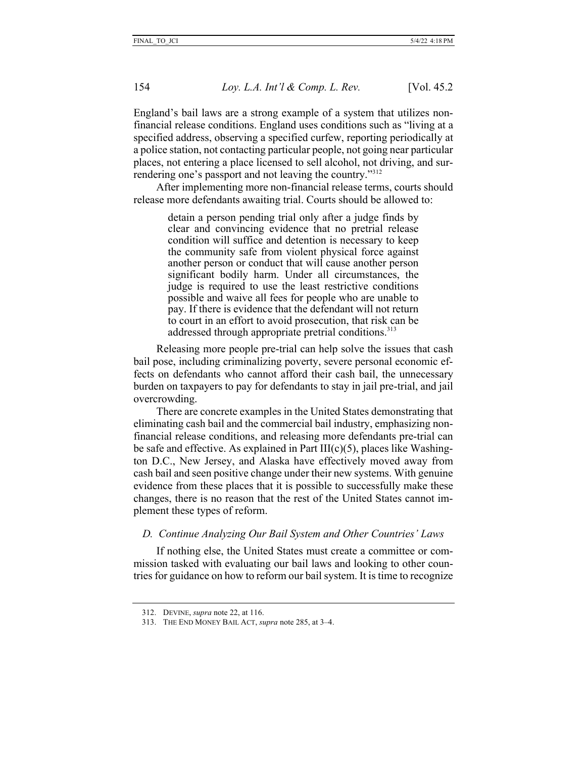England's bail laws are a strong example of a system that utilizes non-financial release conditions. England uses conditions such as "living at a specified address, observing a specified curfew, reporting periodically at a police station, not contacting particular people, not going near particular places, not entering a place licensed to sell alcohol, not driving, and surrendering one's passport and not leaving the country."[312]

After implementing more non-financial release terms, courts should release more defendants awaiting trial. Courts should be allowed to:

> detain a person pending trial only after a judge finds by clear and convincing evidence that no pretrial release condition will suffice and detention is necessary to keep the community safe from violent physical force against another person or conduct that will cause another person significant bodily harm. Under all circumstances, the judge is required to use the least restrictive conditions possible and waive all fees for people who are unable to pay. If there is evidence that the defendant will not return to court in an effort to avoid prosecution, that risk can be addressed through appropriate pretrial conditions.[313]

Releasing more people pre-trial can help solve the issues that cash bail pose, including criminalizing poverty, severe personal economic effects on defendants who cannot afford their cash bail, the unnecessary burden on taxpayers to pay for defendants to stay in jail pre-trial, and jail overcrowding.

There are concrete examples in the United States demonstrating that eliminating cash bail and the commercial bail industry, emphasizing non-financial release conditions, and releasing more defendants pre-trial can be safe and effective. As explained in Part III(c)(5), places like Washington D.C., New Jersey, and Alaska have effectively moved away from cash bail and seen positive change under their new systems. With genuine evidence from these places that it is possible to successfully make these changes, there is no reason that the rest of the United States cannot implement these types of reform.

### *D. Continue Analyzing Our Bail System and Other Countries' Laws*

If nothing else, the United States must create a committee or commission tasked with evaluating our bail laws and looking to other countries for guidance on how to reform our bail system. It is time to recognize

---

312. DEVINE, *supra* note 22, at 116.

313. THE END MONEY BAIL ACT, *supra* note 285, at 3–4.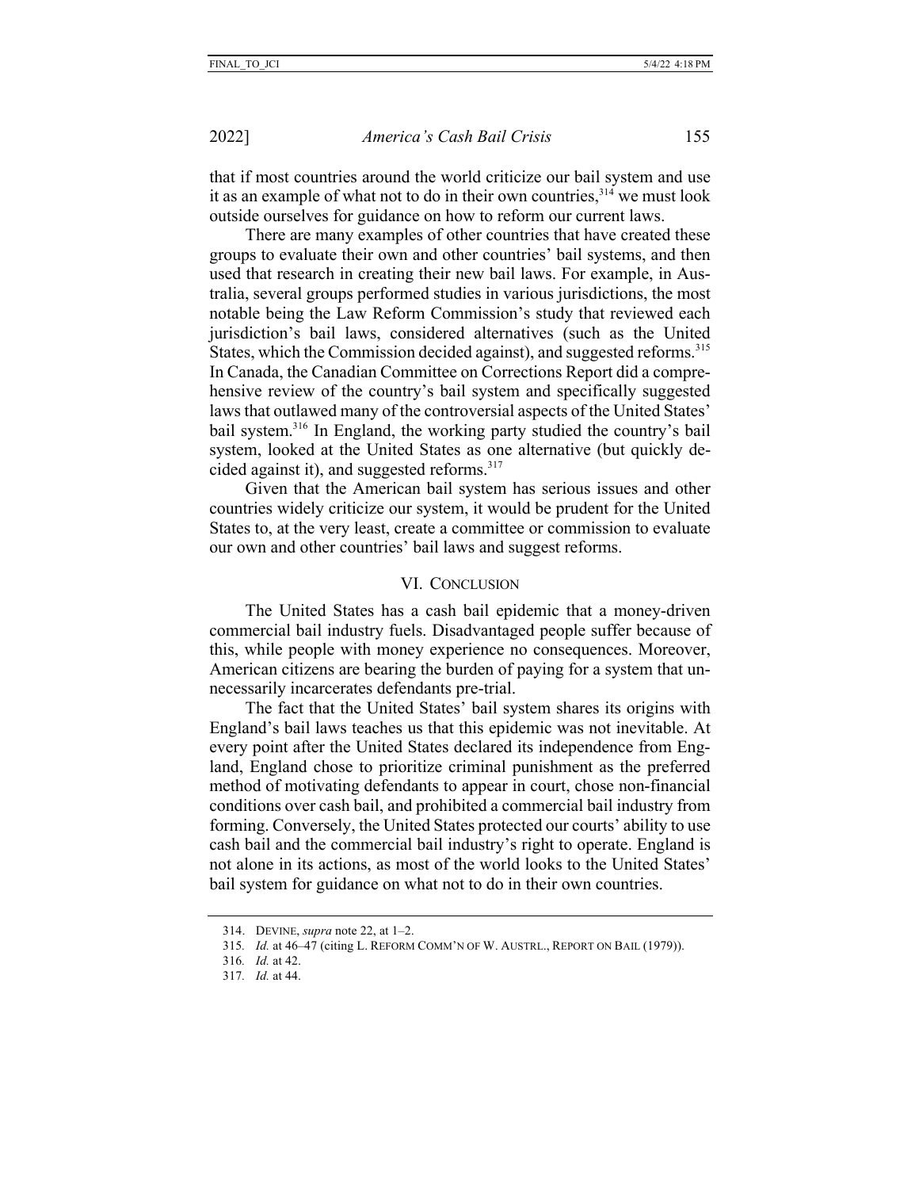that if most countries around the world criticize our bail system and use it as an example of what not to do in their own countries,[314] we must look outside ourselves for guidance on how to reform our current laws.

There are many examples of other countries that have created these groups to evaluate their own and other countries' bail systems, and then used that research in creating their new bail laws. For example, in Australia, several groups performed studies in various jurisdictions, the most notable being the Law Reform Commission's study that reviewed each jurisdiction's bail laws, considered alternatives (such as the United States, which the Commission decided against), and suggested reforms.[315] In Canada, the Canadian Committee on Corrections Report did a comprehensive review of the country's bail system and specifically suggested laws that outlawed many of the controversial aspects of the United States' bail system.[316] In England, the working party studied the country's bail system, looked at the United States as one alternative (but quickly decided against it), and suggested reforms.[317]

Given that the American bail system has serious issues and other countries widely criticize our system, it would be prudent for the United States to, at the very least, create a committee or commission to evaluate our own and other countries' bail laws and suggest reforms.

## VI. Conclusion

The United States has a cash bail epidemic that a money-driven commercial bail industry fuels. Disadvantaged people suffer because of this, while people with money experience no consequences. Moreover, American citizens are bearing the burden of paying for a system that unnecessarily incarcerates defendants pre-trial.

The fact that the United States' bail system shares its origins with England's bail laws teaches us that this epidemic was not inevitable. At every point after the United States declared its independence from England, England chose to prioritize criminal punishment as the preferred method of motivating defendants to appear in court, chose non-financial conditions over cash bail, and prohibited a commercial bail industry from forming. Conversely, the United States protected our courts' ability to use cash bail and the commercial bail industry's right to operate. England is not alone in its actions, as most of the world looks to the United States' bail system for guidance on what not to do in their own countries.

---

314. Devine, *supra* note 22, at 1–2.

315. *Id.* at 46–47 (citing L. Reform Comm'n of W. Austrl., Report on Bail (1979)).

316. *Id.* at 42.

317. *Id.* at 44.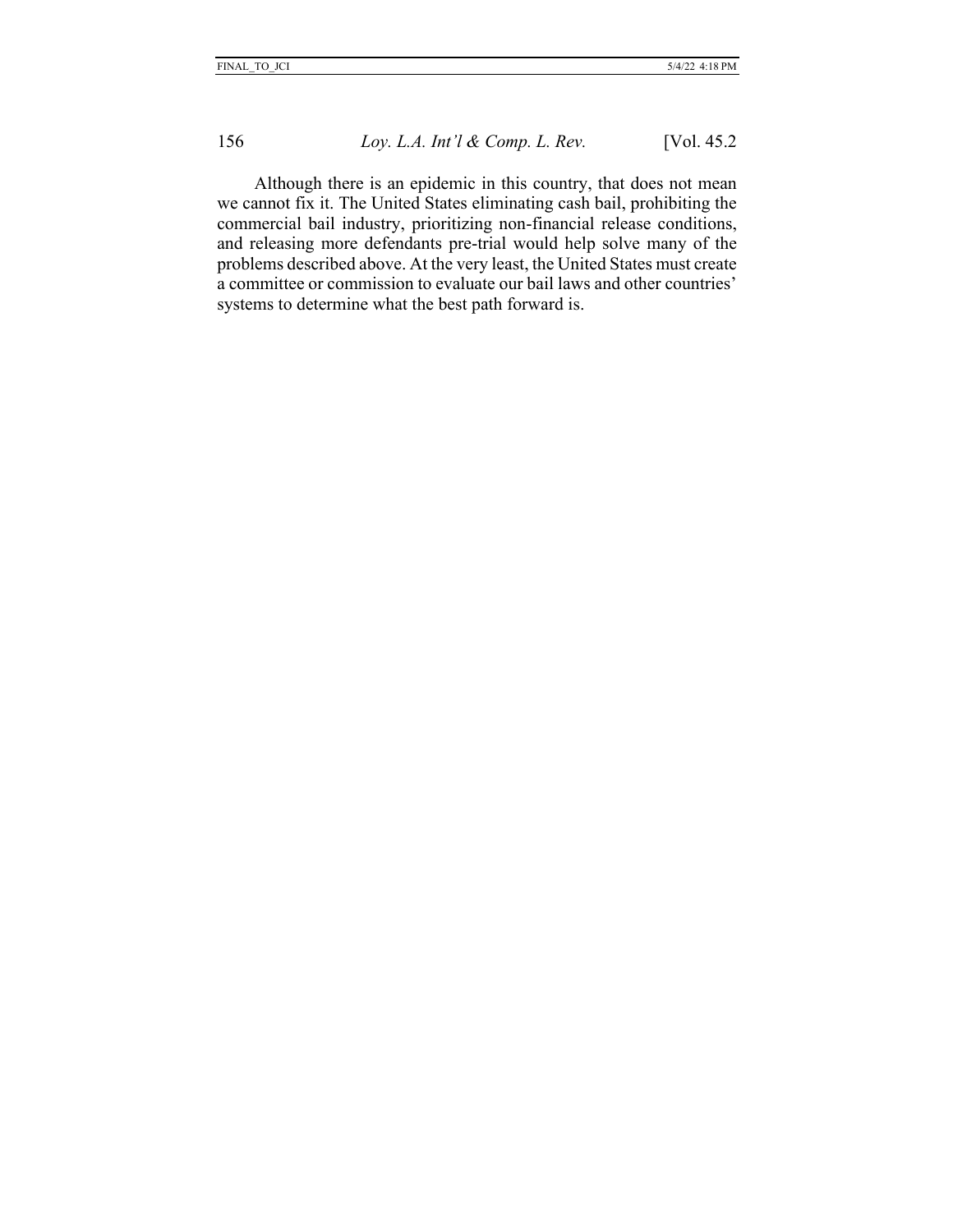Although there is an epidemic in this country, that does not mean we cannot fix it. The United States eliminating cash bail, prohibiting the commercial bail industry, prioritizing non-financial release conditions, and releasing more defendants pre-trial would help solve many of the problems described above. At the very least, the United States must create a committee or commission to evaluate our bail laws and other countries' systems to determine what the best path forward is.